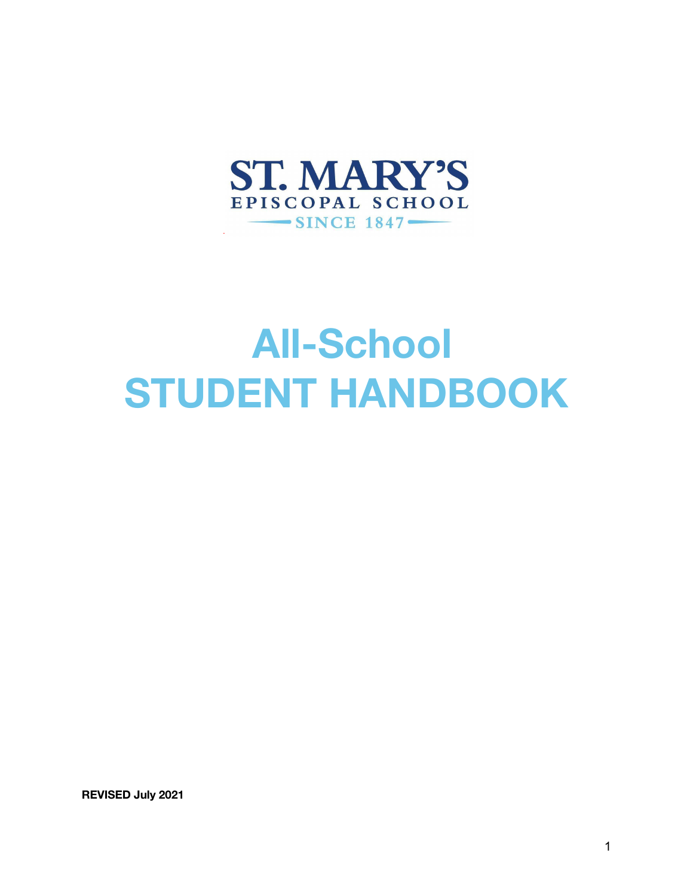ST. MARY'S
EPISCOPAL SCHOOL
SINCE 1847

# All-School STUDENT HANDBOOK

**REVISED July 2021**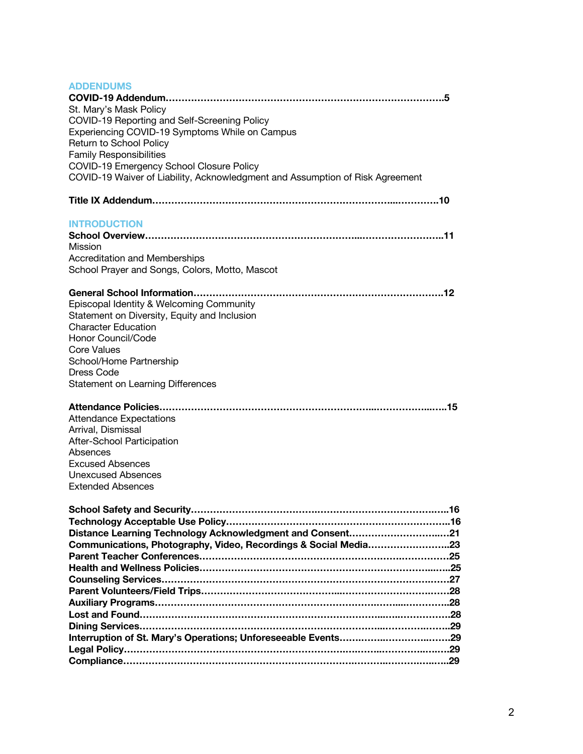## ADDENDUMS

**COVID-19 Addendum……………………………………………………………………………….5**
St. Mary's Mask Policy
COVID-19 Reporting and Self-Screening Policy
Experiencing COVID-19 Symptoms While on Campus
Return to School Policy
Family Responsibilities
COVID-19 Emergency School Closure Policy
COVID-19 Waiver of Liability, Acknowledgment and Assumption of Risk Agreement

**Title IX Addendum……………………………………………………………………...…………10**

## INTRODUCTION

**School Overview…………………………………………………………...………………………11**
Mission
Accreditation and Memberships
School Prayer and Songs, Colors, Motto, Mascot

**General School Information………………………………………………………………………12**
Episcopal Identity & Welcoming Community
Statement on Diversity, Equity and Inclusion
Character Education
Honor Council/Code
Core Values
School/Home Partnership
Dress Code
Statement on Learning Differences

**Attendance Policies…………………………………………………………...…………….…..15**
Attendance Expectations
Arrival, Dismissal
After-School Participation
Absences
Excused Absences
Unexcused Absences
Extended Absences

**School Safety and Security……………………………………………………………………….16**
**Technology Acceptable Use Policy……………………………………………………………...16**
**Distance Learning Technology Acknowledgment and Consent………………………..…21**
**Communications, Photography, Video, Recordings & Social Media……………………..23**
**Parent Teacher Conferences……………………………………………………………………25**
**Health and Wellness Policies…………………………………………………………………..…25**
**Counseling Services…………………………………………………………………………….27**
**Parent Volunteers/Field Trips…………………………………………………………………….28**
**Auxiliary Programs…………………………………………………………………...…………...28**
**Lost and Found………………………………………………………………………..…..……….28**
**Dining Services……………………………………………………………………...………..……29**
**Interruption of St. Mary's Operations; Unforeseeable Events…………….………….…….29**
**Legal Policy………………………………………………………………………...……………….29**
**Compliance………………………………………………………………………..…………….….29**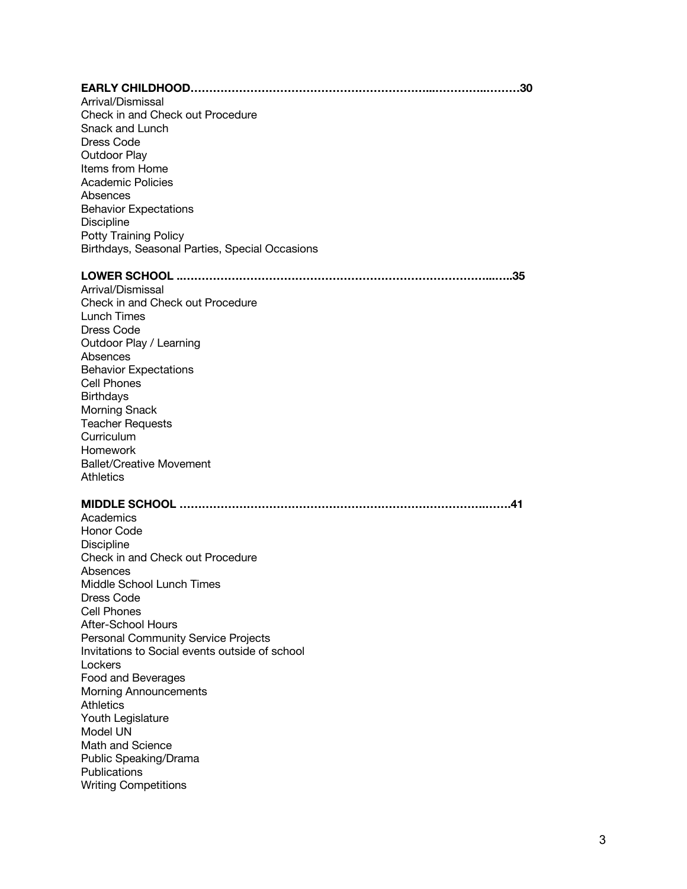**EARLY CHILDHOOD……………………………………………………………...………..………30**

Arrival/Dismissal
Check in and Check out Procedure
Snack and Lunch
Dress Code
Outdoor Play
Items from Home
Academic Policies
Absences
Behavior Expectations
Discipline
Potty Training Policy
Birthdays, Seasonal Parties, Special Occasions

**LOWER SCHOOL ..……………………………………………………………………..…..35**

Arrival/Dismissal
Check in and Check out Procedure
Lunch Times
Dress Code
Outdoor Play / Learning
Absences
Behavior Expectations
Cell Phones
Birthdays
Morning Snack
Teacher Requests
Curriculum
Homework
Ballet/Creative Movement
Athletics

**MIDDLE SCHOOL ……………………………………………………………………..……41**

Academics
Honor Code
Discipline
Check in and Check out Procedure
Absences
Middle School Lunch Times
Dress Code
Cell Phones
After-School Hours
Personal Community Service Projects
Invitations to Social events outside of school
Lockers
Food and Beverages
Morning Announcements
Athletics
Youth Legislature
Model UN
Math and Science
Public Speaking/Drama
Publications
Writing Competitions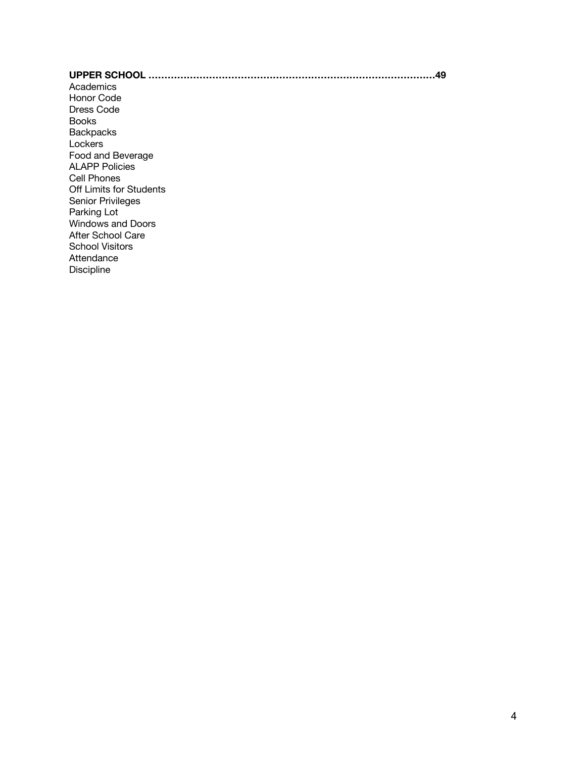**UPPER SCHOOL ………………………………………………………………………………49**

Academics
Honor Code
Dress Code
Books
Backpacks
Lockers
Food and Beverage
ALAPP Policies
Cell Phones
Off Limits for Students
Senior Privileges
Parking Lot
Windows and Doors
After School Care
School Visitors
Attendance
Discipline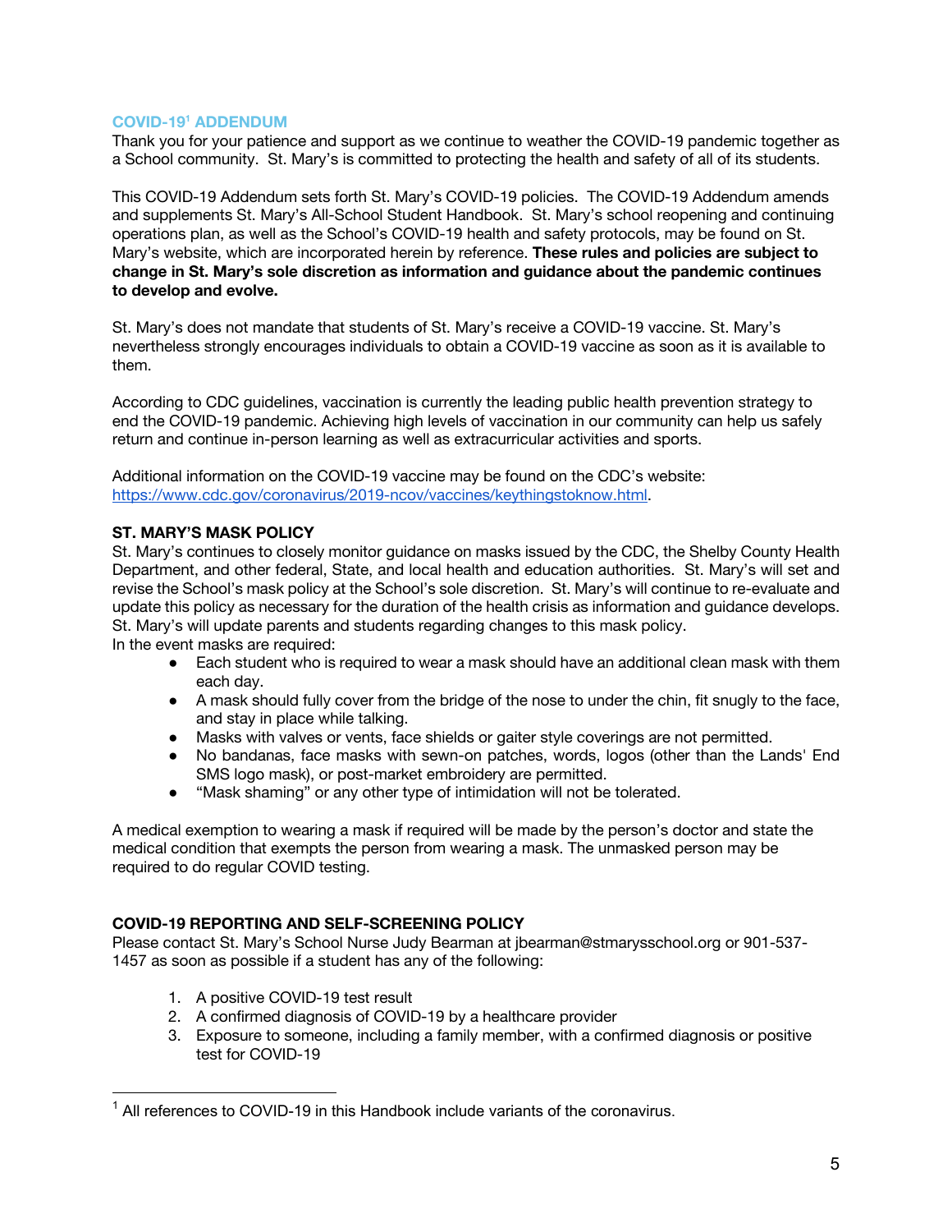## COVID-19[1] ADDENDUM

Thank you for your patience and support as we continue to weather the COVID-19 pandemic together as a School community. St. Mary's is committed to protecting the health and safety of all of its students.

This COVID-19 Addendum sets forth St. Mary's COVID-19 policies. The COVID-19 Addendum amends and supplements St. Mary's All-School Student Handbook. St. Mary's school reopening and continuing operations plan, as well as the School's COVID-19 health and safety protocols, may be found on St. Mary's website, which are incorporated herein by reference. **These rules and policies are subject to change in St. Mary's sole discretion as information and guidance about the pandemic continues to develop and evolve.**

St. Mary's does not mandate that students of St. Mary's receive a COVID-19 vaccine. St. Mary's nevertheless strongly encourages individuals to obtain a COVID-19 vaccine as soon as it is available to them.

According to CDC guidelines, vaccination is currently the leading public health prevention strategy to end the COVID-19 pandemic. Achieving high levels of vaccination in our community can help us safely return and continue in-person learning as well as extracurricular activities and sports.

Additional information on the COVID-19 vaccine may be found on the CDC's website: https://www.cdc.gov/coronavirus/2019-ncov/vaccines/keythingstoknow.html.

### ST. MARY'S MASK POLICY

St. Mary's continues to closely monitor guidance on masks issued by the CDC, the Shelby County Health Department, and other federal, State, and local health and education authorities. St. Mary's will set and revise the School's mask policy at the School's sole discretion. St. Mary's will continue to re-evaluate and update this policy as necessary for the duration of the health crisis as information and guidance develops. St. Mary's will update parents and students regarding changes to this mask policy.
In the event masks are required:

- Each student who is required to wear a mask should have an additional clean mask with them each day.
- A mask should fully cover from the bridge of the nose to under the chin, fit snugly to the face, and stay in place while talking.
- Masks with valves or vents, face shields or gaiter style coverings are not permitted.
- No bandanas, face masks with sewn-on patches, words, logos (other than the Lands' End SMS logo mask), or post-market embroidery are permitted.
- "Mask shaming" or any other type of intimidation will not be tolerated.

A medical exemption to wearing a mask if required will be made by the person's doctor and state the medical condition that exempts the person from wearing a mask. The unmasked person may be required to do regular COVID testing.

### COVID-19 REPORTING AND SELF-SCREENING POLICY

Please contact St. Mary's School Nurse Judy Bearman at jbearman@stmarysschool.org or 901-537-1457 as soon as possible if a student has any of the following:

1. A positive COVID-19 test result
2. A confirmed diagnosis of COVID-19 by a healthcare provider
3. Exposure to someone, including a family member, with a confirmed diagnosis or positive test for COVID-19

[1] All references to COVID-19 in this Handbook include variants of the coronavirus.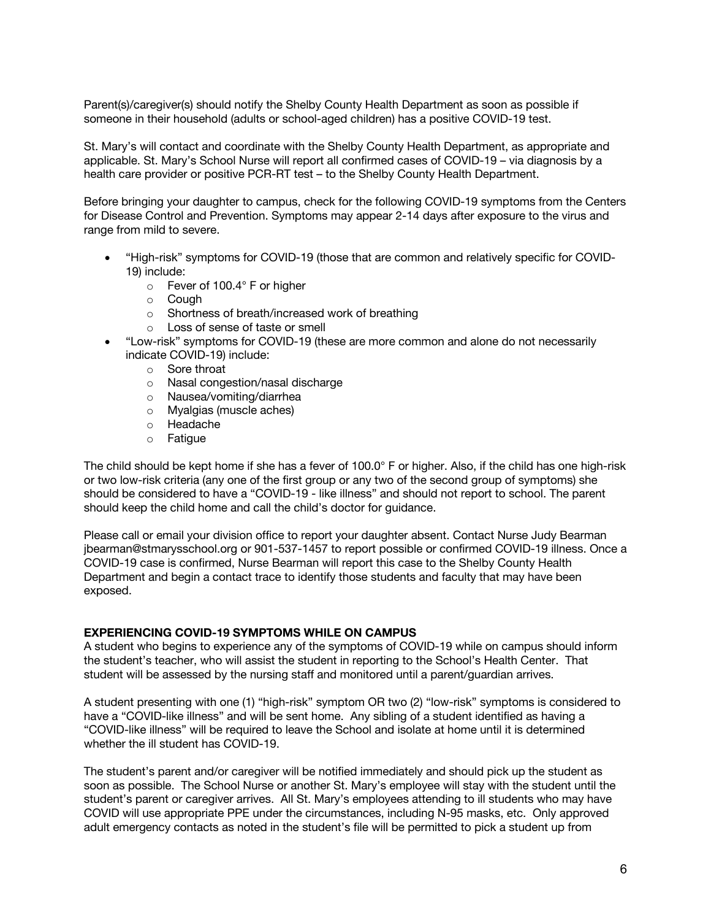Parent(s)/caregiver(s) should notify the Shelby County Health Department as soon as possible if someone in their household (adults or school-aged children) has a positive COVID-19 test.

St. Mary's will contact and coordinate with the Shelby County Health Department, as appropriate and applicable. St. Mary's School Nurse will report all confirmed cases of COVID-19 – via diagnosis by a health care provider or positive PCR-RT test – to the Shelby County Health Department.

Before bringing your daughter to campus, check for the following COVID-19 symptoms from the Centers for Disease Control and Prevention. Symptoms may appear 2-14 days after exposure to the virus and range from mild to severe.

- "High-risk" symptoms for COVID-19 (those that are common and relatively specific for COVID-19) include:
  - Fever of 100.4° F or higher
  - Cough
  - Shortness of breath/increased work of breathing
  - Loss of sense of taste or smell
- "Low-risk" symptoms for COVID-19 (these are more common and alone do not necessarily indicate COVID-19) include:
  - Sore throat
  - Nasal congestion/nasal discharge
  - Nausea/vomiting/diarrhea
  - Myalgias (muscle aches)
  - Headache
  - Fatigue

The child should be kept home if she has a fever of 100.0° F or higher. Also, if the child has one high-risk or two low-risk criteria (any one of the first group or any two of the second group of symptoms) she should be considered to have a "COVID-19 - like illness" and should not report to school. The parent should keep the child home and call the child's doctor for guidance.

Please call or email your division office to report your daughter absent. Contact Nurse Judy Bearman jbearman@stmarysschool.org or 901-537-1457 to report possible or confirmed COVID-19 illness. Once a COVID-19 case is confirmed, Nurse Bearman will report this case to the Shelby County Health Department and begin a contact trace to identify those students and faculty that may have been exposed.

**EXPERIENCING COVID-19 SYMPTOMS WHILE ON CAMPUS**

A student who begins to experience any of the symptoms of COVID-19 while on campus should inform the student's teacher, who will assist the student in reporting to the School's Health Center. That student will be assessed by the nursing staff and monitored until a parent/guardian arrives.

A student presenting with one (1) "high-risk" symptom OR two (2) "low-risk" symptoms is considered to have a "COVID-like illness" and will be sent home. Any sibling of a student identified as having a "COVID-like illness" will be required to leave the School and isolate at home until it is determined whether the ill student has COVID-19.

The student's parent and/or caregiver will be notified immediately and should pick up the student as soon as possible. The School Nurse or another St. Mary's employee will stay with the student until the student's parent or caregiver arrives. All St. Mary's employees attending to ill students who may have COVID will use appropriate PPE under the circumstances, including N-95 masks, etc. Only approved adult emergency contacts as noted in the student's file will be permitted to pick a student up from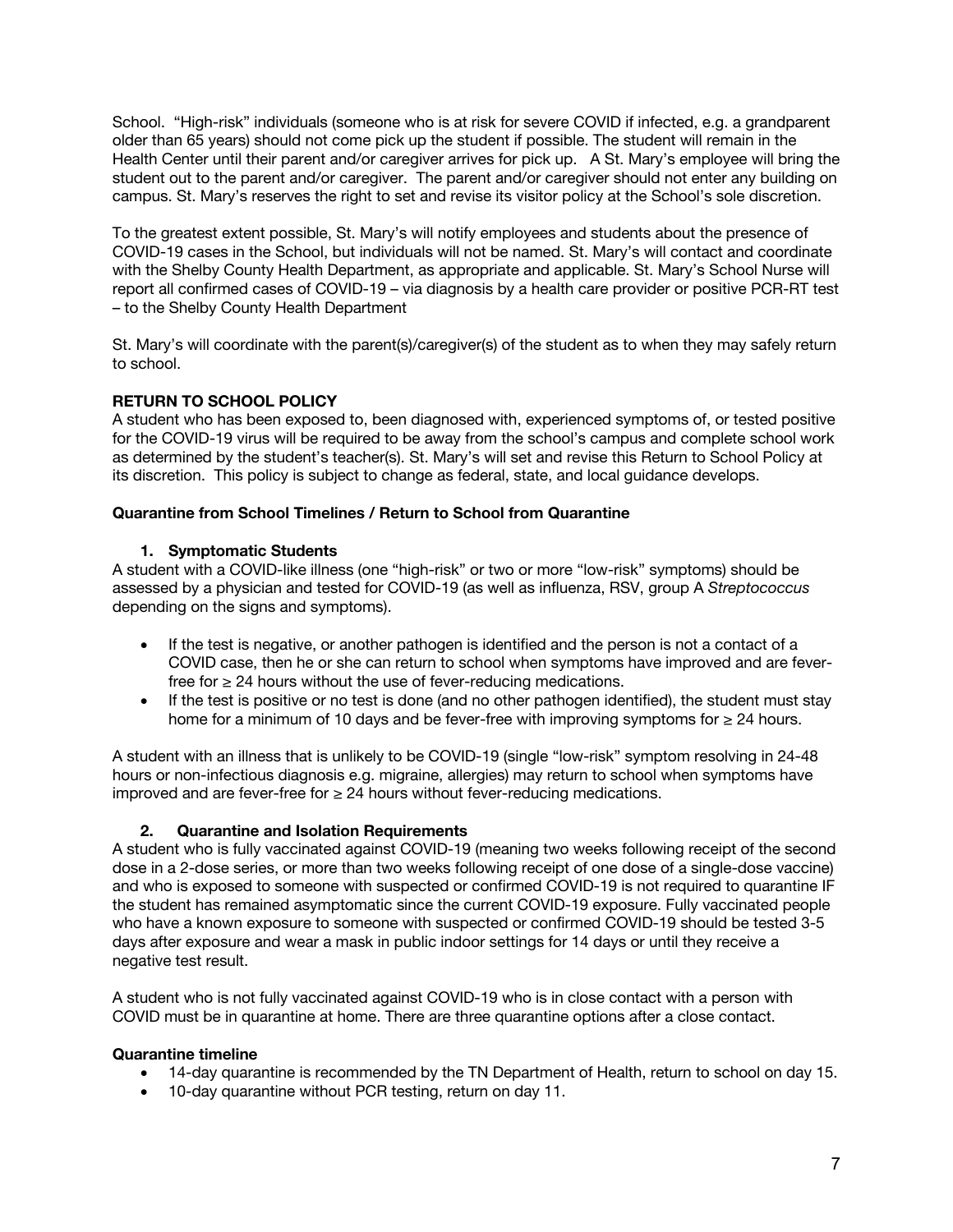School. "High-risk" individuals (someone who is at risk for severe COVID if infected, e.g. a grandparent older than 65 years) should not come pick up the student if possible. The student will remain in the Health Center until their parent and/or caregiver arrives for pick up. A St. Mary's employee will bring the student out to the parent and/or caregiver. The parent and/or caregiver should not enter any building on campus. St. Mary's reserves the right to set and revise its visitor policy at the School's sole discretion.

To the greatest extent possible, St. Mary's will notify employees and students about the presence of COVID-19 cases in the School, but individuals will not be named. St. Mary's will contact and coordinate with the Shelby County Health Department, as appropriate and applicable. St. Mary's School Nurse will report all confirmed cases of COVID-19 – via diagnosis by a health care provider or positive PCR-RT test – to the Shelby County Health Department

St. Mary's will coordinate with the parent(s)/caregiver(s) of the student as to when they may safely return to school.

**RETURN TO SCHOOL POLICY**

A student who has been exposed to, been diagnosed with, experienced symptoms of, or tested positive for the COVID-19 virus will be required to be away from the school's campus and complete school work as determined by the student's teacher(s). St. Mary's will set and revise this Return to School Policy at its discretion. This policy is subject to change as federal, state, and local guidance develops.

**Quarantine from School Timelines / Return to School from Quarantine**

**1. Symptomatic Students**

A student with a COVID-like illness (one "high-risk" or two or more "low-risk" symptoms) should be assessed by a physician and tested for COVID-19 (as well as influenza, RSV, group A *Streptococcus* depending on the signs and symptoms).

- If the test is negative, or another pathogen is identified and the person is not a contact of a COVID case, then he or she can return to school when symptoms have improved and are fever-free for $\geq$ 24 hours without the use of fever-reducing medications.
- If the test is positive or no test is done (and no other pathogen identified), the student must stay home for a minimum of 10 days and be fever-free with improving symptoms for $\geq$ 24 hours.

A student with an illness that is unlikely to be COVID-19 (single "low-risk" symptom resolving in 24-48 hours or non-infectious diagnosis e.g. migraine, allergies) may return to school when symptoms have improved and are fever-free for $\geq$ 24 hours without fever-reducing medications.

**2. Quarantine and Isolation Requirements**

A student who is fully vaccinated against COVID-19 (meaning two weeks following receipt of the second dose in a 2-dose series, or more than two weeks following receipt of one dose of a single-dose vaccine) and who is exposed to someone with suspected or confirmed COVID-19 is not required to quarantine IF the student has remained asymptomatic since the current COVID-19 exposure. Fully vaccinated people who have a known exposure to someone with suspected or confirmed COVID-19 should be tested 3-5 days after exposure and wear a mask in public indoor settings for 14 days or until they receive a negative test result.

A student who is not fully vaccinated against COVID-19 who is in close contact with a person with COVID must be in quarantine at home. There are three quarantine options after a close contact.

**Quarantine timeline**

- 14-day quarantine is recommended by the TN Department of Health, return to school on day 15.
- 10-day quarantine without PCR testing, return on day 11.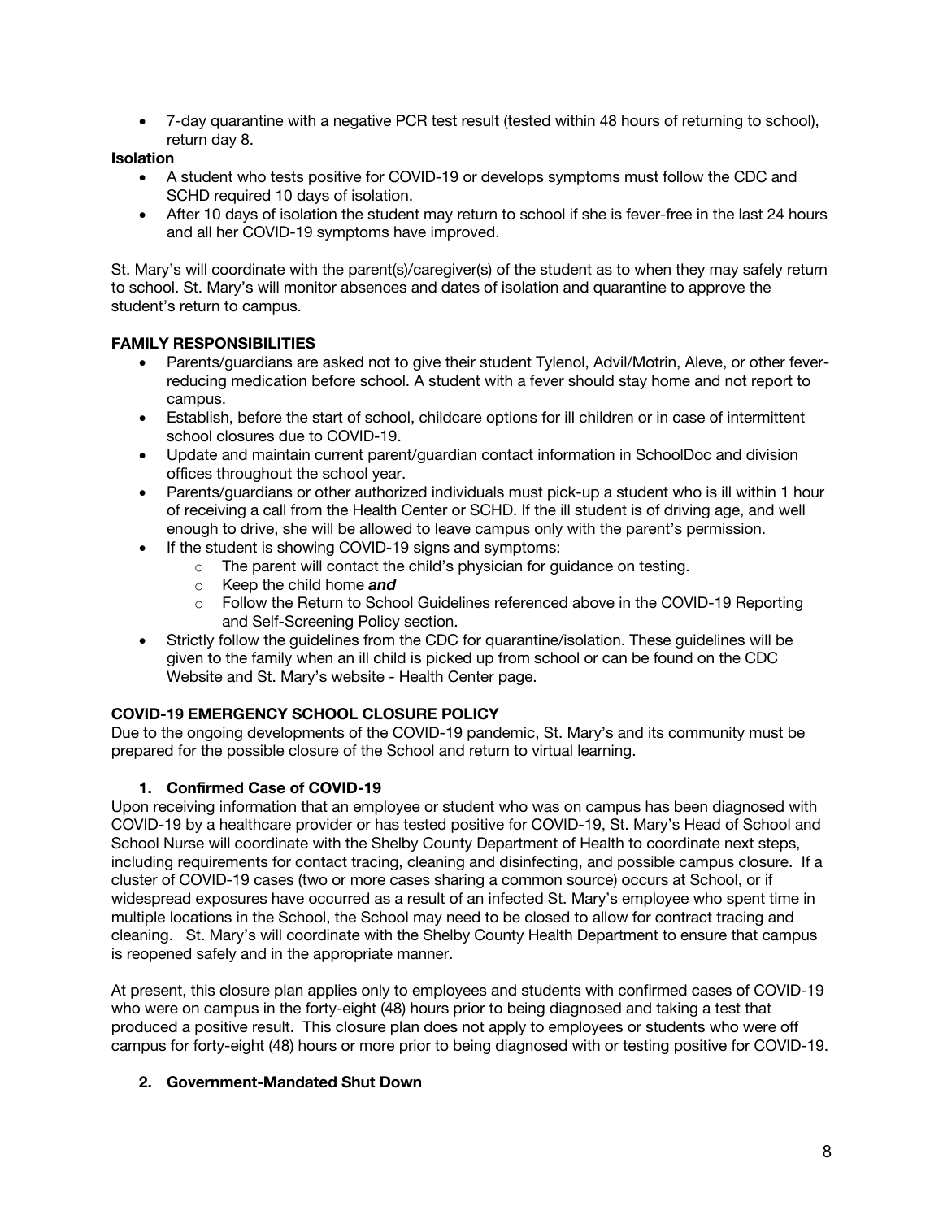- 7-day quarantine with a negative PCR test result (tested within 48 hours of returning to school), return day 8.

**Isolation**

- A student who tests positive for COVID-19 or develops symptoms must follow the CDC and SCHD required 10 days of isolation.
- After 10 days of isolation the student may return to school if she is fever-free in the last 24 hours and all her COVID-19 symptoms have improved.

St. Mary's will coordinate with the parent(s)/caregiver(s) of the student as to when they may safely return to school. St. Mary's will monitor absences and dates of isolation and quarantine to approve the student's return to campus.

**FAMILY RESPONSIBILITIES**

- Parents/guardians are asked not to give their student Tylenol, Advil/Motrin, Aleve, or other fever-reducing medication before school. A student with a fever should stay home and not report to campus.
- Establish, before the start of school, childcare options for ill children or in case of intermittent school closures due to COVID-19.
- Update and maintain current parent/guardian contact information in SchoolDoc and division offices throughout the school year.
- Parents/guardians or other authorized individuals must pick-up a student who is ill within 1 hour of receiving a call from the Health Center or SCHD. If the ill student is of driving age, and well enough to drive, she will be allowed to leave campus only with the parent's permission.
- If the student is showing COVID-19 signs and symptoms:
    - The parent will contact the child's physician for guidance on testing.
    - Keep the child home ***and***
    - Follow the Return to School Guidelines referenced above in the COVID-19 Reporting and Self-Screening Policy section.
- Strictly follow the guidelines from the CDC for quarantine/isolation. These guidelines will be given to the family when an ill child is picked up from school or can be found on the CDC Website and St. Mary's website - Health Center page.

**COVID-19 EMERGENCY SCHOOL CLOSURE POLICY**

Due to the ongoing developments of the COVID-19 pandemic, St. Mary's and its community must be prepared for the possible closure of the School and return to virtual learning.

**1. Confirmed Case of COVID-19**

Upon receiving information that an employee or student who was on campus has been diagnosed with COVID-19 by a healthcare provider or has tested positive for COVID-19, St. Mary's Head of School and School Nurse will coordinate with the Shelby County Department of Health to coordinate next steps, including requirements for contact tracing, cleaning and disinfecting, and possible campus closure. If a cluster of COVID-19 cases (two or more cases sharing a common source) occurs at School, or if widespread exposures have occurred as a result of an infected St. Mary's employee who spent time in multiple locations in the School, the School may need to be closed to allow for contract tracing and cleaning. St. Mary's will coordinate with the Shelby County Health Department to ensure that campus is reopened safely and in the appropriate manner.

At present, this closure plan applies only to employees and students with confirmed cases of COVID-19 who were on campus in the forty-eight (48) hours prior to being diagnosed and taking a test that produced a positive result. This closure plan does not apply to employees or students who were off campus for forty-eight (48) hours or more prior to being diagnosed with or testing positive for COVID-19.

**2. Government-Mandated Shut Down**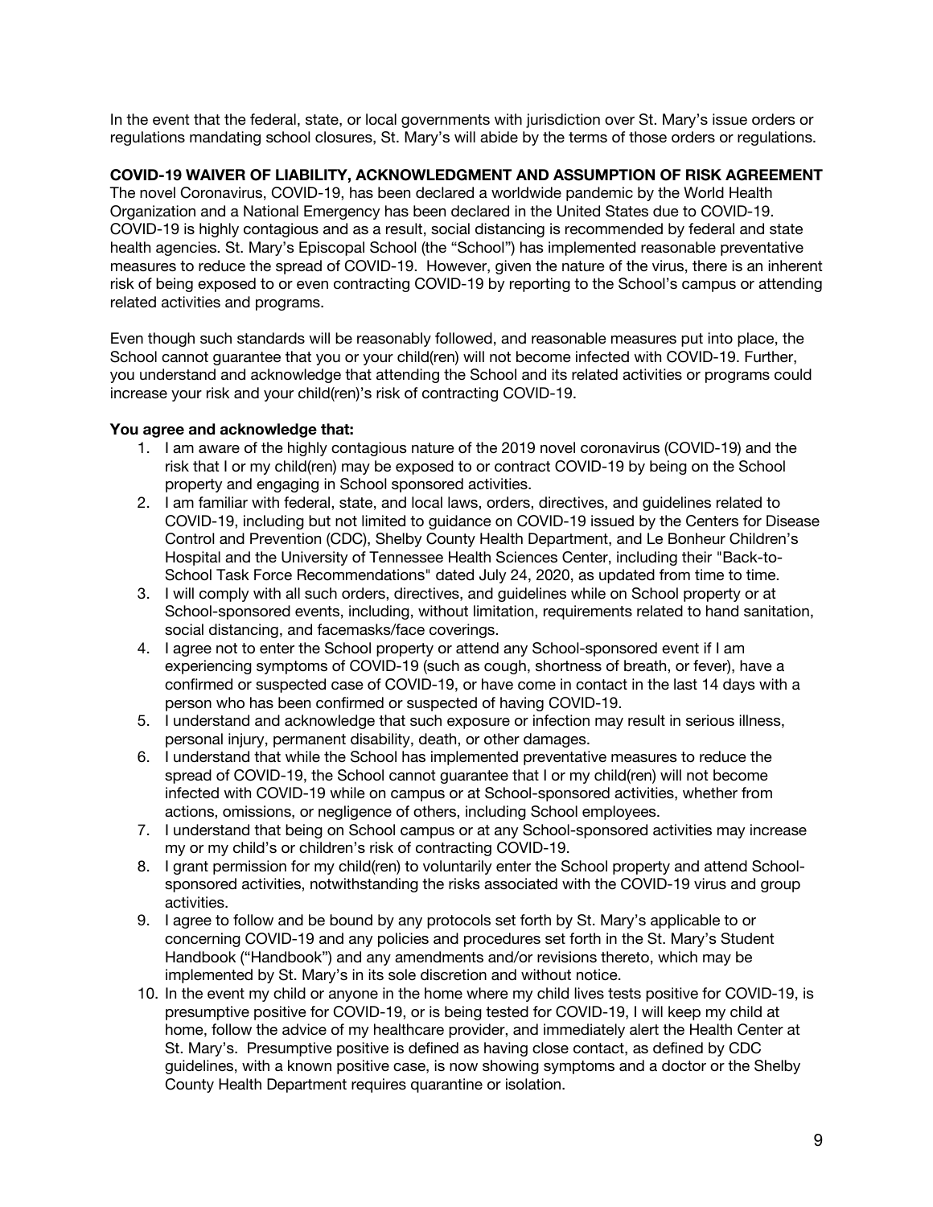In the event that the federal, state, or local governments with jurisdiction over St. Mary's issue orders or regulations mandating school closures, St. Mary's will abide by the terms of those orders or regulations.

**COVID-19 WAIVER OF LIABILITY, ACKNOWLEDGMENT AND ASSUMPTION OF RISK AGREEMENT**

The novel Coronavirus, COVID-19, has been declared a worldwide pandemic by the World Health Organization and a National Emergency has been declared in the United States due to COVID-19. COVID-19 is highly contagious and as a result, social distancing is recommended by federal and state health agencies. St. Mary's Episcopal School (the "School") has implemented reasonable preventative measures to reduce the spread of COVID-19. However, given the nature of the virus, there is an inherent risk of being exposed to or even contracting COVID-19 by reporting to the School's campus or attending related activities and programs.

Even though such standards will be reasonably followed, and reasonable measures put into place, the School cannot guarantee that you or your child(ren) will not become infected with COVID-19. Further, you understand and acknowledge that attending the School and its related activities or programs could increase your risk and your child(ren)'s risk of contracting COVID-19.

**You agree and acknowledge that:**

1. I am aware of the highly contagious nature of the 2019 novel coronavirus (COVID-19) and the risk that I or my child(ren) may be exposed to or contract COVID-19 by being on the School property and engaging in School sponsored activities.
2. I am familiar with federal, state, and local laws, orders, directives, and guidelines related to COVID-19, including but not limited to guidance on COVID-19 issued by the Centers for Disease Control and Prevention (CDC), Shelby County Health Department, and Le Bonheur Children's Hospital and the University of Tennessee Health Sciences Center, including their "Back-to-School Task Force Recommendations" dated July 24, 2020, as updated from time to time.
3. I will comply with all such orders, directives, and guidelines while on School property or at School-sponsored events, including, without limitation, requirements related to hand sanitation, social distancing, and facemasks/face coverings.
4. I agree not to enter the School property or attend any School-sponsored event if I am experiencing symptoms of COVID-19 (such as cough, shortness of breath, or fever), have a confirmed or suspected case of COVID-19, or have come in contact in the last 14 days with a person who has been confirmed or suspected of having COVID-19.
5. I understand and acknowledge that such exposure or infection may result in serious illness, personal injury, permanent disability, death, or other damages.
6. I understand that while the School has implemented preventative measures to reduce the spread of COVID-19, the School cannot guarantee that I or my child(ren) will not become infected with COVID-19 while on campus or at School-sponsored activities, whether from actions, omissions, or negligence of others, including School employees.
7. I understand that being on School campus or at any School-sponsored activities may increase my or my child's or children's risk of contracting COVID-19.
8. I grant permission for my child(ren) to voluntarily enter the School property and attend School-sponsored activities, notwithstanding the risks associated with the COVID-19 virus and group activities.
9. I agree to follow and be bound by any protocols set forth by St. Mary's applicable to or concerning COVID-19 and any policies and procedures set forth in the St. Mary's Student Handbook ("Handbook") and any amendments and/or revisions thereto, which may be implemented by St. Mary's in its sole discretion and without notice.
10. In the event my child or anyone in the home where my child lives tests positive for COVID-19, is presumptive positive for COVID-19, or is being tested for COVID-19, I will keep my child at home, follow the advice of my healthcare provider, and immediately alert the Health Center at St. Mary's. Presumptive positive is defined as having close contact, as defined by CDC guidelines, with a known positive case, is now showing symptoms and a doctor or the Shelby County Health Department requires quarantine or isolation.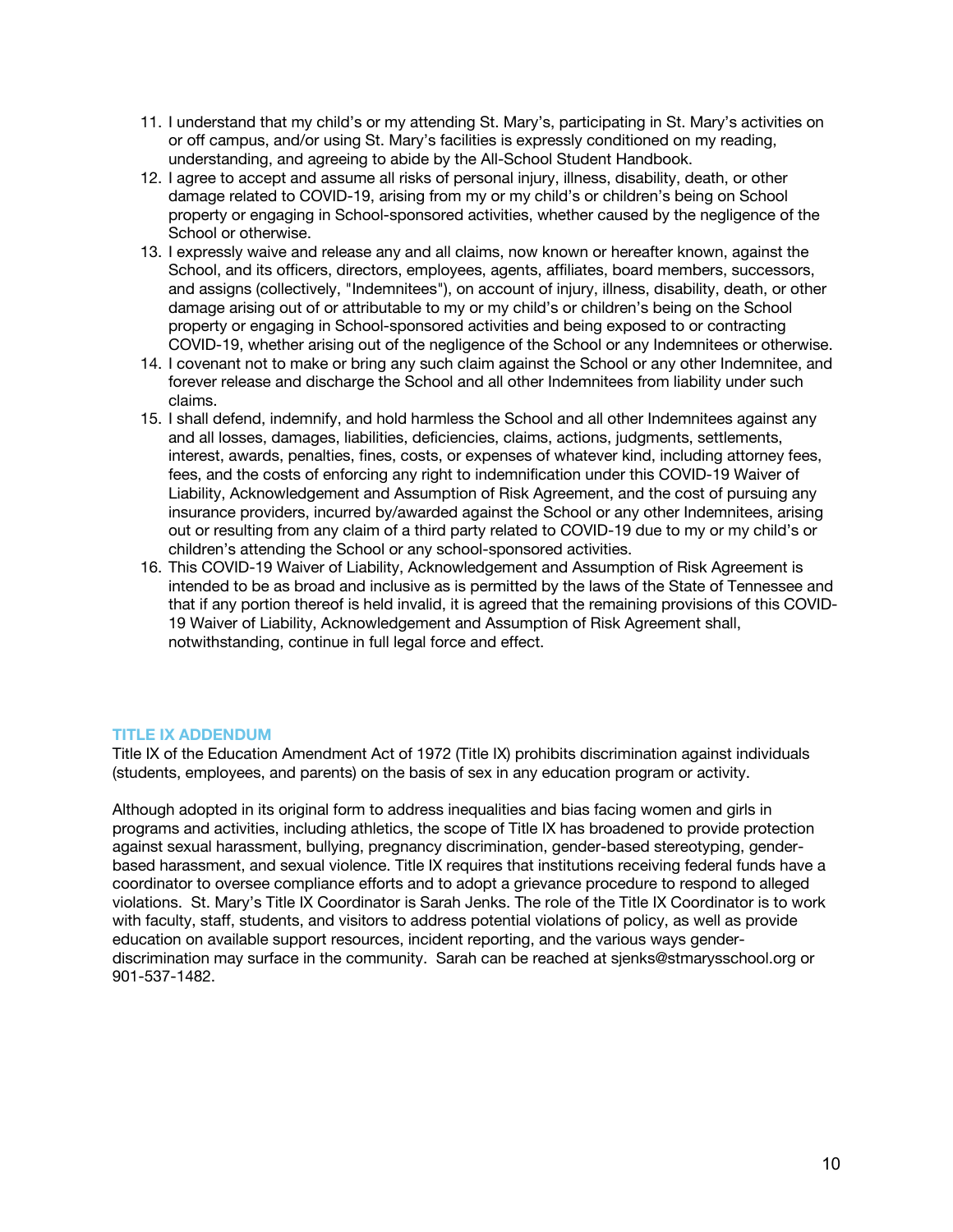11. I understand that my child's or my attending St. Mary's, participating in St. Mary's activities on or off campus, and/or using St. Mary's facilities is expressly conditioned on my reading, understanding, and agreeing to abide by the All-School Student Handbook.
12. I agree to accept and assume all risks of personal injury, illness, disability, death, or other damage related to COVID-19, arising from my or my child's or children's being on School property or engaging in School-sponsored activities, whether caused by the negligence of the School or otherwise.
13. I expressly waive and release any and all claims, now known or hereafter known, against the School, and its officers, directors, employees, agents, affiliates, board members, successors, and assigns (collectively, "Indemnitees"), on account of injury, illness, disability, death, or other damage arising out of or attributable to my or my child's or children's being on the School property or engaging in School-sponsored activities and being exposed to or contracting COVID-19, whether arising out of the negligence of the School or any Indemnitees or otherwise.
14. I covenant not to make or bring any such claim against the School or any other Indemnitee, and forever release and discharge the School and all other Indemnitees from liability under such claims.
15. I shall defend, indemnify, and hold harmless the School and all other Indemnitees against any and all losses, damages, liabilities, deficiencies, claims, actions, judgments, settlements, interest, awards, penalties, fines, costs, or expenses of whatever kind, including attorney fees, fees, and the costs of enforcing any right to indemnification under this COVID-19 Waiver of Liability, Acknowledgement and Assumption of Risk Agreement, and the cost of pursuing any insurance providers, incurred by/awarded against the School or any other Indemnitees, arising out or resulting from any claim of a third party related to COVID-19 due to my or my child's or children's attending the School or any school-sponsored activities.
16. This COVID-19 Waiver of Liability, Acknowledgement and Assumption of Risk Agreement is intended to be as broad and inclusive as is permitted by the laws of the State of Tennessee and that if any portion thereof is held invalid, it is agreed that the remaining provisions of this COVID-19 Waiver of Liability, Acknowledgement and Assumption of Risk Agreement shall, notwithstanding, continue in full legal force and effect.

## TITLE IX ADDENDUM

Title IX of the Education Amendment Act of 1972 (Title IX) prohibits discrimination against individuals (students, employees, and parents) on the basis of sex in any education program or activity.

Although adopted in its original form to address inequalities and bias facing women and girls in programs and activities, including athletics, the scope of Title IX has broadened to provide protection against sexual harassment, bullying, pregnancy discrimination, gender-based stereotyping, gender-based harassment, and sexual violence. Title IX requires that institutions receiving federal funds have a coordinator to oversee compliance efforts and to adopt a grievance procedure to respond to alleged violations. St. Mary's Title IX Coordinator is Sarah Jenks. The role of the Title IX Coordinator is to work with faculty, staff, students, and visitors to address potential violations of policy, as well as provide education on available support resources, incident reporting, and the various ways gender-discrimination may surface in the community. Sarah can be reached at sjenks@stmarysschool.org or 901-537-1482.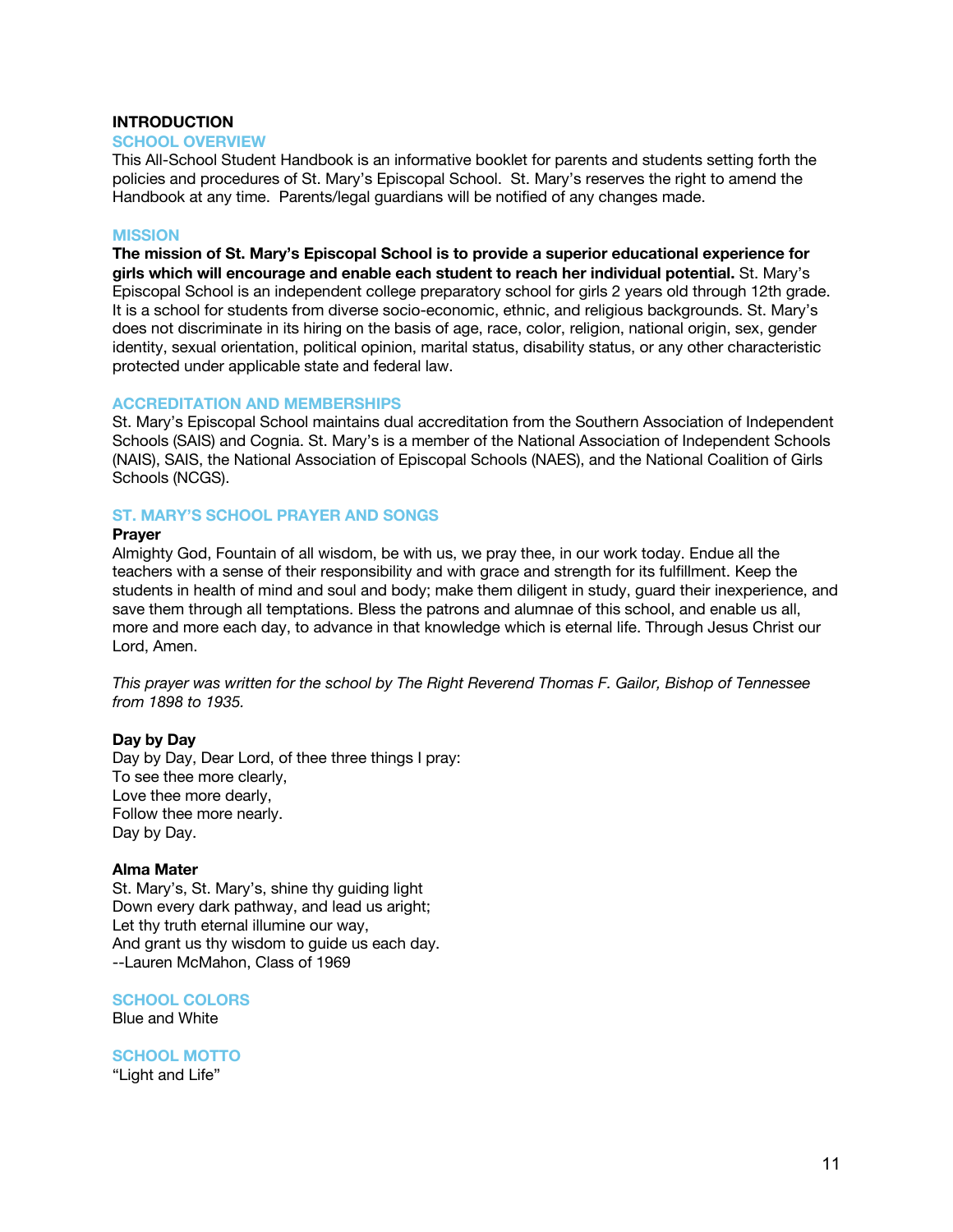# INTRODUCTION

## SCHOOL OVERVIEW

This All-School Student Handbook is an informative booklet for parents and students setting forth the policies and procedures of St. Mary's Episcopal School. St. Mary's reserves the right to amend the Handbook at any time. Parents/legal guardians will be notified of any changes made.

## MISSION

**The mission of St. Mary's Episcopal School is to provide a superior educational experience for girls which will encourage and enable each student to reach her individual potential.** St. Mary's Episcopal School is an independent college preparatory school for girls 2 years old through 12th grade. It is a school for students from diverse socio-economic, ethnic, and religious backgrounds. St. Mary's does not discriminate in its hiring on the basis of age, race, color, religion, national origin, sex, gender identity, sexual orientation, political opinion, marital status, disability status, or any other characteristic protected under applicable state and federal law.

## ACCREDITATION AND MEMBERSHIPS

St. Mary's Episcopal School maintains dual accreditation from the Southern Association of Independent Schools (SAIS) and Cognia. St. Mary's is a member of the National Association of Independent Schools (NAIS), SAIS, the National Association of Episcopal Schools (NAES), and the National Coalition of Girls Schools (NCGS).

## ST. MARY'S SCHOOL PRAYER AND SONGS

**Prayer**

Almighty God, Fountain of all wisdom, be with us, we pray thee, in our work today. Endue all the teachers with a sense of their responsibility and with grace and strength for its fulfillment. Keep the students in health of mind and soul and body; make them diligent in study, guard their inexperience, and save them through all temptations. Bless the patrons and alumnae of this school, and enable us all, more and more each day, to advance in that knowledge which is eternal life. Through Jesus Christ our Lord, Amen.

*This prayer was written for the school by The Right Reverend Thomas F. Gailor, Bishop of Tennessee from 1898 to 1935.*

**Day by Day**

Day by Day, Dear Lord, of thee three things I pray:
To see thee more clearly,
Love thee more dearly,
Follow thee more nearly.
Day by Day.

**Alma Mater**

St. Mary's, St. Mary's, shine thy guiding light
Down every dark pathway, and lead us aright;
Let thy truth eternal illumine our way,
And grant us thy wisdom to guide us each day.
--Lauren McMahon, Class of 1969

## SCHOOL COLORS

Blue and White

## SCHOOL MOTTO

"Light and Life"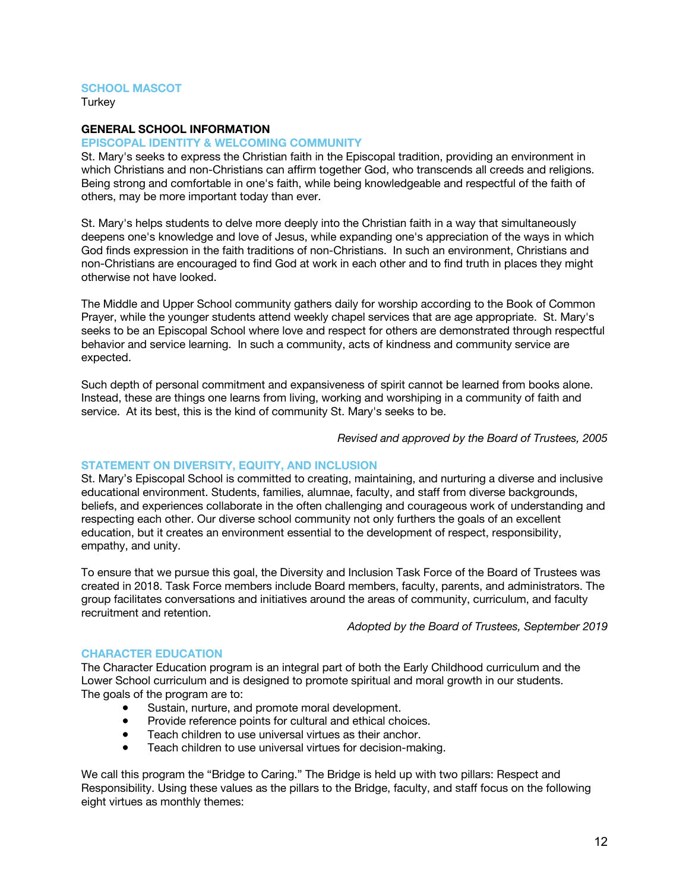### SCHOOL MASCOT

Turkey

## GENERAL SCHOOL INFORMATION

### EPISCOPAL IDENTITY & WELCOMING COMMUNITY

St. Mary's seeks to express the Christian faith in the Episcopal tradition, providing an environment in which Christians and non-Christians can affirm together God, who transcends all creeds and religions. Being strong and comfortable in one's faith, while being knowledgeable and respectful of the faith of others, may be more important today than ever.

St. Mary's helps students to delve more deeply into the Christian faith in a way that simultaneously deepens one's knowledge and love of Jesus, while expanding one's appreciation of the ways in which God finds expression in the faith traditions of non-Christians. In such an environment, Christians and non-Christians are encouraged to find God at work in each other and to find truth in places they might otherwise not have looked.

The Middle and Upper School community gathers daily for worship according to the Book of Common Prayer, while the younger students attend weekly chapel services that are age appropriate. St. Mary's seeks to be an Episcopal School where love and respect for others are demonstrated through respectful behavior and service learning. In such a community, acts of kindness and community service are expected.

Such depth of personal commitment and expansiveness of spirit cannot be learned from books alone. Instead, these are things one learns from living, working and worshiping in a community of faith and service. At its best, this is the kind of community St. Mary's seeks to be.

*Revised and approved by the Board of Trustees, 2005*

### STATEMENT ON DIVERSITY, EQUITY, AND INCLUSION

St. Mary's Episcopal School is committed to creating, maintaining, and nurturing a diverse and inclusive educational environment. Students, families, alumnae, faculty, and staff from diverse backgrounds, beliefs, and experiences collaborate in the often challenging and courageous work of understanding and respecting each other. Our diverse school community not only furthers the goals of an excellent education, but it creates an environment essential to the development of respect, responsibility, empathy, and unity.

To ensure that we pursue this goal, the Diversity and Inclusion Task Force of the Board of Trustees was created in 2018. Task Force members include Board members, faculty, parents, and administrators. The group facilitates conversations and initiatives around the areas of community, curriculum, and faculty recruitment and retention.

*Adopted by the Board of Trustees, September 2019*

### CHARACTER EDUCATION

The Character Education program is an integral part of both the Early Childhood curriculum and the Lower School curriculum and is designed to promote spiritual and moral growth in our students. The goals of the program are to:

- Sustain, nurture, and promote moral development.
- Provide reference points for cultural and ethical choices.
- Teach children to use universal virtues as their anchor.
- Teach children to use universal virtues for decision-making.

We call this program the "Bridge to Caring." The Bridge is held up with two pillars: Respect and Responsibility. Using these values as the pillars to the Bridge, faculty, and staff focus on the following eight virtues as monthly themes: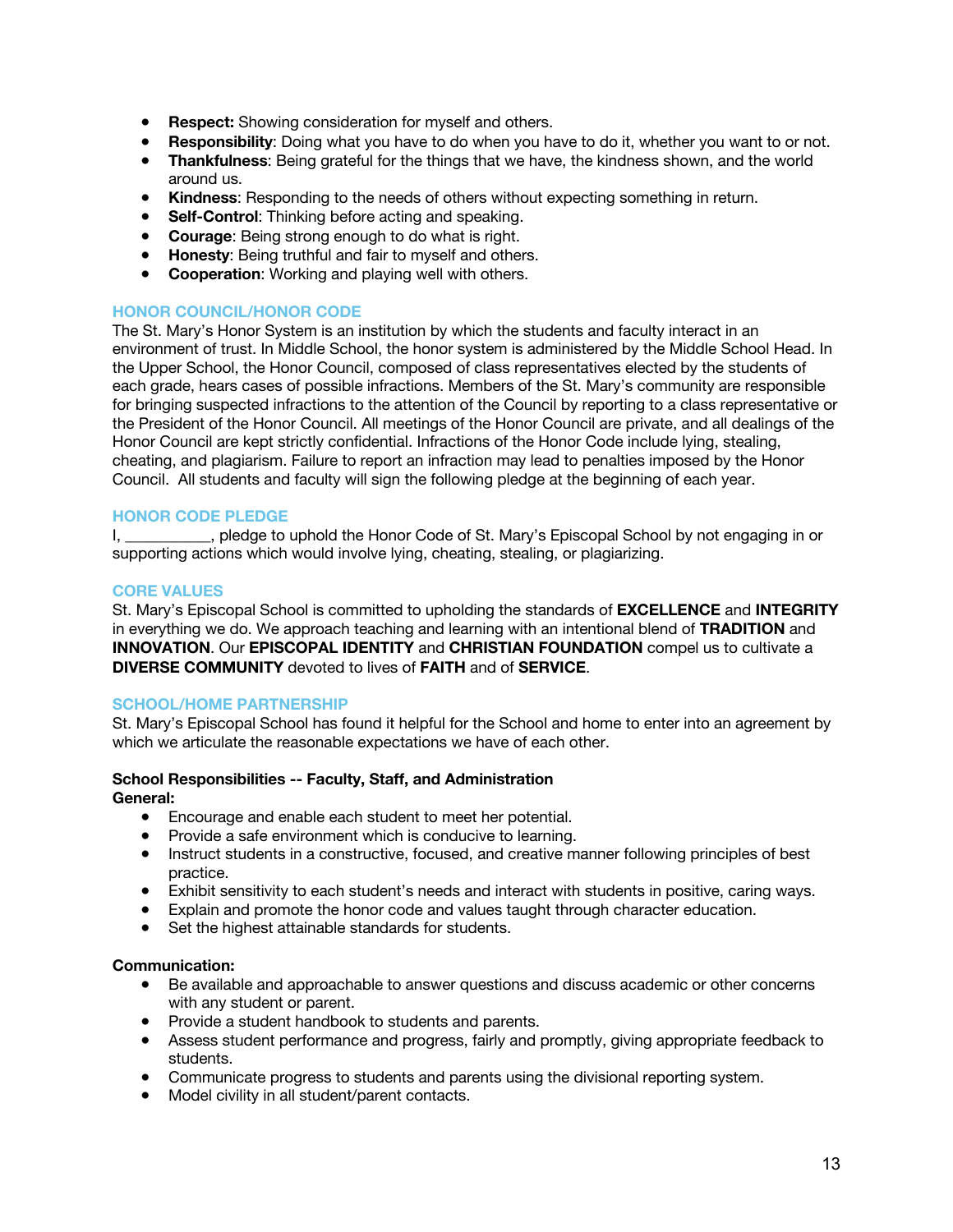- **Respect:** Showing consideration for myself and others.
- **Responsibility**: Doing what you have to do when you have to do it, whether you want to or not.
- **Thankfulness**: Being grateful for the things that we have, the kindness shown, and the world around us.
- **Kindness**: Responding to the needs of others without expecting something in return.
- **Self-Control**: Thinking before acting and speaking.
- **Courage**: Being strong enough to do what is right.
- **Honesty**: Being truthful and fair to myself and others.
- **Cooperation**: Working and playing well with others.

## HONOR COUNCIL/HONOR CODE

The St. Mary's Honor System is an institution by which the students and faculty interact in an environment of trust. In Middle School, the honor system is administered by the Middle School Head. In the Upper School, the Honor Council, composed of class representatives elected by the students of each grade, hears cases of possible infractions. Members of the St. Mary's community are responsible for bringing suspected infractions to the attention of the Council by reporting to a class representative or the President of the Honor Council. All meetings of the Honor Council are private, and all dealings of the Honor Council are kept strictly confidential. Infractions of the Honor Code include lying, stealing, cheating, and plagiarism. Failure to report an infraction may lead to penalties imposed by the Honor Council. All students and faculty will sign the following pledge at the beginning of each year.

## HONOR CODE PLEDGE

I, __________, pledge to uphold the Honor Code of St. Mary's Episcopal School by not engaging in or supporting actions which would involve lying, cheating, stealing, or plagiarizing.

## CORE VALUES

St. Mary's Episcopal School is committed to upholding the standards of **EXCELLENCE** and **INTEGRITY** in everything we do. We approach teaching and learning with an intentional blend of **TRADITION** and **INNOVATION**. Our **EPISCOPAL IDENTITY** and **CHRISTIAN FOUNDATION** compel us to cultivate a **DIVERSE COMMUNITY** devoted to lives of **FAITH** and of **SERVICE**.

## SCHOOL/HOME PARTNERSHIP

St. Mary's Episcopal School has found it helpful for the School and home to enter into an agreement by which we articulate the reasonable expectations we have of each other.

**School Responsibilities -- Faculty, Staff, and Administration**

**General:**

- Encourage and enable each student to meet her potential.
- Provide a safe environment which is conducive to learning.
- Instruct students in a constructive, focused, and creative manner following principles of best practice.
- Exhibit sensitivity to each student's needs and interact with students in positive, caring ways.
- Explain and promote the honor code and values taught through character education.
- Set the highest attainable standards for students.

**Communication:**

- Be available and approachable to answer questions and discuss academic or other concerns with any student or parent.
- Provide a student handbook to students and parents.
- Assess student performance and progress, fairly and promptly, giving appropriate feedback to students.
- Communicate progress to students and parents using the divisional reporting system.
- Model civility in all student/parent contacts.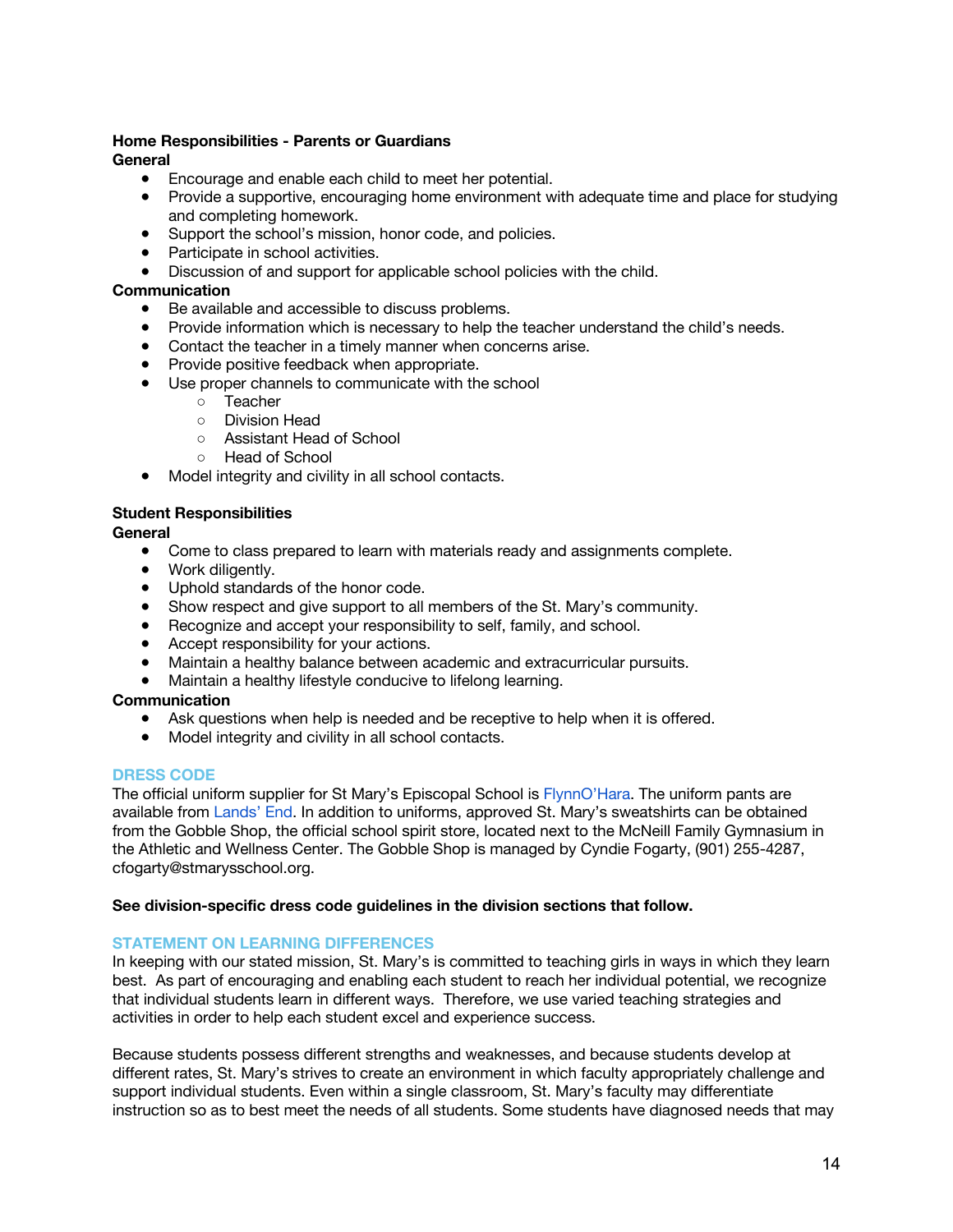**Home Responsibilities - Parents or Guardians**

**General**

- Encourage and enable each child to meet her potential.
- Provide a supportive, encouraging home environment with adequate time and place for studying and completing homework.
- Support the school's mission, honor code, and policies.
- Participate in school activities.
- Discussion of and support for applicable school policies with the child.

**Communication**

- Be available and accessible to discuss problems.
- Provide information which is necessary to help the teacher understand the child's needs.
- Contact the teacher in a timely manner when concerns arise.
- Provide positive feedback when appropriate.
- Use proper channels to communicate with the school
    - Teacher
    - Division Head
    - Assistant Head of School
    - Head of School
- Model integrity and civility in all school contacts.

**Student Responsibilities**

**General**

- Come to class prepared to learn with materials ready and assignments complete.
- Work diligently.
- Uphold standards of the honor code.
- Show respect and give support to all members of the St. Mary's community.
- Recognize and accept your responsibility to self, family, and school.
- Accept responsibility for your actions.
- Maintain a healthy balance between academic and extracurricular pursuits.
- Maintain a healthy lifestyle conducive to lifelong learning.

**Communication**

- Ask questions when help is needed and be receptive to help when it is offered.
- Model integrity and civility in all school contacts.

## DRESS CODE

The official uniform supplier for St Mary's Episcopal School is FlynnO'Hara. The uniform pants are available from Lands' End. In addition to uniforms, approved St. Mary's sweatshirts can be obtained from the Gobble Shop, the official school spirit store, located next to the McNeill Family Gymnasium in the Athletic and Wellness Center. The Gobble Shop is managed by Cyndie Fogarty, (901) 255-4287, cfogarty@stmarysschool.org.

**See division-specific dress code guidelines in the division sections that follow.**

## STATEMENT ON LEARNING DIFFERENCES

In keeping with our stated mission, St. Mary's is committed to teaching girls in ways in which they learn best. As part of encouraging and enabling each student to reach her individual potential, we recognize that individual students learn in different ways. Therefore, we use varied teaching strategies and activities in order to help each student excel and experience success.

Because students possess different strengths and weaknesses, and because students develop at different rates, St. Mary's strives to create an environment in which faculty appropriately challenge and support individual students. Even within a single classroom, St. Mary's faculty may differentiate instruction so as to best meet the needs of all students. Some students have diagnosed needs that may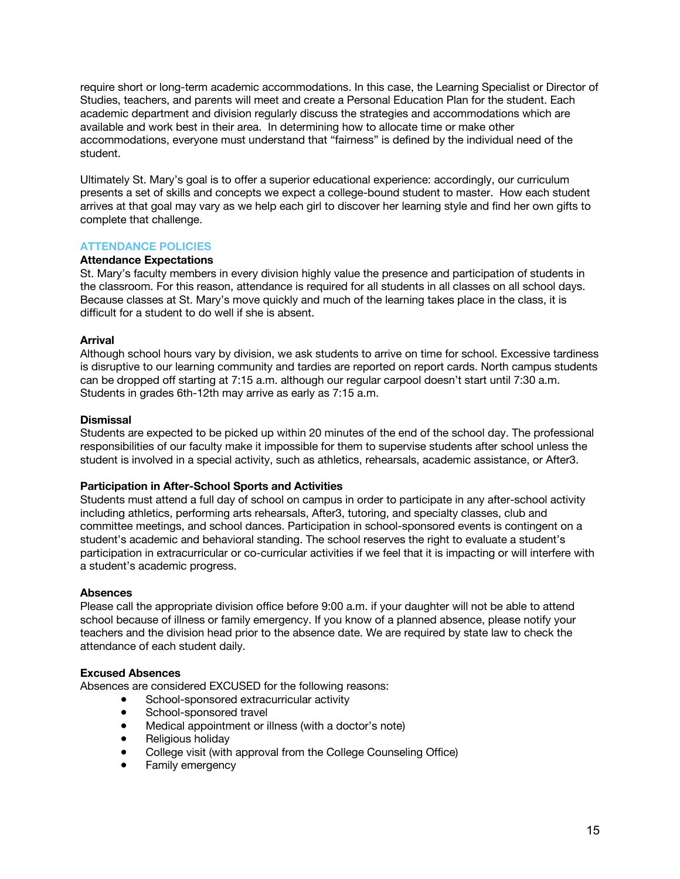require short or long-term academic accommodations. In this case, the Learning Specialist or Director of Studies, teachers, and parents will meet and create a Personal Education Plan for the student. Each academic department and division regularly discuss the strategies and accommodations which are available and work best in their area. In determining how to allocate time or make other accommodations, everyone must understand that "fairness" is defined by the individual need of the student.

Ultimately St. Mary's goal is to offer a superior educational experience: accordingly, our curriculum presents a set of skills and concepts we expect a college-bound student to master. How each student arrives at that goal may vary as we help each girl to discover her learning style and find her own gifts to complete that challenge.

## ATTENDANCE POLICIES

### Attendance Expectations

St. Mary's faculty members in every division highly value the presence and participation of students in the classroom. For this reason, attendance is required for all students in all classes on all school days. Because classes at St. Mary's move quickly and much of the learning takes place in the class, it is difficult for a student to do well if she is absent.

### Arrival

Although school hours vary by division, we ask students to arrive on time for school. Excessive tardiness is disruptive to our learning community and tardies are reported on report cards. North campus students can be dropped off starting at 7:15 a.m. although our regular carpool doesn't start until 7:30 a.m. Students in grades 6th-12th may arrive as early as 7:15 a.m.

### Dismissal

Students are expected to be picked up within 20 minutes of the end of the school day. The professional responsibilities of our faculty make it impossible for them to supervise students after school unless the student is involved in a special activity, such as athletics, rehearsals, academic assistance, or After3.

### Participation in After-School Sports and Activities

Students must attend a full day of school on campus in order to participate in any after-school activity including athletics, performing arts rehearsals, After3, tutoring, and specialty classes, club and committee meetings, and school dances. Participation in school-sponsored events is contingent on a student's academic and behavioral standing. The school reserves the right to evaluate a student's participation in extracurricular or co-curricular activities if we feel that it is impacting or will interfere with a student's academic progress.

### Absences

Please call the appropriate division office before 9:00 a.m. if your daughter will not be able to attend school because of illness or family emergency. If you know of a planned absence, please notify your teachers and the division head prior to the absence date. We are required by state law to check the attendance of each student daily.

### Excused Absences

Absences are considered EXCUSED for the following reasons:

- School-sponsored extracurricular activity
- School-sponsored travel
- Medical appointment or illness (with a doctor's note)
- Religious holiday
- College visit (with approval from the College Counseling Office)
- Family emergency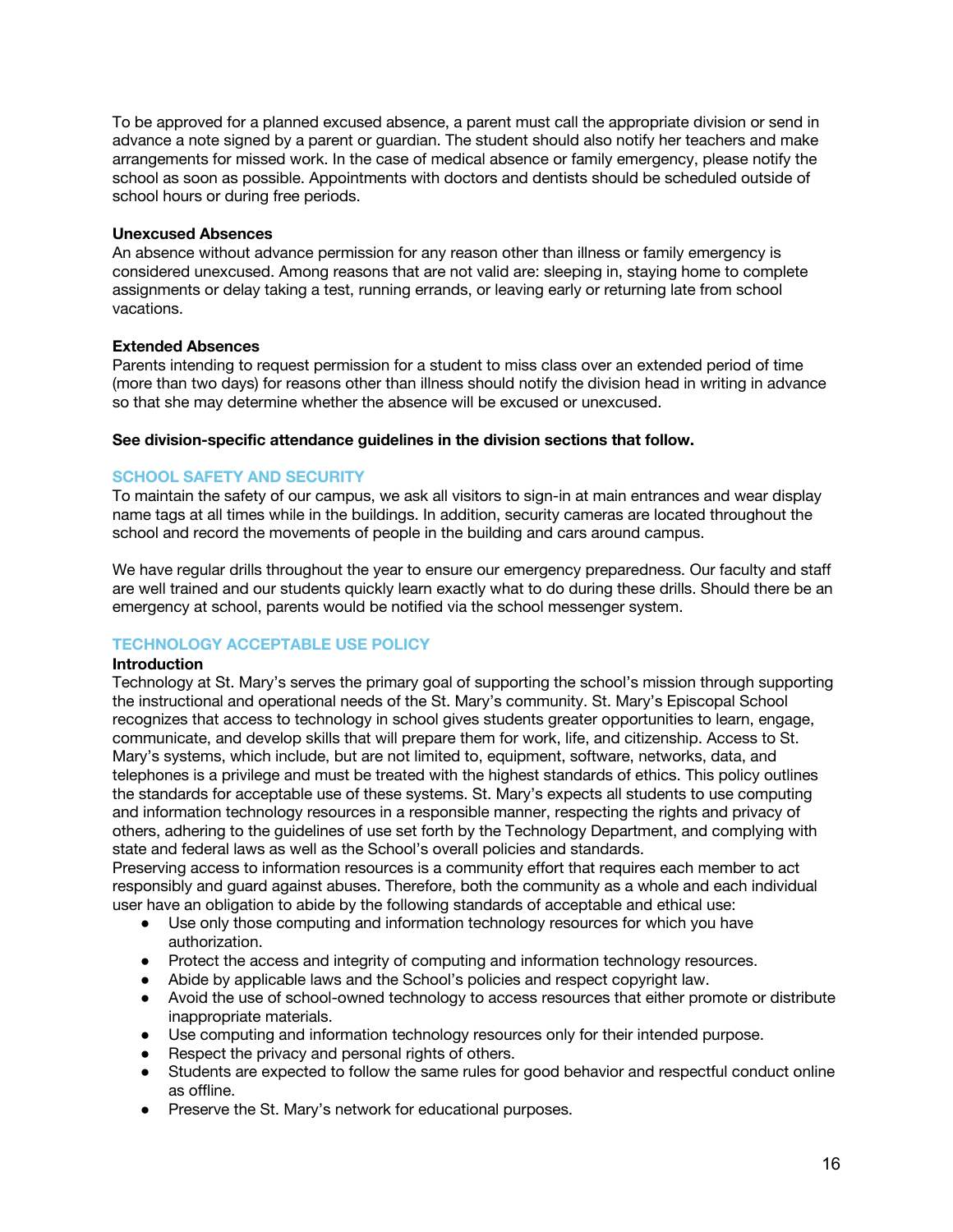To be approved for a planned excused absence, a parent must call the appropriate division or send in advance a note signed by a parent or guardian. The student should also notify her teachers and make arrangements for missed work. In the case of medical absence or family emergency, please notify the school as soon as possible. Appointments with doctors and dentists should be scheduled outside of school hours or during free periods.

**Unexcused Absences**
An absence without advance permission for any reason other than illness or family emergency is considered unexcused. Among reasons that are not valid are: sleeping in, staying home to complete assignments or delay taking a test, running errands, or leaving early or returning late from school vacations.

**Extended Absences**
Parents intending to request permission for a student to miss class over an extended period of time (more than two days) for reasons other than illness should notify the division head in writing in advance so that she may determine whether the absence will be excused or unexcused.

**See division-specific attendance guidelines in the division sections that follow.**

## SCHOOL SAFETY AND SECURITY

To maintain the safety of our campus, we ask all visitors to sign-in at main entrances and wear display name tags at all times while in the buildings. In addition, security cameras are located throughout the school and record the movements of people in the building and cars around campus.

We have regular drills throughout the year to ensure our emergency preparedness. Our faculty and staff are well trained and our students quickly learn exactly what to do during these drills. Should there be an emergency at school, parents would be notified via the school messenger system.

## TECHNOLOGY ACCEPTABLE USE POLICY

**Introduction**
Technology at St. Mary's serves the primary goal of supporting the school's mission through supporting the instructional and operational needs of the St. Mary's community. St. Mary's Episcopal School recognizes that access to technology in school gives students greater opportunities to learn, engage, communicate, and develop skills that will prepare them for work, life, and citizenship. Access to St. Mary's systems, which include, but are not limited to, equipment, software, networks, data, and telephones is a privilege and must be treated with the highest standards of ethics. This policy outlines the standards for acceptable use of these systems. St. Mary's expects all students to use computing and information technology resources in a responsible manner, respecting the rights and privacy of others, adhering to the guidelines of use set forth by the Technology Department, and complying with state and federal laws as well as the School's overall policies and standards.
Preserving access to information resources is a community effort that requires each member to act responsibly and guard against abuses. Therefore, both the community as a whole and each individual user have an obligation to abide by the following standards of acceptable and ethical use:

- Use only those computing and information technology resources for which you have authorization.
- Protect the access and integrity of computing and information technology resources.
- Abide by applicable laws and the School's policies and respect copyright law.
- Avoid the use of school-owned technology to access resources that either promote or distribute inappropriate materials.
- Use computing and information technology resources only for their intended purpose.
- Respect the privacy and personal rights of others.
- Students are expected to follow the same rules for good behavior and respectful conduct online as offline.
- Preserve the St. Mary's network for educational purposes.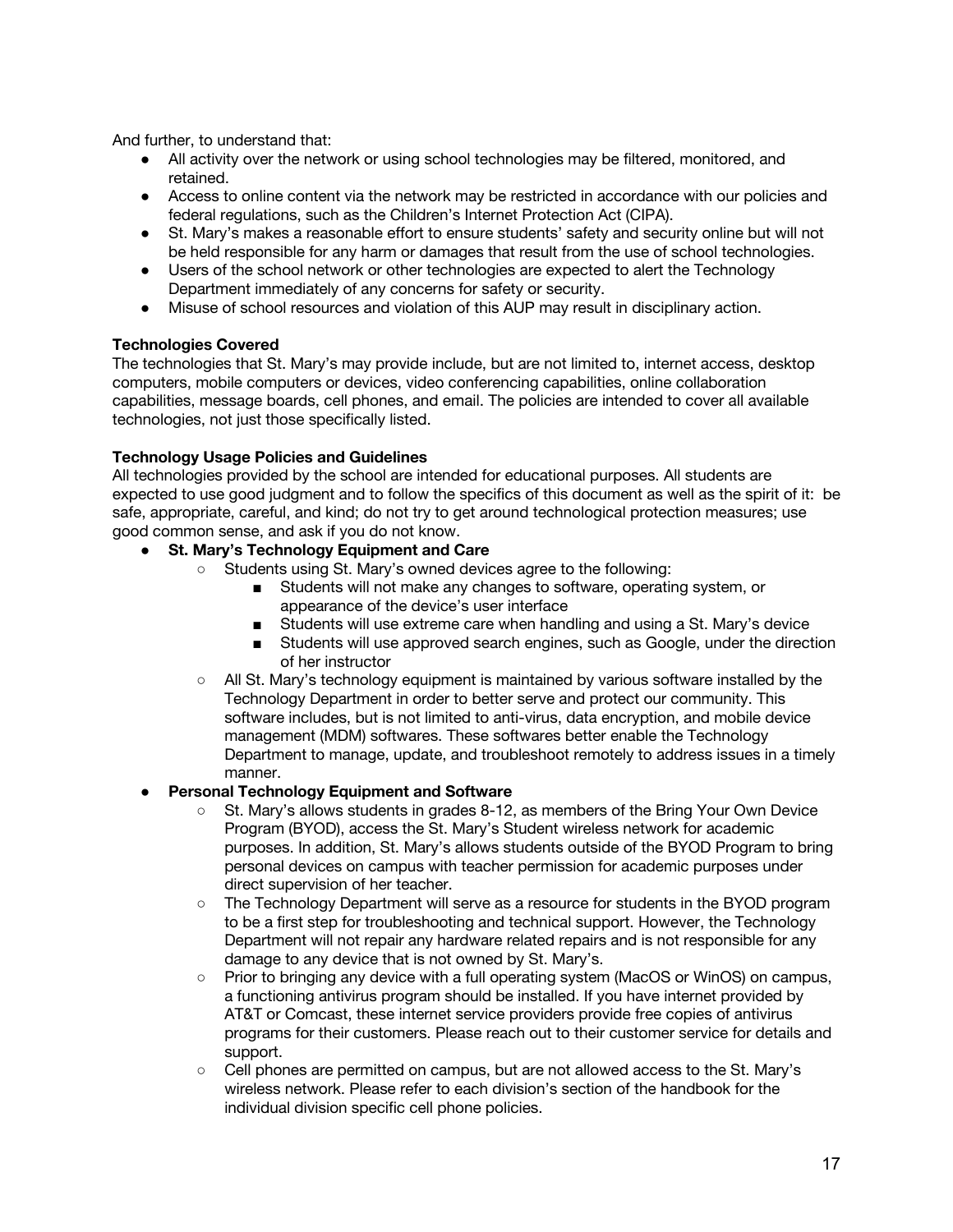And further, to understand that:

- All activity over the network or using school technologies may be filtered, monitored, and retained.
- Access to online content via the network may be restricted in accordance with our policies and federal regulations, such as the Children's Internet Protection Act (CIPA).
- St. Mary's makes a reasonable effort to ensure students' safety and security online but will not be held responsible for any harm or damages that result from the use of school technologies.
- Users of the school network or other technologies are expected to alert the Technology Department immediately of any concerns for safety or security.
- Misuse of school resources and violation of this AUP may result in disciplinary action.

**Technologies Covered**
The technologies that St. Mary's may provide include, but are not limited to, internet access, desktop computers, mobile computers or devices, video conferencing capabilities, online collaboration capabilities, message boards, cell phones, and email. The policies are intended to cover all available technologies, not just those specifically listed.

**Technology Usage Policies and Guidelines**
All technologies provided by the school are intended for educational purposes. All students are expected to use good judgment and to follow the specifics of this document as well as the spirit of it: be safe, appropriate, careful, and kind; do not try to get around technological protection measures; use good common sense, and ask if you do not know.

- **St. Mary's Technology Equipment and Care**
  - Students using St. Mary's owned devices agree to the following:
    - Students will not make any changes to software, operating system, or appearance of the device's user interface
    - Students will use extreme care when handling and using a St. Mary's device
    - Students will use approved search engines, such as Google, under the direction of her instructor
  - All St. Mary's technology equipment is maintained by various software installed by the Technology Department in order to better serve and protect our community. This software includes, but is not limited to anti-virus, data encryption, and mobile device management (MDM) softwares. These softwares better enable the Technology Department to manage, update, and troubleshoot remotely to address issues in a timely manner.
- **Personal Technology Equipment and Software**
  - St. Mary's allows students in grades 8-12, as members of the Bring Your Own Device Program (BYOD), access the St. Mary's Student wireless network for academic purposes. In addition, St. Mary's allows students outside of the BYOD Program to bring personal devices on campus with teacher permission for academic purposes under direct supervision of her teacher.
  - The Technology Department will serve as a resource for students in the BYOD program to be a first step for troubleshooting and technical support. However, the Technology Department will not repair any hardware related repairs and is not responsible for any damage to any device that is not owned by St. Mary's.
  - Prior to bringing any device with a full operating system (MacOS or WinOS) on campus, a functioning antivirus program should be installed. If you have internet provided by AT&T or Comcast, these internet service providers provide free copies of antivirus programs for their customers. Please reach out to their customer service for details and support.
  - Cell phones are permitted on campus, but are not allowed access to the St. Mary's wireless network. Please refer to each division's section of the handbook for the individual division specific cell phone policies.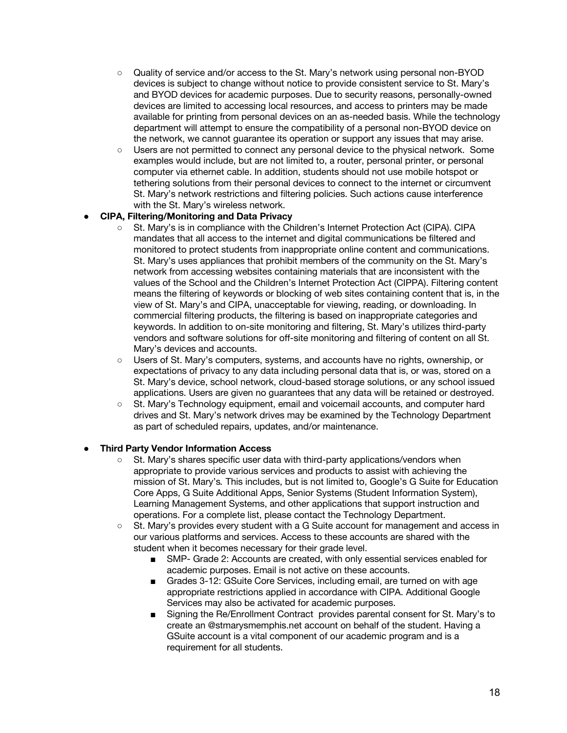- Quality of service and/or access to the St. Mary's network using personal non-BYOD devices is subject to change without notice to provide consistent service to St. Mary's and BYOD devices for academic purposes. Due to security reasons, personally-owned devices are limited to accessing local resources, and access to printers may be made available for printing from personal devices on an as-needed basis. While the technology department will attempt to ensure the compatibility of a personal non-BYOD device on the network, we cannot guarantee its operation or support any issues that may arise.
    - Users are not permitted to connect any personal device to the physical network. Some examples would include, but are not limited to, a router, personal printer, or personal computer via ethernet cable. In addition, students should not use mobile hotspot or tethering solutions from their personal devices to connect to the internet or circumvent St. Mary's network restrictions and filtering policies. Such actions cause interference with the St. Mary's wireless network.

- **CIPA, Filtering/Monitoring and Data Privacy**
    - St. Mary's is in compliance with the Children's Internet Protection Act (CIPA). CIPA mandates that all access to the internet and digital communications be filtered and monitored to protect students from inappropriate online content and communications. St. Mary's uses appliances that prohibit members of the community on the St. Mary's network from accessing websites containing materials that are inconsistent with the values of the School and the Children's Internet Protection Act (CIPPA). Filtering content means the filtering of keywords or blocking of web sites containing content that is, in the view of St. Mary's and CIPA, unacceptable for viewing, reading, or downloading. In commercial filtering products, the filtering is based on inappropriate categories and keywords. In addition to on-site monitoring and filtering, St. Mary's utilizes third-party vendors and software solutions for off-site monitoring and filtering of content on all St. Mary's devices and accounts.
    - Users of St. Mary's computers, systems, and accounts have no rights, ownership, or expectations of privacy to any data including personal data that is, or was, stored on a St. Mary's device, school network, cloud-based storage solutions, or any school issued applications. Users are given no guarantees that any data will be retained or destroyed.
    - St. Mary's Technology equipment, email and voicemail accounts, and computer hard drives and St. Mary's network drives may be examined by the Technology Department as part of scheduled repairs, updates, and/or maintenance.

- **Third Party Vendor Information Access**
    - St. Mary's shares specific user data with third-party applications/vendors when appropriate to provide various services and products to assist with achieving the mission of St. Mary's. This includes, but is not limited to, Google's G Suite for Education Core Apps, G Suite Additional Apps, Senior Systems (Student Information System), Learning Management Systems, and other applications that support instruction and operations. For a complete list, please contact the Technology Department.
    - St. Mary's provides every student with a G Suite account for management and access in our various platforms and services. Access to these accounts are shared with the student when it becomes necessary for their grade level.
        - SMP- Grade 2: Accounts are created, with only essential services enabled for academic purposes. Email is not active on these accounts.
        - Grades 3-12: GSuite Core Services, including email, are turned on with age appropriate restrictions applied in accordance with CIPA. Additional Google Services may also be activated for academic purposes.
        - Signing the Re/Enrollment Contract provides parental consent for St. Mary's to create an @stmarysmemphis.net account on behalf of the student. Having a GSuite account is a vital component of our academic program and is a requirement for all students.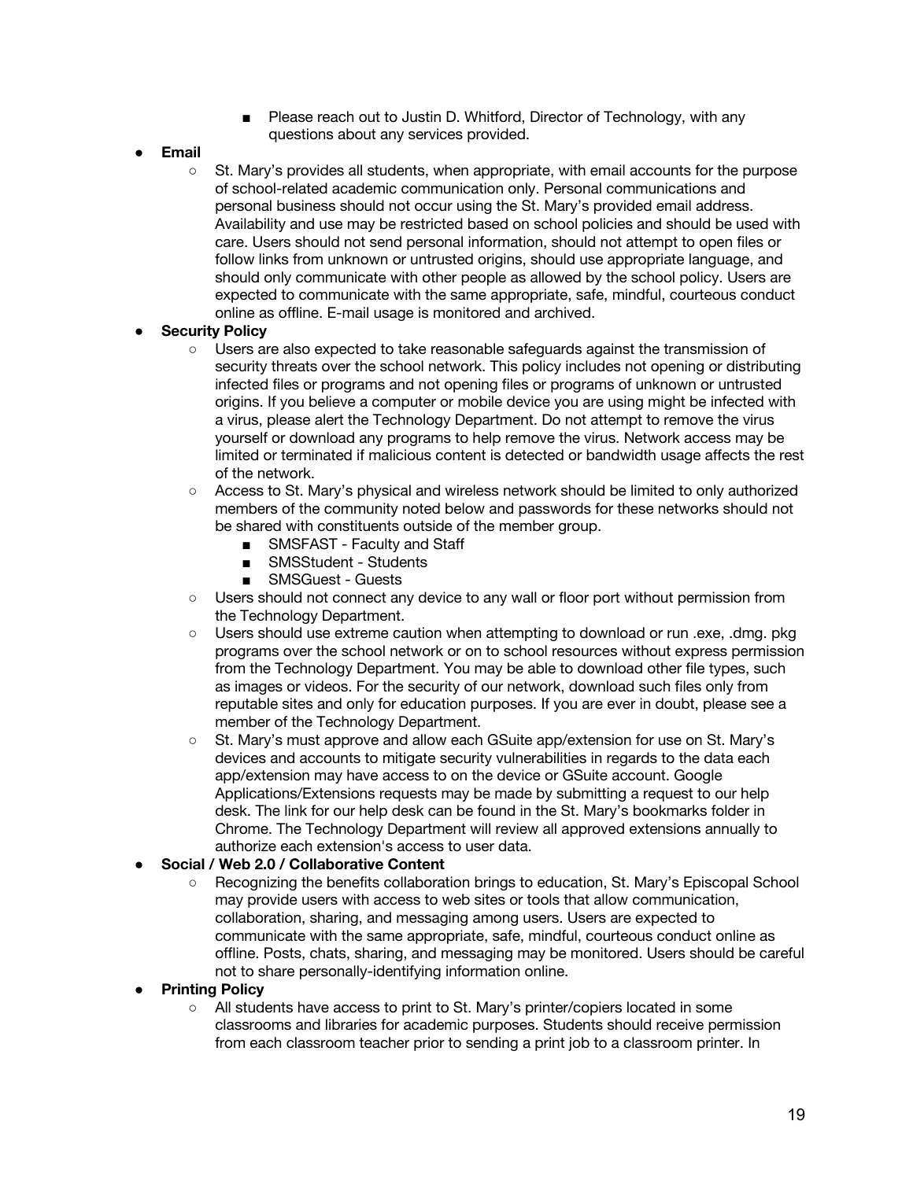- Please reach out to Justin D. Whitford, Director of Technology, with any questions about any services provided.

- **Email**
    - St. Mary's provides all students, when appropriate, with email accounts for the purpose of school-related academic communication only. Personal communications and personal business should not occur using the St. Mary's provided email address. Availability and use may be restricted based on school policies and should be used with care. Users should not send personal information, should not attempt to open files or follow links from unknown or untrusted origins, should use appropriate language, and should only communicate with other people as allowed by the school policy. Users are expected to communicate with the same appropriate, safe, mindful, courteous conduct online as offline. E-mail usage is monitored and archived.
- **Security Policy**
    - Users are also expected to take reasonable safeguards against the transmission of security threats over the school network. This policy includes not opening or distributing infected files or programs and not opening files or programs of unknown or untrusted origins. If you believe a computer or mobile device you are using might be infected with a virus, please alert the Technology Department. Do not attempt to remove the virus yourself or download any programs to help remove the virus. Network access may be limited or terminated if malicious content is detected or bandwidth usage affects the rest of the network.
    - Access to St. Mary's physical and wireless network should be limited to only authorized members of the community noted below and passwords for these networks should not be shared with constituents outside of the member group.
        - SMSFAST - Faculty and Staff
        - SMSStudent - Students
        - SMSGuest - Guests
    - Users should not connect any device to any wall or floor port without permission from the Technology Department.
    - Users should use extreme caution when attempting to download or run .exe, .dmg. pkg programs over the school network or on to school resources without express permission from the Technology Department. You may be able to download other file types, such as images or videos. For the security of our network, download such files only from reputable sites and only for education purposes. If you are ever in doubt, please see a member of the Technology Department.
    - St. Mary's must approve and allow each GSuite app/extension for use on St. Mary's devices and accounts to mitigate security vulnerabilities in regards to the data each app/extension may have access to on the device or GSuite account. Google Applications/Extensions requests may be made by submitting a request to our help desk. The link for our help desk can be found in the St. Mary's bookmarks folder in Chrome. The Technology Department will review all approved extensions annually to authorize each extension's access to user data.
- **Social / Web 2.0 / Collaborative Content**
    - Recognizing the benefits collaboration brings to education, St. Mary's Episcopal School may provide users with access to web sites or tools that allow communication, collaboration, sharing, and messaging among users. Users are expected to communicate with the same appropriate, safe, mindful, courteous conduct online as offline. Posts, chats, sharing, and messaging may be monitored. Users should be careful not to share personally-identifying information online.
- **Printing Policy**
    - All students have access to print to St. Mary's printer/copiers located in some classrooms and libraries for academic purposes. Students should receive permission from each classroom teacher prior to sending a print job to a classroom printer. In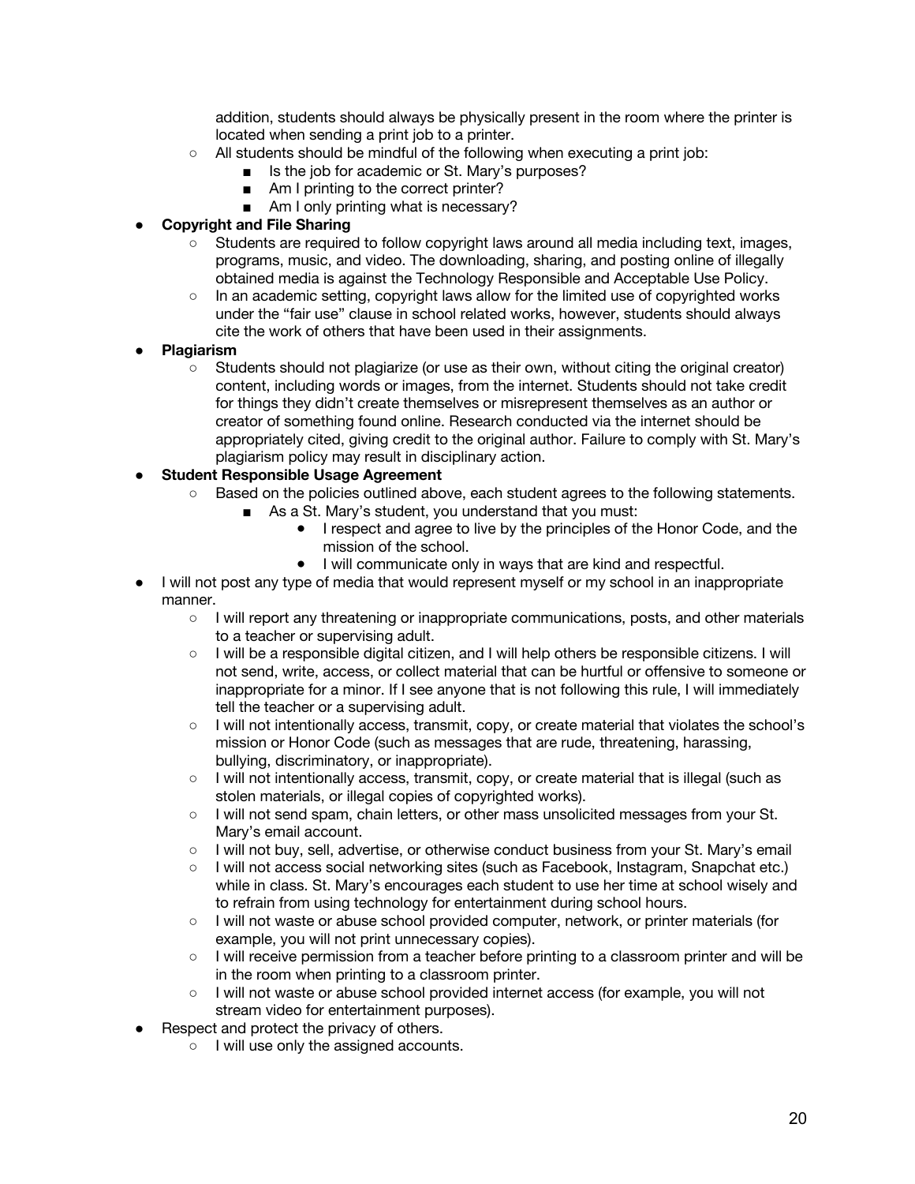addition, students should always be physically present in the room where the printer is located when sending a print job to a printer.
  - All students should be mindful of the following when executing a print job:
    - Is the job for academic or St. Mary's purposes?
    - Am I printing to the correct printer?
    - Am I only printing what is necessary?
- **Copyright and File Sharing**
  - Students are required to follow copyright laws around all media including text, images, programs, music, and video. The downloading, sharing, and posting online of illegally obtained media is against the Technology Responsible and Acceptable Use Policy.
  - In an academic setting, copyright laws allow for the limited use of copyrighted works under the "fair use" clause in school related works, however, students should always cite the work of others that have been used in their assignments.
- **Plagiarism**
  - Students should not plagiarize (or use as their own, without citing the original creator) content, including words or images, from the internet. Students should not take credit for things they didn't create themselves or misrepresent themselves as an author or creator of something found online. Research conducted via the internet should be appropriately cited, giving credit to the original author. Failure to comply with St. Mary's plagiarism policy may result in disciplinary action.
- **Student Responsible Usage Agreement**
  - Based on the policies outlined above, each student agrees to the following statements.
    - As a St. Mary's student, you understand that you must:
      - I respect and agree to live by the principles of the Honor Code, and the mission of the school.
      - I will communicate only in ways that are kind and respectful.
- I will not post any type of media that would represent myself or my school in an inappropriate manner.
  - I will report any threatening or inappropriate communications, posts, and other materials to a teacher or supervising adult.
  - I will be a responsible digital citizen, and I will help others be responsible citizens. I will not send, write, access, or collect material that can be hurtful or offensive to someone or inappropriate for a minor. If I see anyone that is not following this rule, I will immediately tell the teacher or a supervising adult.
  - I will not intentionally access, transmit, copy, or create material that violates the school's mission or Honor Code (such as messages that are rude, threatening, harassing, bullying, discriminatory, or inappropriate).
  - I will not intentionally access, transmit, copy, or create material that is illegal (such as stolen materials, or illegal copies of copyrighted works).
  - I will not send spam, chain letters, or other mass unsolicited messages from your St. Mary's email account.
  - I will not buy, sell, advertise, or otherwise conduct business from your St. Mary's email
  - I will not access social networking sites (such as Facebook, Instagram, Snapchat etc.) while in class. St. Mary's encourages each student to use her time at school wisely and to refrain from using technology for entertainment during school hours.
  - I will not waste or abuse school provided computer, network, or printer materials (for example, you will not print unnecessary copies).
  - I will receive permission from a teacher before printing to a classroom printer and will be in the room when printing to a classroom printer.
  - I will not waste or abuse school provided internet access (for example, you will not stream video for entertainment purposes).
- Respect and protect the privacy of others.
  - I will use only the assigned accounts.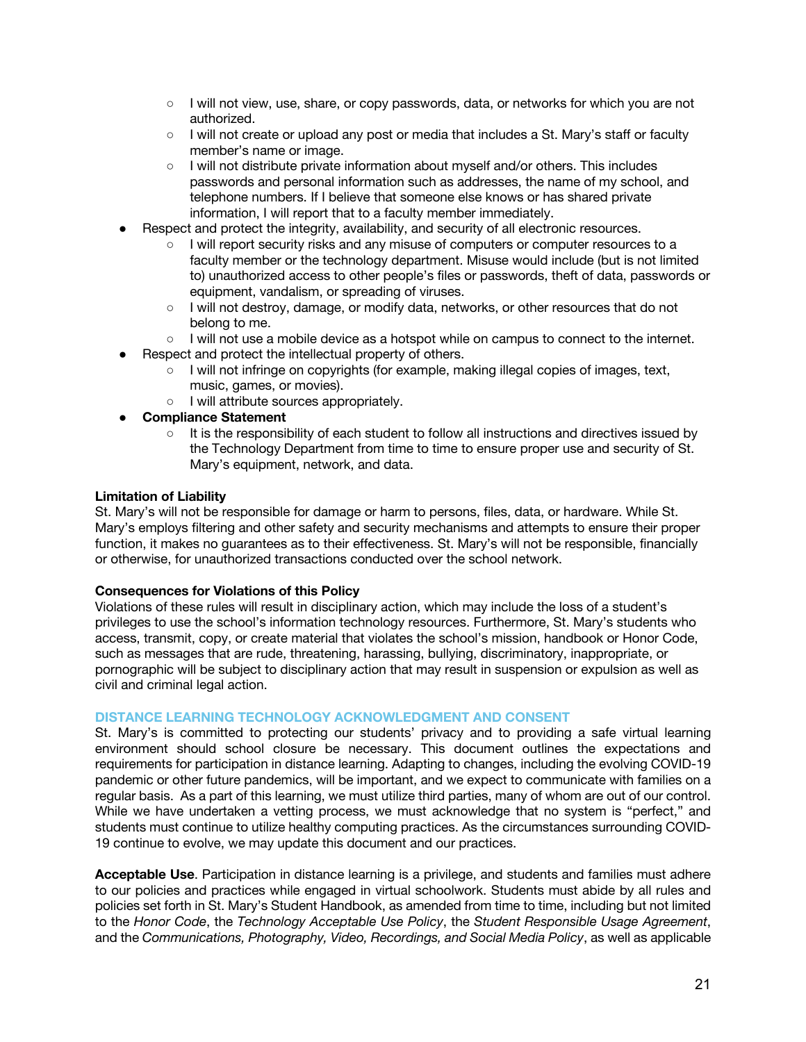- I will not view, use, share, or copy passwords, data, or networks for which you are not authorized.
    - I will not create or upload any post or media that includes a St. Mary's staff or faculty member's name or image.
    - I will not distribute private information about myself and/or others. This includes passwords and personal information such as addresses, the name of my school, and telephone numbers. If I believe that someone else knows or has shared private information, I will report that to a faculty member immediately.
- Respect and protect the integrity, availability, and security of all electronic resources.
    - I will report security risks and any misuse of computers or computer resources to a faculty member or the technology department. Misuse would include (but is not limited to) unauthorized access to other people's files or passwords, theft of data, passwords or equipment, vandalism, or spreading of viruses.
    - I will not destroy, damage, or modify data, networks, or other resources that do not belong to me.
    - I will not use a mobile device as a hotspot while on campus to connect to the internet.
- Respect and protect the intellectual property of others.
    - I will not infringe on copyrights (for example, making illegal copies of images, text, music, games, or movies).
    - I will attribute sources appropriately.
- **Compliance Statement**
    - It is the responsibility of each student to follow all instructions and directives issued by the Technology Department from time to time to ensure proper use and security of St. Mary's equipment, network, and data.

**Limitation of Liability**
St. Mary's will not be responsible for damage or harm to persons, files, data, or hardware. While St. Mary's employs filtering and other safety and security mechanisms and attempts to ensure their proper function, it makes no guarantees as to their effectiveness. St. Mary's will not be responsible, financially or otherwise, for unauthorized transactions conducted over the school network.

**Consequences for Violations of this Policy**
Violations of these rules will result in disciplinary action, which may include the loss of a student's privileges to use the school's information technology resources. Furthermore, St. Mary's students who access, transmit, copy, or create material that violates the school's mission, handbook or Honor Code, such as messages that are rude, threatening, harassing, bullying, discriminatory, inappropriate, or pornographic will be subject to disciplinary action that may result in suspension or expulsion as well as civil and criminal legal action.

## DISTANCE LEARNING TECHNOLOGY ACKNOWLEDGMENT AND CONSENT

St. Mary's is committed to protecting our students' privacy and to providing a safe virtual learning environment should school closure be necessary. This document outlines the expectations and requirements for participation in distance learning. Adapting to changes, including the evolving COVID-19 pandemic or other future pandemics, will be important, and we expect to communicate with families on a regular basis. As a part of this learning, we must utilize third parties, many of whom are out of our control. While we have undertaken a vetting process, we must acknowledge that no system is "perfect," and students must continue to utilize healthy computing practices. As the circumstances surrounding COVID-19 continue to evolve, we may update this document and our practices.

**Acceptable Use**. Participation in distance learning is a privilege, and students and families must adhere to our policies and practices while engaged in virtual schoolwork. Students must abide by all rules and policies set forth in St. Mary's Student Handbook, as amended from time to time, including but not limited to the *Honor Code*, the *Technology Acceptable Use Policy*, the *Student Responsible Usage Agreement*, and the *Communications, Photography, Video, Recordings, and Social Media Policy*, as well as applicable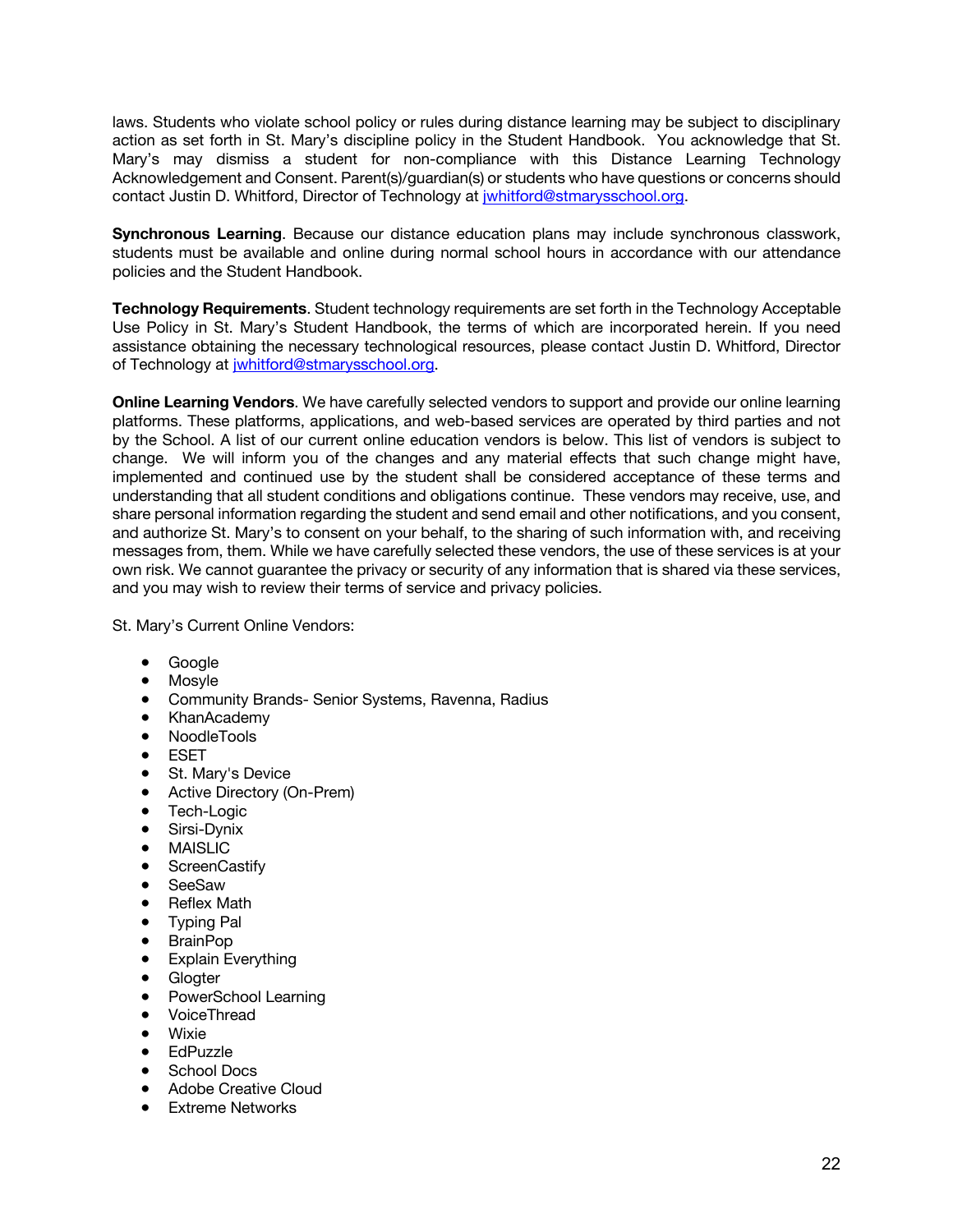laws. Students who violate school policy or rules during distance learning may be subject to disciplinary action as set forth in St. Mary's discipline policy in the Student Handbook. You acknowledge that St. Mary's may dismiss a student for non-compliance with this Distance Learning Technology Acknowledgement and Consent. Parent(s)/guardian(s) or students who have questions or concerns should contact Justin D. Whitford, Director of Technology at jwhitford@stmarysschool.org.

**Synchronous Learning**. Because our distance education plans may include synchronous classwork, students must be available and online during normal school hours in accordance with our attendance policies and the Student Handbook.

**Technology Requirements**. Student technology requirements are set forth in the Technology Acceptable Use Policy in St. Mary's Student Handbook, the terms of which are incorporated herein. If you need assistance obtaining the necessary technological resources, please contact Justin D. Whitford, Director of Technology at jwhitford@stmarysschool.org.

**Online Learning Vendors**. We have carefully selected vendors to support and provide our online learning platforms. These platforms, applications, and web-based services are operated by third parties and not by the School. A list of our current online education vendors is below. This list of vendors is subject to change. We will inform you of the changes and any material effects that such change might have, implemented and continued use by the student shall be considered acceptance of these terms and understanding that all student conditions and obligations continue. These vendors may receive, use, and share personal information regarding the student and send email and other notifications, and you consent, and authorize St. Mary's to consent on your behalf, to the sharing of such information with, and receiving messages from, them. While we have carefully selected these vendors, the use of these services is at your own risk. We cannot guarantee the privacy or security of any information that is shared via these services, and you may wish to review their terms of service and privacy policies.

St. Mary's Current Online Vendors:

- Google
- Mosyle
- Community Brands- Senior Systems, Ravenna, Radius
- KhanAcademy
- NoodleTools
- ESET
- St. Mary's Device
- Active Directory (On-Prem)
- Tech-Logic
- Sirsi-Dynix
- MAISLIC
- ScreenCastify
- SeeSaw
- Reflex Math
- Typing Pal
- BrainPop
- Explain Everything
- Glogter
- PowerSchool Learning
- VoiceThread
- Wixie
- EdPuzzle
- School Docs
- Adobe Creative Cloud
- Extreme Networks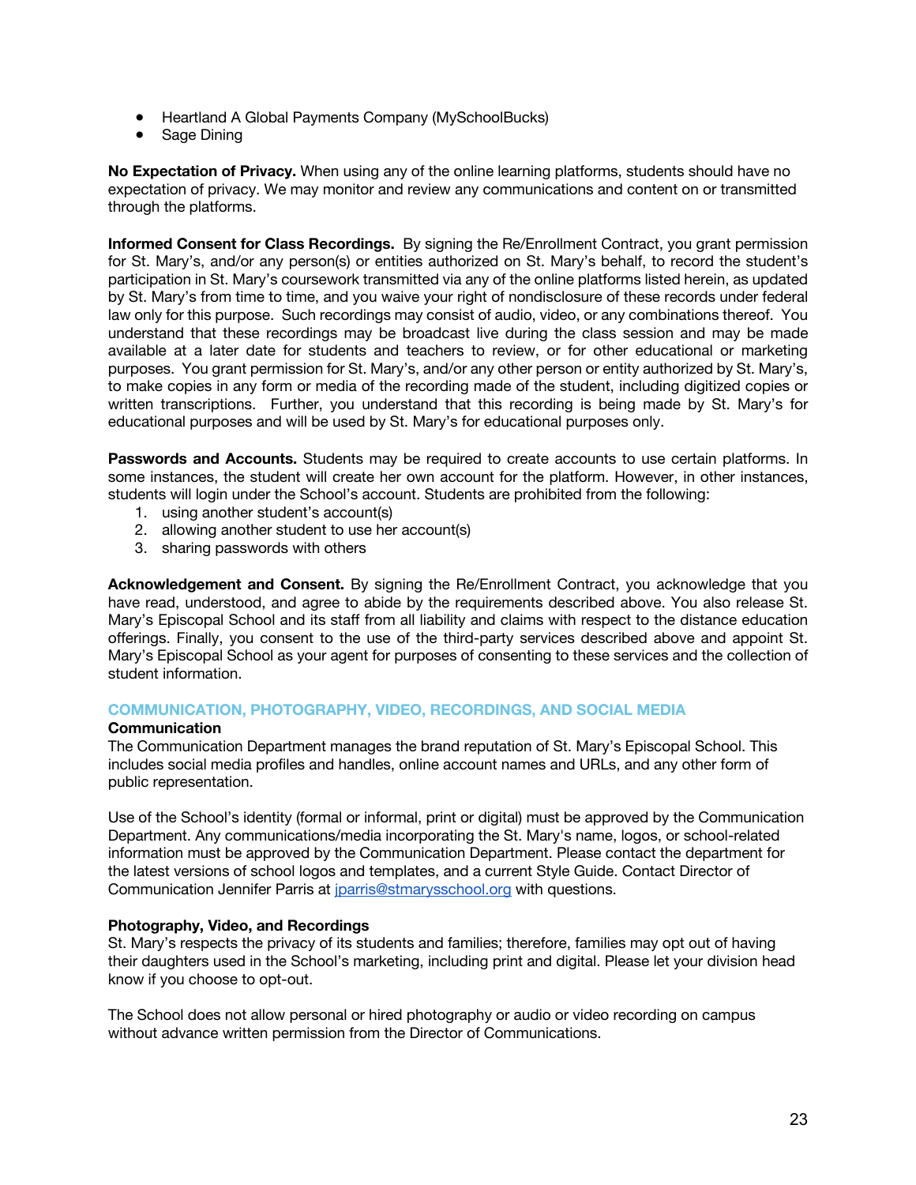- Heartland A Global Payments Company (MySchoolBucks)
- Sage Dining

**No Expectation of Privacy.** When using any of the online learning platforms, students should have no expectation of privacy. We may monitor and review any communications and content on or transmitted through the platforms.

**Informed Consent for Class Recordings.** By signing the Re/Enrollment Contract, you grant permission for St. Mary's, and/or any person(s) or entities authorized on St. Mary's behalf, to record the student's participation in St. Mary's coursework transmitted via any of the online platforms listed herein, as updated by St. Mary's from time to time, and you waive your right of nondisclosure of these records under federal law only for this purpose. Such recordings may consist of audio, video, or any combinations thereof. You understand that these recordings may be broadcast live during the class session and may be made available at a later date for students and teachers to review, or for other educational or marketing purposes. You grant permission for St. Mary's, and/or any other person or entity authorized by St. Mary's, to make copies in any form or media of the recording made of the student, including digitized copies or written transcriptions. Further, you understand that this recording is being made by St. Mary's for educational purposes and will be used by St. Mary's for educational purposes only.

**Passwords and Accounts.** Students may be required to create accounts to use certain platforms. In some instances, the student will create her own account for the platform. However, in other instances, students will login under the School's account. Students are prohibited from the following:

1. using another student's account(s)
2. allowing another student to use her account(s)
3. sharing passwords with others

**Acknowledgement and Consent.** By signing the Re/Enrollment Contract, you acknowledge that you have read, understood, and agree to abide by the requirements described above. You also release St. Mary's Episcopal School and its staff from all liability and claims with respect to the distance education offerings. Finally, you consent to the use of the third-party services described above and appoint St. Mary's Episcopal School as your agent for purposes of consenting to these services and the collection of student information.

## COMMUNICATION, PHOTOGRAPHY, VIDEO, RECORDINGS, AND SOCIAL MEDIA

### Communication

The Communication Department manages the brand reputation of St. Mary's Episcopal School. This includes social media profiles and handles, online account names and URLs, and any other form of public representation.

Use of the School's identity (formal or informal, print or digital) must be approved by the Communication Department. Any communications/media incorporating the St. Mary's name, logos, or school-related information must be approved by the Communication Department. Please contact the department for the latest versions of school logos and templates, and a current Style Guide. Contact Director of Communication Jennifer Parris at jparris@stmarysschool.org with questions.

### Photography, Video, and Recordings

St. Mary's respects the privacy of its students and families; therefore, families may opt out of having their daughters used in the School's marketing, including print and digital. Please let your division head know if you choose to opt-out.

The School does not allow personal or hired photography or audio or video recording on campus without advance written permission from the Director of Communications.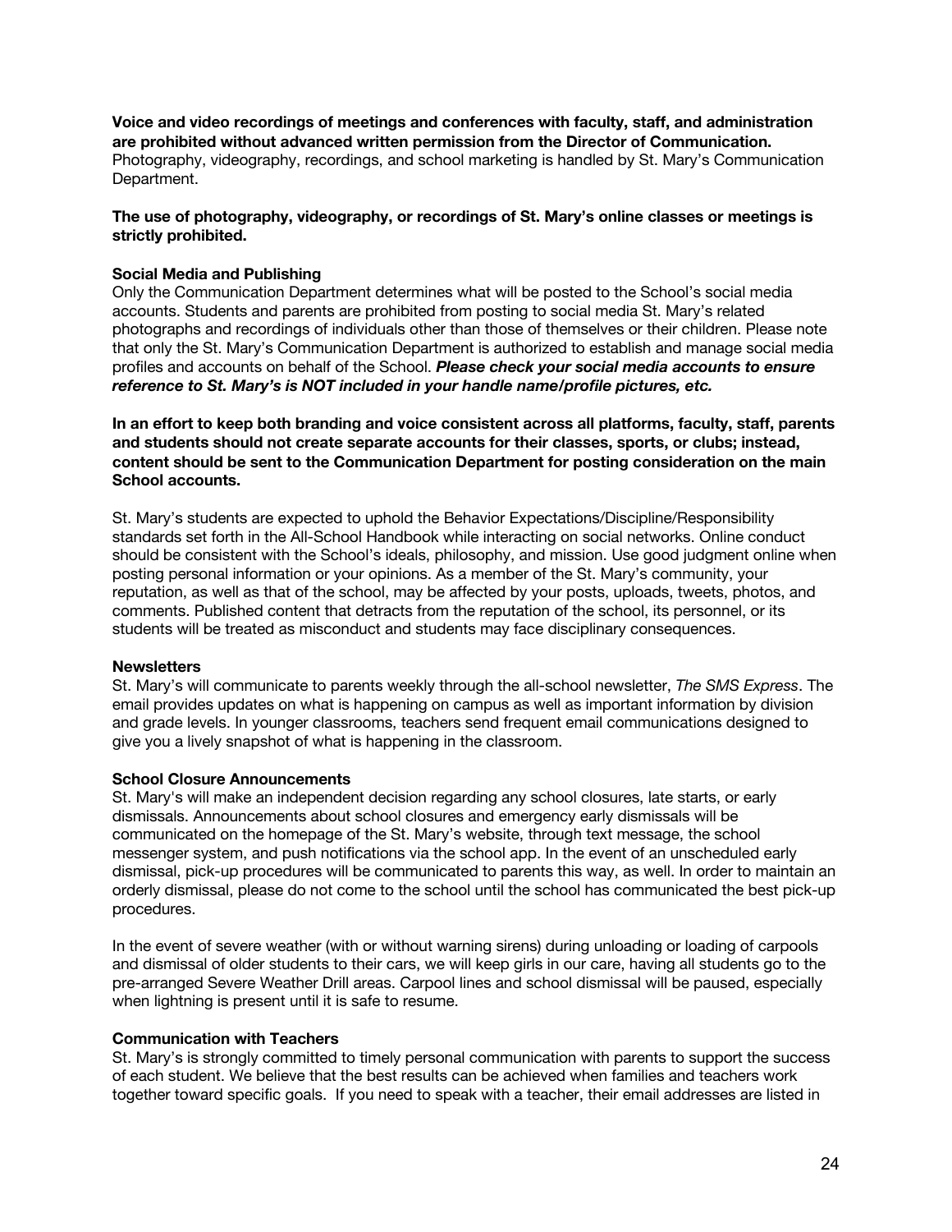**Voice and video recordings of meetings and conferences with faculty, staff, and administration are prohibited without advanced written permission from the Director of Communication.** Photography, videography, recordings, and school marketing is handled by St. Mary's Communication Department.

**The use of photography, videography, or recordings of St. Mary's online classes or meetings is strictly prohibited.**

### Social Media and Publishing

Only the Communication Department determines what will be posted to the School's social media accounts. Students and parents are prohibited from posting to social media St. Mary's related photographs and recordings of individuals other than those of themselves or their children. Please note that only the St. Mary's Communication Department is authorized to establish and manage social media profiles and accounts on behalf of the School. ***Please check your social media accounts to ensure reference to St. Mary's is NOT included in your handle name/profile pictures, etc.***

**In an effort to keep both branding and voice consistent across all platforms, faculty, staff, parents and students should not create separate accounts for their classes, sports, or clubs; instead, content should be sent to the Communication Department for posting consideration on the main School accounts.**

St. Mary's students are expected to uphold the Behavior Expectations/Discipline/Responsibility standards set forth in the All-School Handbook while interacting on social networks. Online conduct should be consistent with the School's ideals, philosophy, and mission. Use good judgment online when posting personal information or your opinions. As a member of the St. Mary's community, your reputation, as well as that of the school, may be affected by your posts, uploads, tweets, photos, and comments. Published content that detracts from the reputation of the school, its personnel, or its students will be treated as misconduct and students may face disciplinary consequences.

### Newsletters

St. Mary's will communicate to parents weekly through the all-school newsletter, *The SMS Express*. The email provides updates on what is happening on campus as well as important information by division and grade levels. In younger classrooms, teachers send frequent email communications designed to give you a lively snapshot of what is happening in the classroom.

### School Closure Announcements

St. Mary's will make an independent decision regarding any school closures, late starts, or early dismissals. Announcements about school closures and emergency early dismissals will be communicated on the homepage of the St. Mary's website, through text message, the school messenger system, and push notifications via the school app. In the event of an unscheduled early dismissal, pick-up procedures will be communicated to parents this way, as well. In order to maintain an orderly dismissal, please do not come to the school until the school has communicated the best pick-up procedures.

In the event of severe weather (with or without warning sirens) during unloading or loading of carpools and dismissal of older students to their cars, we will keep girls in our care, having all students go to the pre-arranged Severe Weather Drill areas. Carpool lines and school dismissal will be paused, especially when lightning is present until it is safe to resume.

### Communication with Teachers

St. Mary's is strongly committed to timely personal communication with parents to support the success of each student. We believe that the best results can be achieved when families and teachers work together toward specific goals. If you need to speak with a teacher, their email addresses are listed in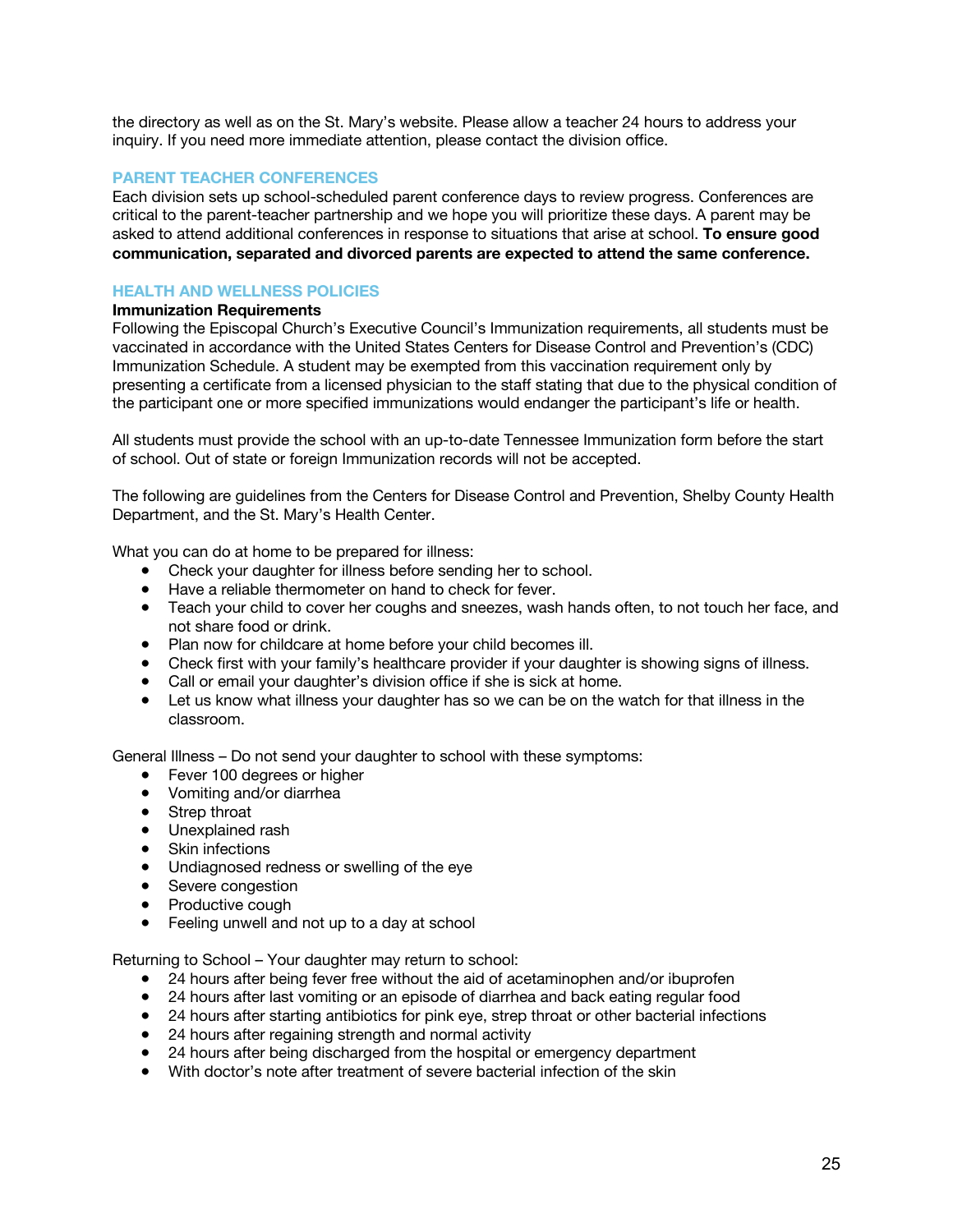the directory as well as on the St. Mary's website. Please allow a teacher 24 hours to address your inquiry. If you need more immediate attention, please contact the division office.

## PARENT TEACHER CONFERENCES

Each division sets up school-scheduled parent conference days to review progress. Conferences are critical to the parent-teacher partnership and we hope you will prioritize these days. A parent may be asked to attend additional conferences in response to situations that arise at school. **To ensure good communication, separated and divorced parents are expected to attend the same conference.**

## HEALTH AND WELLNESS POLICIES

### Immunization Requirements

Following the Episcopal Church's Executive Council's Immunization requirements, all students must be vaccinated in accordance with the United States Centers for Disease Control and Prevention's (CDC) Immunization Schedule. A student may be exempted from this vaccination requirement only by presenting a certificate from a licensed physician to the staff stating that due to the physical condition of the participant one or more specified immunizations would endanger the participant's life or health.

All students must provide the school with an up-to-date Tennessee Immunization form before the start of school. Out of state or foreign Immunization records will not be accepted.

The following are guidelines from the Centers for Disease Control and Prevention, Shelby County Health Department, and the St. Mary's Health Center.

What you can do at home to be prepared for illness:

- Check your daughter for illness before sending her to school.
- Have a reliable thermometer on hand to check for fever.
- Teach your child to cover her coughs and sneezes, wash hands often, to not touch her face, and not share food or drink.
- Plan now for childcare at home before your child becomes ill.
- Check first with your family's healthcare provider if your daughter is showing signs of illness.
- Call or email your daughter's division office if she is sick at home.
- Let us know what illness your daughter has so we can be on the watch for that illness in the classroom.

General Illness – Do not send your daughter to school with these symptoms:

- Fever 100 degrees or higher
- Vomiting and/or diarrhea
- Strep throat
- Unexplained rash
- Skin infections
- Undiagnosed redness or swelling of the eye
- Severe congestion
- Productive cough
- Feeling unwell and not up to a day at school

Returning to School – Your daughter may return to school:

- 24 hours after being fever free without the aid of acetaminophen and/or ibuprofen
- 24 hours after last vomiting or an episode of diarrhea and back eating regular food
- 24 hours after starting antibiotics for pink eye, strep throat or other bacterial infections
- 24 hours after regaining strength and normal activity
- 24 hours after being discharged from the hospital or emergency department
- With doctor's note after treatment of severe bacterial infection of the skin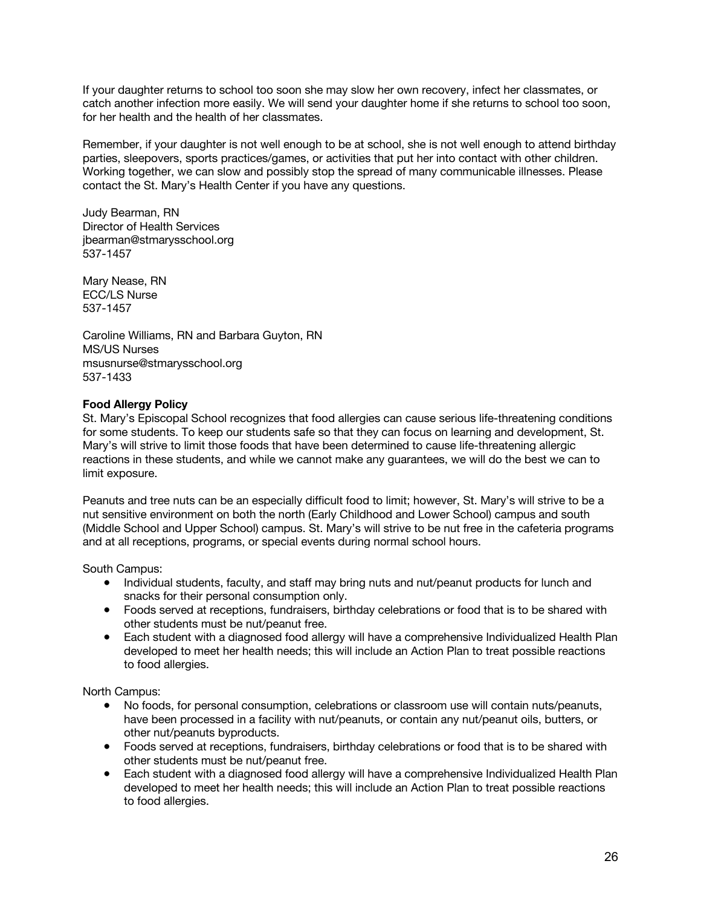If your daughter returns to school too soon she may slow her own recovery, infect her classmates, or catch another infection more easily. We will send your daughter home if she returns to school too soon, for her health and the health of her classmates.

Remember, if your daughter is not well enough to be at school, she is not well enough to attend birthday parties, sleepovers, sports practices/games, or activities that put her into contact with other children. Working together, we can slow and possibly stop the spread of many communicable illnesses. Please contact the St. Mary's Health Center if you have any questions.

Judy Bearman, RN
Director of Health Services
jbearman@stmarysschool.org
537-1457

Mary Nease, RN
ECC/LS Nurse
537-1457

Caroline Williams, RN and Barbara Guyton, RN
MS/US Nurses
msusnurse@stmarysschool.org
537-1433

**Food Allergy Policy**

St. Mary's Episcopal School recognizes that food allergies can cause serious life-threatening conditions for some students. To keep our students safe so that they can focus on learning and development, St. Mary's will strive to limit those foods that have been determined to cause life-threatening allergic reactions in these students, and while we cannot make any guarantees, we will do the best we can to limit exposure.

Peanuts and tree nuts can be an especially difficult food to limit; however, St. Mary's will strive to be a nut sensitive environment on both the north (Early Childhood and Lower School) campus and south (Middle School and Upper School) campus. St. Mary's will strive to be nut free in the cafeteria programs and at all receptions, programs, or special events during normal school hours.

South Campus:

- Individual students, faculty, and staff may bring nuts and nut/peanut products for lunch and snacks for their personal consumption only.
- Foods served at receptions, fundraisers, birthday celebrations or food that is to be shared with other students must be nut/peanut free.
- Each student with a diagnosed food allergy will have a comprehensive Individualized Health Plan developed to meet her health needs; this will include an Action Plan to treat possible reactions to food allergies.

North Campus:

- No foods, for personal consumption, celebrations or classroom use will contain nuts/peanuts, have been processed in a facility with nut/peanuts, or contain any nut/peanut oils, butters, or other nut/peanuts byproducts.
- Foods served at receptions, fundraisers, birthday celebrations or food that is to be shared with other students must be nut/peanut free.
- Each student with a diagnosed food allergy will have a comprehensive Individualized Health Plan developed to meet her health needs; this will include an Action Plan to treat possible reactions to food allergies.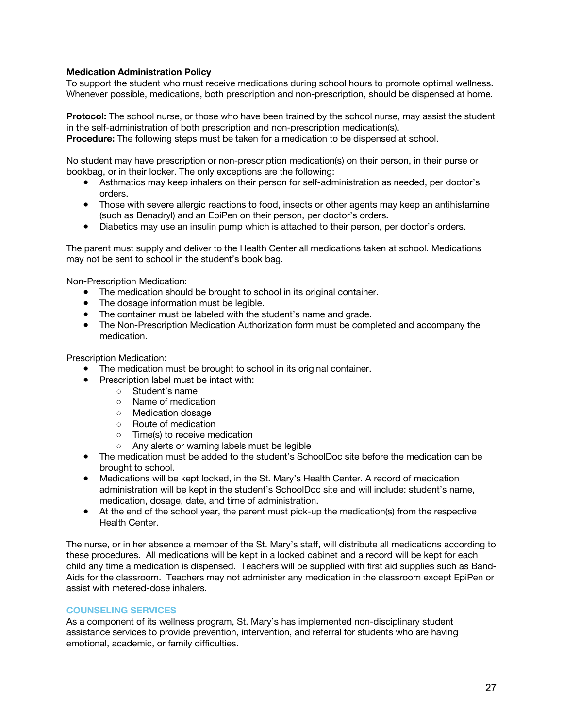**Medication Administration Policy**
To support the student who must receive medications during school hours to promote optimal wellness. Whenever possible, medications, both prescription and non-prescription, should be dispensed at home.

**Protocol:** The school nurse, or those who have been trained by the school nurse, may assist the student in the self-administration of both prescription and non-prescription medication(s).
**Procedure:** The following steps must be taken for a medication to be dispensed at school.

No student may have prescription or non-prescription medication(s) on their person, in their purse or bookbag, or in their locker. The only exceptions are the following:

- Asthmatics may keep inhalers on their person for self-administration as needed, per doctor's orders.
- Those with severe allergic reactions to food, insects or other agents may keep an antihistamine (such as Benadryl) and an EpiPen on their person, per doctor's orders.
- Diabetics may use an insulin pump which is attached to their person, per doctor's orders.

The parent must supply and deliver to the Health Center all medications taken at school. Medications may not be sent to school in the student's book bag.

Non-Prescription Medication:

- The medication should be brought to school in its original container.
- The dosage information must be legible.
- The container must be labeled with the student's name and grade.
- The Non-Prescription Medication Authorization form must be completed and accompany the medication.

Prescription Medication:

- The medication must be brought to school in its original container.
- Prescription label must be intact with:
  - Student's name
  - Name of medication
  - Medication dosage
  - Route of medication
  - Time(s) to receive medication
  - Any alerts or warning labels must be legible
- The medication must be added to the student's SchoolDoc site before the medication can be brought to school.
- Medications will be kept locked, in the St. Mary's Health Center. A record of medication administration will be kept in the student's SchoolDoc site and will include: student's name, medication, dosage, date, and time of administration.
- At the end of the school year, the parent must pick-up the medication(s) from the respective Health Center.

The nurse, or in her absence a member of the St. Mary's staff, will distribute all medications according to these procedures. All medications will be kept in a locked cabinet and a record will be kept for each child any time a medication is dispensed. Teachers will be supplied with first aid supplies such as Band-Aids for the classroom. Teachers may not administer any medication in the classroom except EpiPen or assist with metered-dose inhalers.

## COUNSELING SERVICES

As a component of its wellness program, St. Mary's has implemented non-disciplinary student assistance services to provide prevention, intervention, and referral for students who are having emotional, academic, or family difficulties.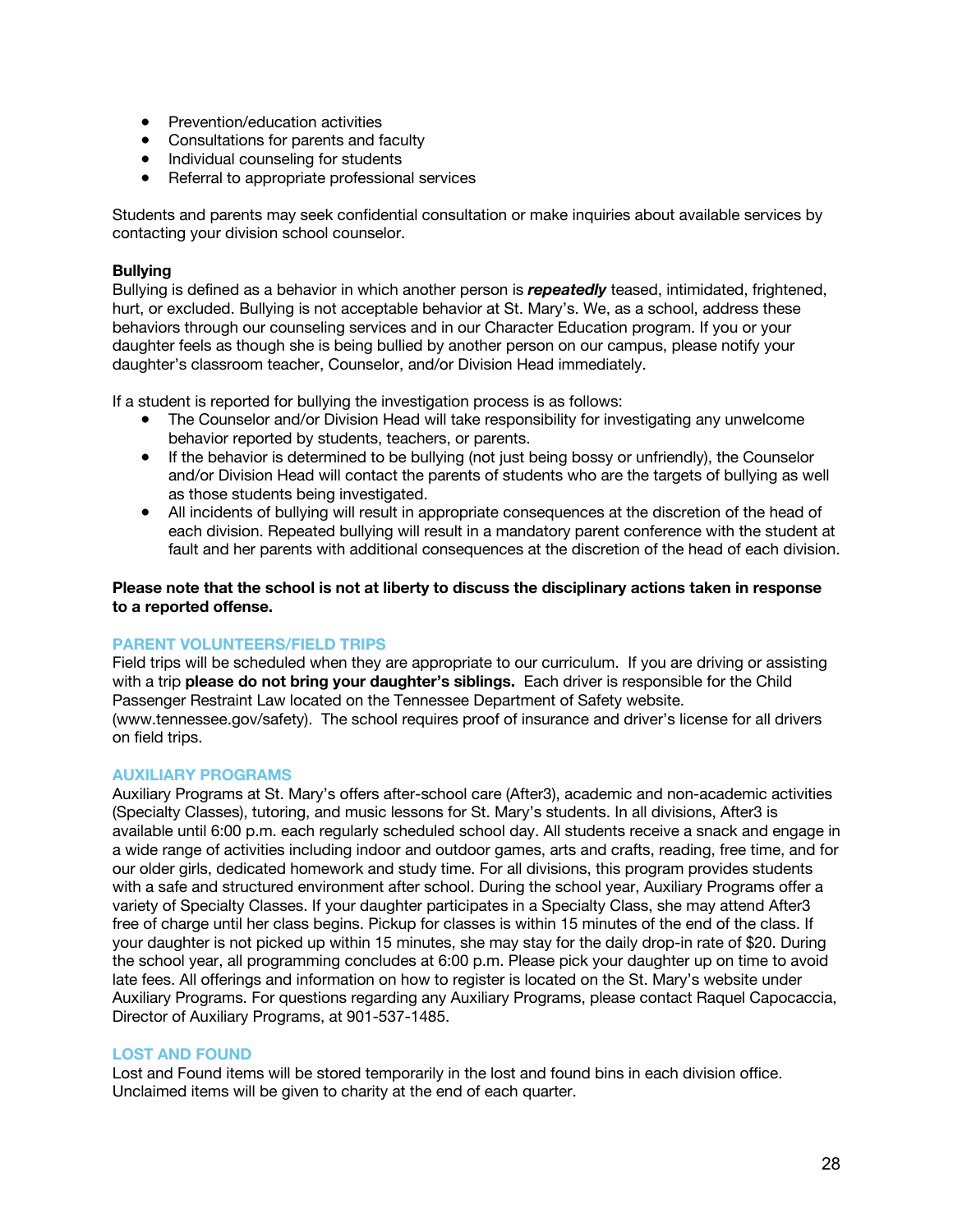- Prevention/education activities
- Consultations for parents and faculty
- Individual counseling for students
- Referral to appropriate professional services

Students and parents may seek confidential consultation or make inquiries about available services by contacting your division school counselor.

**Bullying**

Bullying is defined as a behavior in which another person is ***repeatedly*** teased, intimidated, frightened, hurt, or excluded. Bullying is not acceptable behavior at St. Mary's. We, as a school, address these behaviors through our counseling services and in our Character Education program. If you or your daughter feels as though she is being bullied by another person on our campus, please notify your daughter's classroom teacher, Counselor, and/or Division Head immediately.

If a student is reported for bullying the investigation process is as follows:

- The Counselor and/or Division Head will take responsibility for investigating any unwelcome behavior reported by students, teachers, or parents.
- If the behavior is determined to be bullying (not just being bossy or unfriendly), the Counselor and/or Division Head will contact the parents of students who are the targets of bullying as well as those students being investigated.
- All incidents of bullying will result in appropriate consequences at the discretion of the head of each division. Repeated bullying will result in a mandatory parent conference with the student at fault and her parents with additional consequences at the discretion of the head of each division.

**Please note that the school is not at liberty to discuss the disciplinary actions taken in response to a reported offense.**

## PARENT VOLUNTEERS/FIELD TRIPS

Field trips will be scheduled when they are appropriate to our curriculum. If you are driving or assisting with a trip **please do not bring your daughter's siblings.** Each driver is responsible for the Child Passenger Restraint Law located on the Tennessee Department of Safety website. (www.tennessee.gov/safety). The school requires proof of insurance and driver's license for all drivers on field trips.

## AUXILIARY PROGRAMS

Auxiliary Programs at St. Mary's offers after-school care (After3), academic and non-academic activities (Specialty Classes), tutoring, and music lessons for St. Mary's students. In all divisions, After3 is available until 6:00 p.m. each regularly scheduled school day. All students receive a snack and engage in a wide range of activities including indoor and outdoor games, arts and crafts, reading, free time, and for our older girls, dedicated homework and study time. For all divisions, this program provides students with a safe and structured environment after school. During the school year, Auxiliary Programs offer a variety of Specialty Classes. If your daughter participates in a Specialty Class, she may attend After3 free of charge until her class begins. Pickup for classes is within 15 minutes of the end of the class. If your daughter is not picked up within 15 minutes, she may stay for the daily drop-in rate of $20. During the school year, all programming concludes at 6:00 p.m. Please pick your daughter up on time to avoid late fees. All offerings and information on how to register is located on the St. Mary's website under Auxiliary Programs. For questions regarding any Auxiliary Programs, please contact Raquel Capocaccia, Director of Auxiliary Programs, at 901-537-1485.

## LOST AND FOUND

Lost and Found items will be stored temporarily in the lost and found bins in each division office. Unclaimed items will be given to charity at the end of each quarter.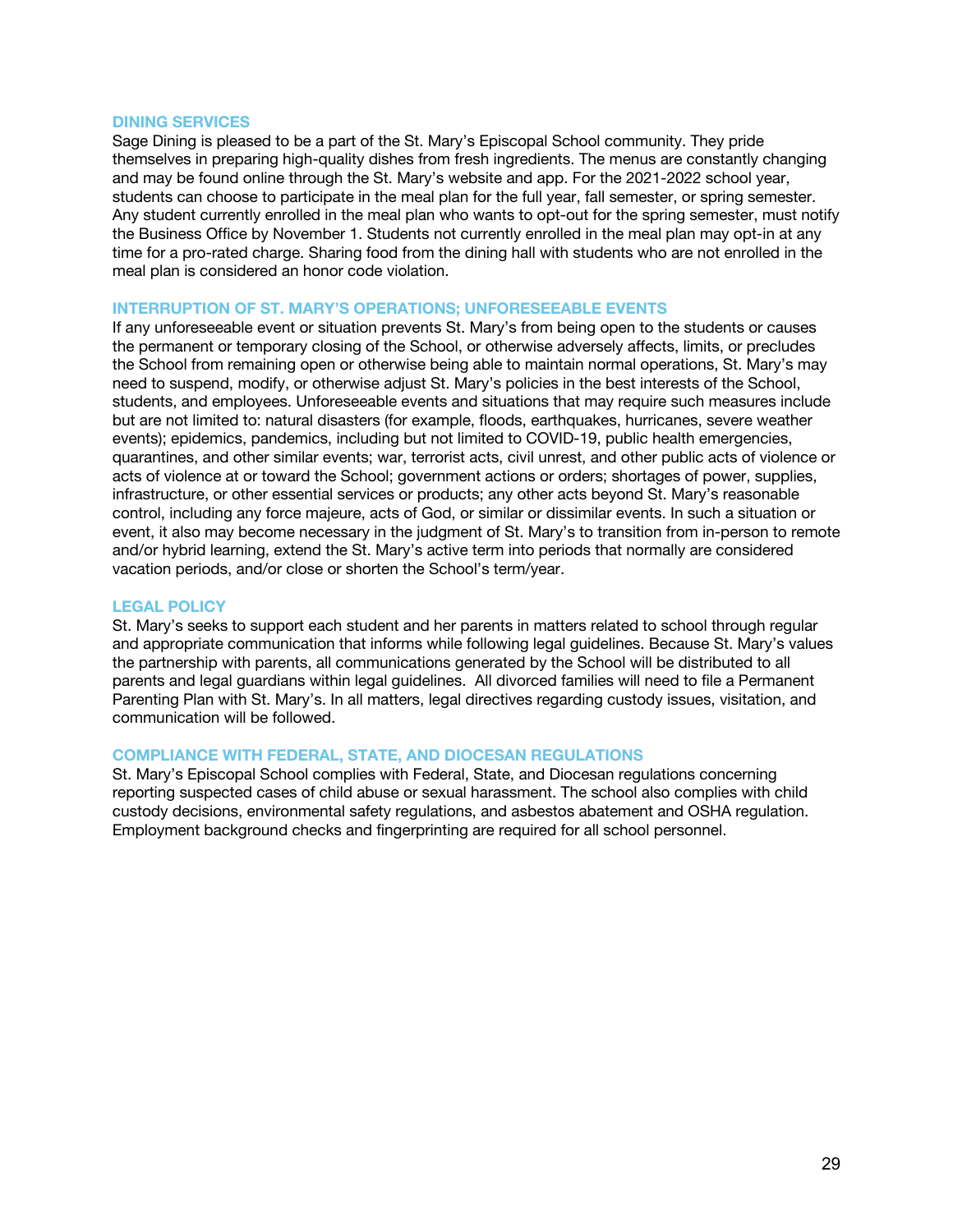## DINING SERVICES

Sage Dining is pleased to be a part of the St. Mary's Episcopal School community. They pride themselves in preparing high-quality dishes from fresh ingredients. The menus are constantly changing and may be found online through the St. Mary's website and app. For the 2021-2022 school year, students can choose to participate in the meal plan for the full year, fall semester, or spring semester. Any student currently enrolled in the meal plan who wants to opt-out for the spring semester, must notify the Business Office by November 1. Students not currently enrolled in the meal plan may opt-in at any time for a pro-rated charge. Sharing food from the dining hall with students who are not enrolled in the meal plan is considered an honor code violation.

## INTERRUPTION OF ST. MARY'S OPERATIONS; UNFORESEEABLE EVENTS

If any unforeseeable event or situation prevents St. Mary's from being open to the students or causes the permanent or temporary closing of the School, or otherwise adversely affects, limits, or precludes the School from remaining open or otherwise being able to maintain normal operations, St. Mary's may need to suspend, modify, or otherwise adjust St. Mary's policies in the best interests of the School, students, and employees. Unforeseeable events and situations that may require such measures include but are not limited to: natural disasters (for example, floods, earthquakes, hurricanes, severe weather events); epidemics, pandemics, including but not limited to COVID-19, public health emergencies, quarantines, and other similar events; war, terrorist acts, civil unrest, and other public acts of violence or acts of violence at or toward the School; government actions or orders; shortages of power, supplies, infrastructure, or other essential services or products; any other acts beyond St. Mary's reasonable control, including any force majeure, acts of God, or similar or dissimilar events. In such a situation or event, it also may become necessary in the judgment of St. Mary's to transition from in-person to remote and/or hybrid learning, extend the St. Mary's active term into periods that normally are considered vacation periods, and/or close or shorten the School's term/year.

## LEGAL POLICY

St. Mary's seeks to support each student and her parents in matters related to school through regular and appropriate communication that informs while following legal guidelines. Because St. Mary's values the partnership with parents, all communications generated by the School will be distributed to all parents and legal guardians within legal guidelines. All divorced families will need to file a Permanent Parenting Plan with St. Mary's. In all matters, legal directives regarding custody issues, visitation, and communication will be followed.

## COMPLIANCE WITH FEDERAL, STATE, AND DIOCESAN REGULATIONS

St. Mary's Episcopal School complies with Federal, State, and Diocesan regulations concerning reporting suspected cases of child abuse or sexual harassment. The school also complies with child custody decisions, environmental safety regulations, and asbestos abatement and OSHA regulation. Employment background checks and fingerprinting are required for all school personnel.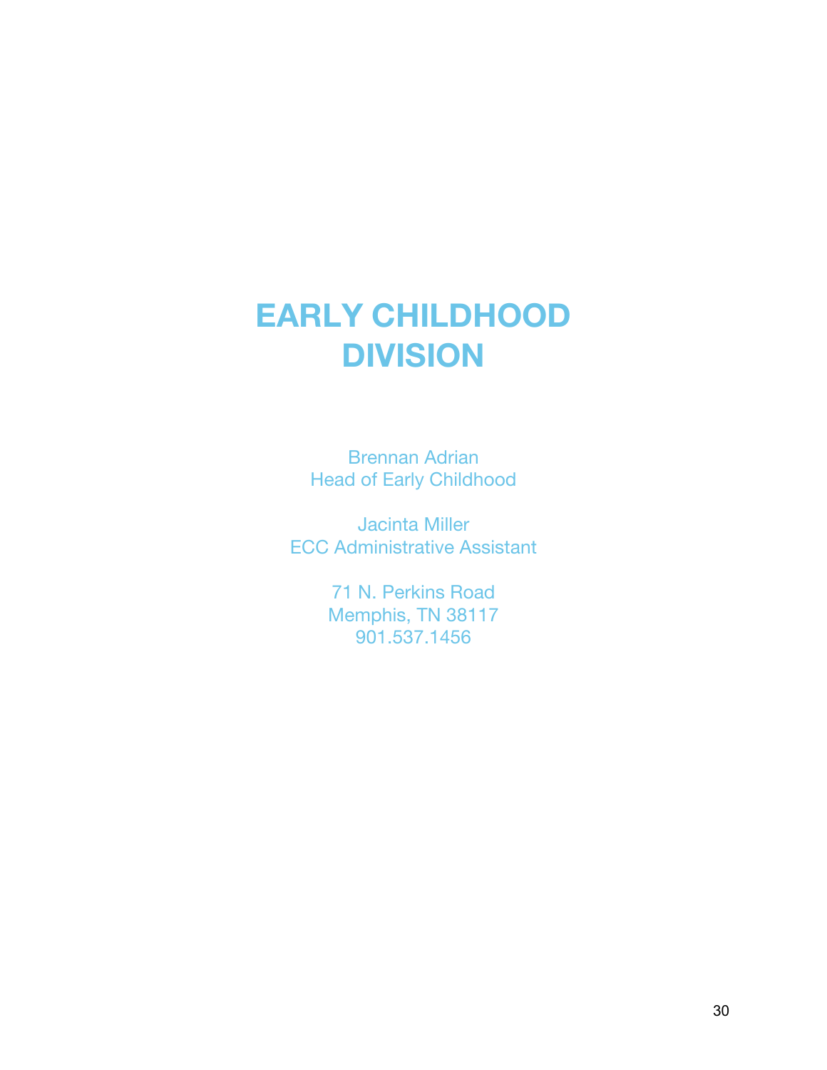# EARLY CHILDHOOD DIVISION

Brennan Adrian
Head of Early Childhood

Jacinta Miller
ECC Administrative Assistant

71 N. Perkins Road
Memphis, TN 38117
901.537.1456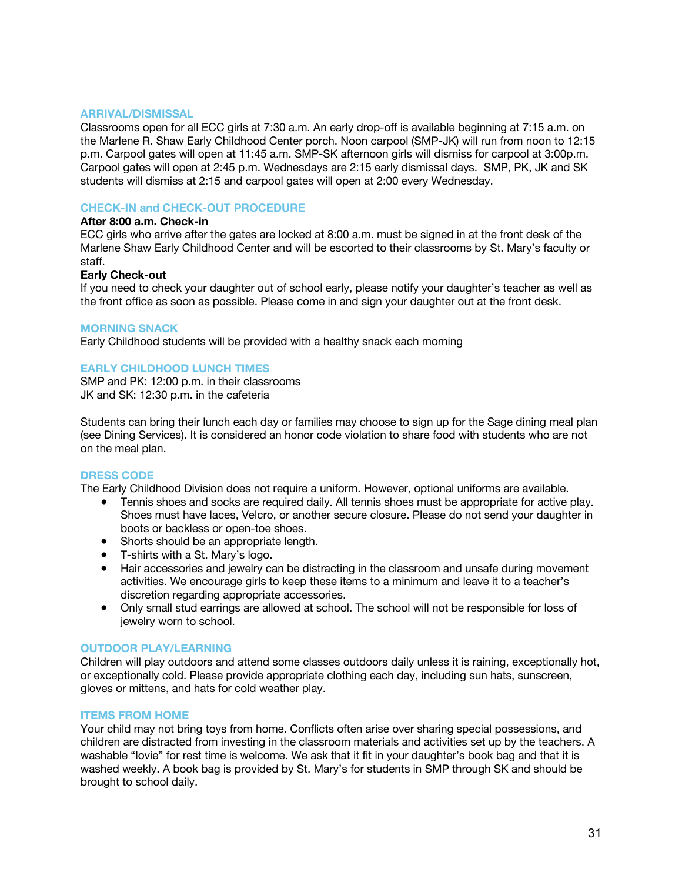## ARRIVAL/DISMISSAL

Classrooms open for all ECC girls at 7:30 a.m. An early drop-off is available beginning at 7:15 a.m. on the Marlene R. Shaw Early Childhood Center porch. Noon carpool (SMP-JK) will run from noon to 12:15 p.m. Carpool gates will open at 11:45 a.m. SMP-SK afternoon girls will dismiss for carpool at 3:00p.m. Carpool gates will open at 2:45 p.m. Wednesdays are 2:15 early dismissal days. SMP, PK, JK and SK students will dismiss at 2:15 and carpool gates will open at 2:00 every Wednesday.

## CHECK-IN and CHECK-OUT PROCEDURE

**After 8:00 a.m. Check-in**

ECC girls who arrive after the gates are locked at 8:00 a.m. must be signed in at the front desk of the Marlene Shaw Early Childhood Center and will be escorted to their classrooms by St. Mary's faculty or staff.

**Early Check-out**

If you need to check your daughter out of school early, please notify your daughter's teacher as well as the front office as soon as possible. Please come in and sign your daughter out at the front desk.

## MORNING SNACK

Early Childhood students will be provided with a healthy snack each morning

## EARLY CHILDHOOD LUNCH TIMES

SMP and PK: 12:00 p.m. in their classrooms
JK and SK: 12:30 p.m. in the cafeteria

Students can bring their lunch each day or families may choose to sign up for the Sage dining meal plan (see Dining Services). It is considered an honor code violation to share food with students who are not on the meal plan.

## DRESS CODE

The Early Childhood Division does not require a uniform. However, optional uniforms are available.

- Tennis shoes and socks are required daily. All tennis shoes must be appropriate for active play. Shoes must have laces, Velcro, or another secure closure. Please do not send your daughter in boots or backless or open-toe shoes.
- Shorts should be an appropriate length.
- T-shirts with a St. Mary's logo.
- Hair accessories and jewelry can be distracting in the classroom and unsafe during movement activities. We encourage girls to keep these items to a minimum and leave it to a teacher's discretion regarding appropriate accessories.
- Only small stud earrings are allowed at school. The school will not be responsible for loss of jewelry worn to school.

## OUTDOOR PLAY/LEARNING

Children will play outdoors and attend some classes outdoors daily unless it is raining, exceptionally hot, or exceptionally cold. Please provide appropriate clothing each day, including sun hats, sunscreen, gloves or mittens, and hats for cold weather play.

## ITEMS FROM HOME

Your child may not bring toys from home. Conflicts often arise over sharing special possessions, and children are distracted from investing in the classroom materials and activities set up by the teachers. A washable "lovie" for rest time is welcome. We ask that it fit in your daughter's book bag and that it is washed weekly. A book bag is provided by St. Mary's for students in SMP through SK and should be brought to school daily.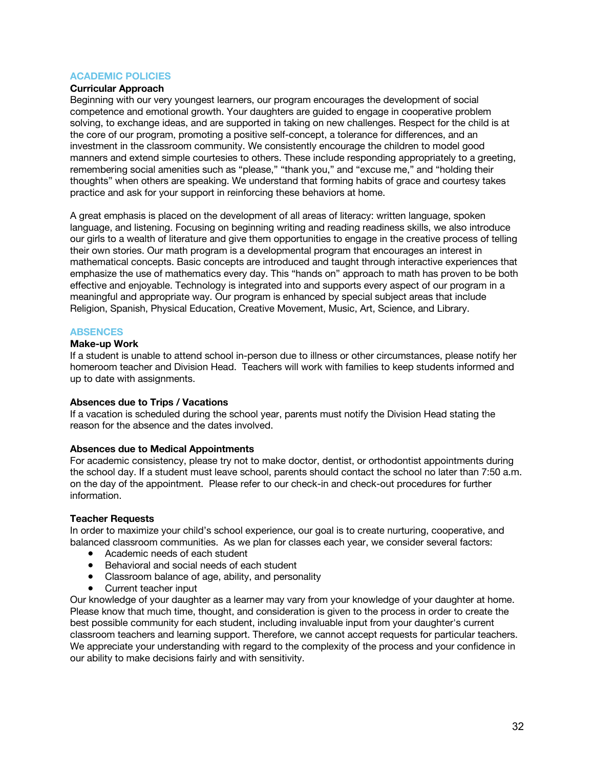## ACADEMIC POLICIES

### Curricular Approach

Beginning with our very youngest learners, our program encourages the development of social competence and emotional growth. Your daughters are guided to engage in cooperative problem solving, to exchange ideas, and are supported in taking on new challenges. Respect for the child is at the core of our program, promoting a positive self-concept, a tolerance for differences, and an investment in the classroom community. We consistently encourage the children to model good manners and extend simple courtesies to others. These include responding appropriately to a greeting, remembering social amenities such as "please," "thank you," and "excuse me," and "holding their thoughts" when others are speaking. We understand that forming habits of grace and courtesy takes practice and ask for your support in reinforcing these behaviors at home.

A great emphasis is placed on the development of all areas of literacy: written language, spoken language, and listening. Focusing on beginning writing and reading readiness skills, we also introduce our girls to a wealth of literature and give them opportunities to engage in the creative process of telling their own stories. Our math program is a developmental program that encourages an interest in mathematical concepts. Basic concepts are introduced and taught through interactive experiences that emphasize the use of mathematics every day. This "hands on" approach to math has proven to be both effective and enjoyable. Technology is integrated into and supports every aspect of our program in a meaningful and appropriate way. Our program is enhanced by special subject areas that include Religion, Spanish, Physical Education, Creative Movement, Music, Art, Science, and Library.

## ABSENCES

### Make-up Work

If a student is unable to attend school in-person due to illness or other circumstances, please notify her homeroom teacher and Division Head. Teachers will work with families to keep students informed and up to date with assignments.

### Absences due to Trips / Vacations

If a vacation is scheduled during the school year, parents must notify the Division Head stating the reason for the absence and the dates involved.

### Absences due to Medical Appointments

For academic consistency, please try not to make doctor, dentist, or orthodontist appointments during the school day. If a student must leave school, parents should contact the school no later than 7:50 a.m. on the day of the appointment. Please refer to our check-in and check-out procedures for further information.

### Teacher Requests

In order to maximize your child's school experience, our goal is to create nurturing, cooperative, and balanced classroom communities. As we plan for classes each year, we consider several factors:

- Academic needs of each student
- Behavioral and social needs of each student
- Classroom balance of age, ability, and personality
- Current teacher input

Our knowledge of your daughter as a learner may vary from your knowledge of your daughter at home. Please know that much time, thought, and consideration is given to the process in order to create the best possible community for each student, including invaluable input from your daughter's current classroom teachers and learning support. Therefore, we cannot accept requests for particular teachers. We appreciate your understanding with regard to the complexity of the process and your confidence in our ability to make decisions fairly and with sensitivity.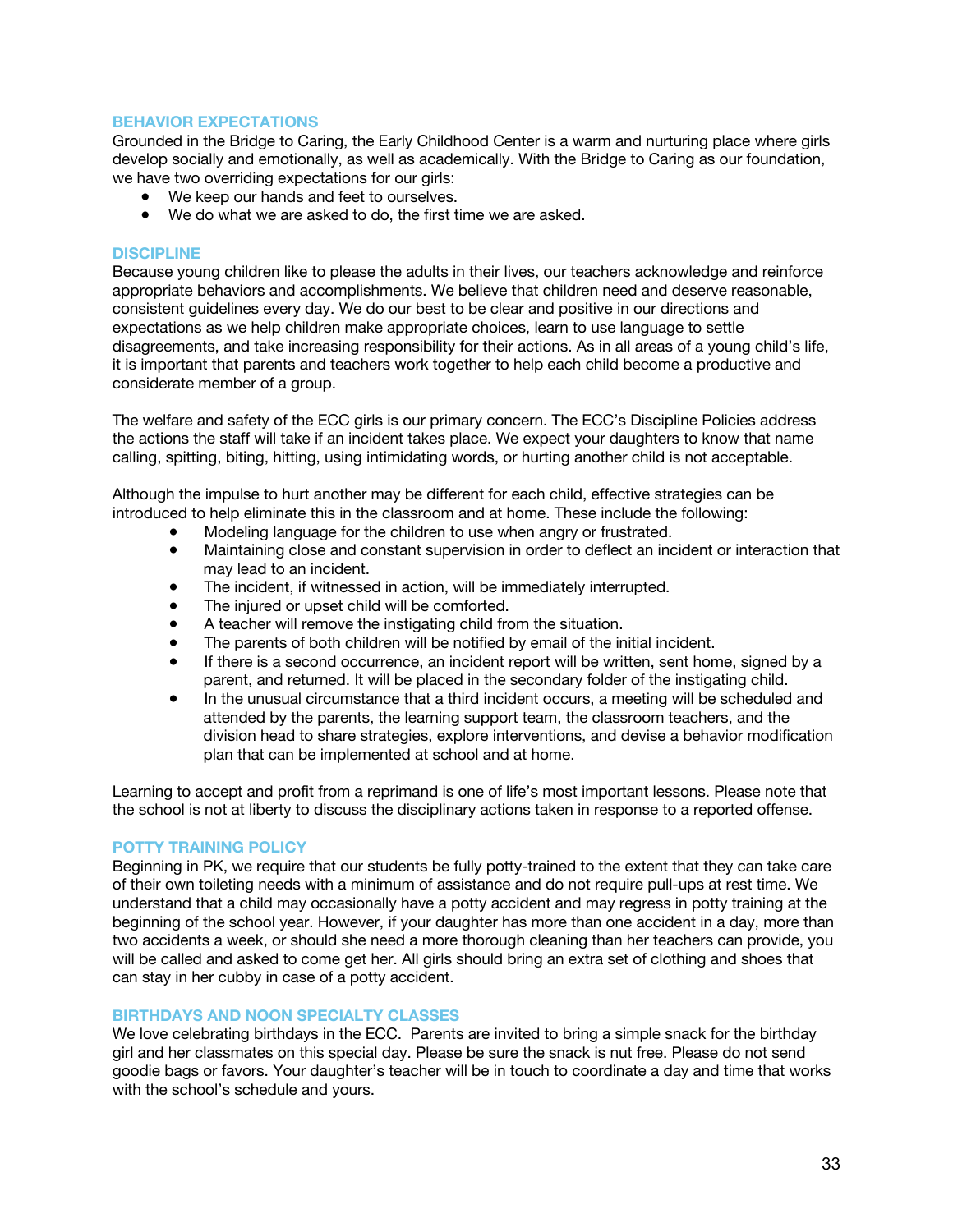### BEHAVIOR EXPECTATIONS

Grounded in the Bridge to Caring, the Early Childhood Center is a warm and nurturing place where girls develop socially and emotionally, as well as academically. With the Bridge to Caring as our foundation, we have two overriding expectations for our girls:

- We keep our hands and feet to ourselves.
- We do what we are asked to do, the first time we are asked.

### DISCIPLINE

Because young children like to please the adults in their lives, our teachers acknowledge and reinforce appropriate behaviors and accomplishments. We believe that children need and deserve reasonable, consistent guidelines every day. We do our best to be clear and positive in our directions and expectations as we help children make appropriate choices, learn to use language to settle disagreements, and take increasing responsibility for their actions. As in all areas of a young child's life, it is important that parents and teachers work together to help each child become a productive and considerate member of a group.

The welfare and safety of the ECC girls is our primary concern. The ECC's Discipline Policies address the actions the staff will take if an incident takes place. We expect your daughters to know that name calling, spitting, biting, hitting, using intimidating words, or hurting another child is not acceptable.

Although the impulse to hurt another may be different for each child, effective strategies can be introduced to help eliminate this in the classroom and at home. These include the following:

- Modeling language for the children to use when angry or frustrated.
- Maintaining close and constant supervision in order to deflect an incident or interaction that may lead to an incident.
- The incident, if witnessed in action, will be immediately interrupted.
- The injured or upset child will be comforted.
- A teacher will remove the instigating child from the situation.
- The parents of both children will be notified by email of the initial incident.
- If there is a second occurrence, an incident report will be written, sent home, signed by a parent, and returned. It will be placed in the secondary folder of the instigating child.
- In the unusual circumstance that a third incident occurs, a meeting will be scheduled and attended by the parents, the learning support team, the classroom teachers, and the division head to share strategies, explore interventions, and devise a behavior modification plan that can be implemented at school and at home.

Learning to accept and profit from a reprimand is one of life's most important lessons. Please note that the school is not at liberty to discuss the disciplinary actions taken in response to a reported offense.

### POTTY TRAINING POLICY

Beginning in PK, we require that our students be fully potty-trained to the extent that they can take care of their own toileting needs with a minimum of assistance and do not require pull-ups at rest time. We understand that a child may occasionally have a potty accident and may regress in potty training at the beginning of the school year. However, if your daughter has more than one accident in a day, more than two accidents a week, or should she need a more thorough cleaning than her teachers can provide, you will be called and asked to come get her. All girls should bring an extra set of clothing and shoes that can stay in her cubby in case of a potty accident.

### BIRTHDAYS AND NOON SPECIALTY CLASSES

We love celebrating birthdays in the ECC. Parents are invited to bring a simple snack for the birthday girl and her classmates on this special day. Please be sure the snack is nut free. Please do not send goodie bags or favors. Your daughter's teacher will be in touch to coordinate a day and time that works with the school's schedule and yours.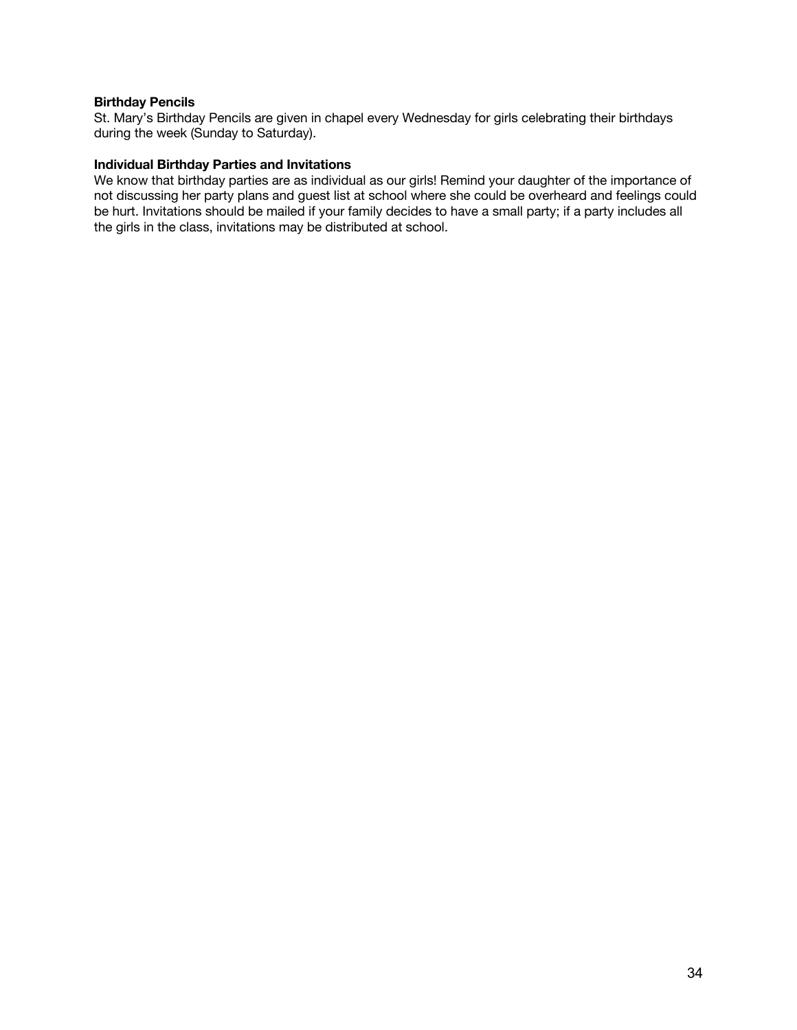**Birthday Pencils**

St. Mary's Birthday Pencils are given in chapel every Wednesday for girls celebrating their birthdays during the week (Sunday to Saturday).

**Individual Birthday Parties and Invitations**

We know that birthday parties are as individual as our girls! Remind your daughter of the importance of not discussing her party plans and guest list at school where she could be overheard and feelings could be hurt. Invitations should be mailed if your family decides to have a small party; if a party includes all the girls in the class, invitations may be distributed at school.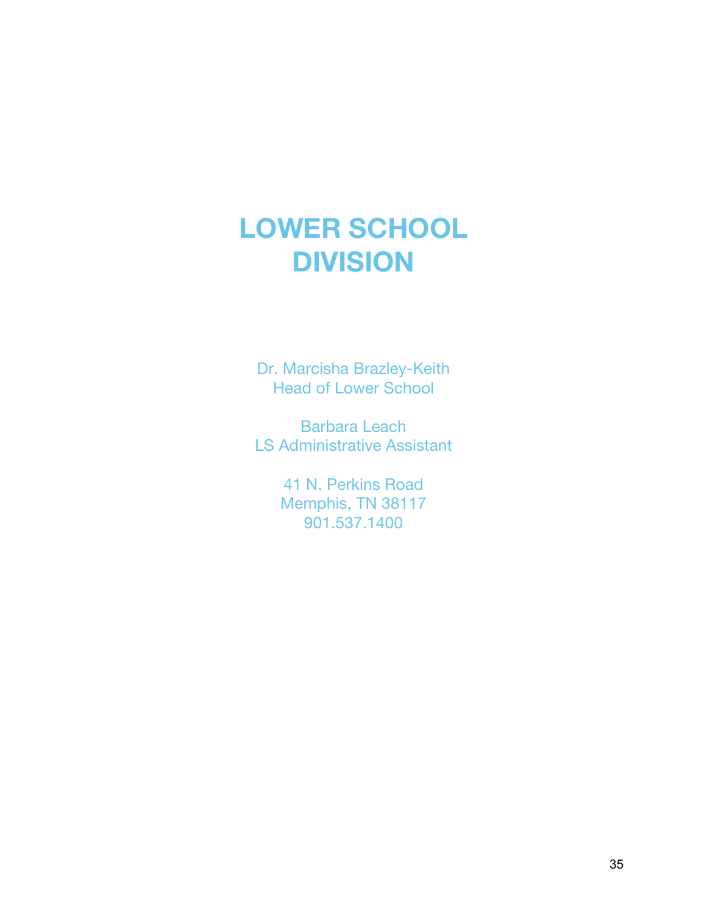# LOWER SCHOOL DIVISION

Dr. Marcisha Brazley-Keith
Head of Lower School

Barbara Leach
LS Administrative Assistant

41 N. Perkins Road
Memphis, TN 38117
901.537.1400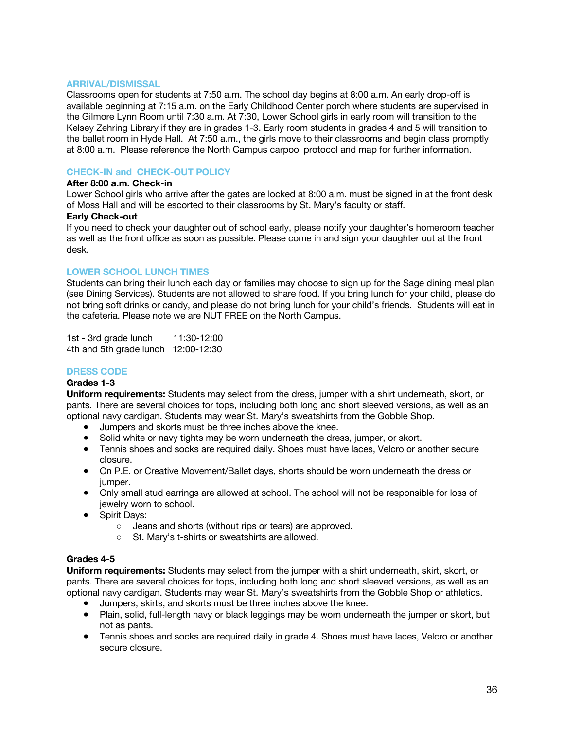## ARRIVAL/DISMISSAL

Classrooms open for students at 7:50 a.m. The school day begins at 8:00 a.m. An early drop-off is available beginning at 7:15 a.m. on the Early Childhood Center porch where students are supervised in the Gilmore Lynn Room until 7:30 a.m. At 7:30, Lower School girls in early room will transition to the Kelsey Zehring Library if they are in grades 1-3. Early room students in grades 4 and 5 will transition to the ballet room in Hyde Hall. At 7:50 a.m., the girls move to their classrooms and begin class promptly at 8:00 a.m. Please reference the North Campus carpool protocol and map for further information.

## CHECK-IN and CHECK-OUT POLICY

**After 8:00 a.m. Check-in**

Lower School girls who arrive after the gates are locked at 8:00 a.m. must be signed in at the front desk of Moss Hall and will be escorted to their classrooms by St. Mary's faculty or staff.

**Early Check-out**

If you need to check your daughter out of school early, please notify your daughter's homeroom teacher as well as the front office as soon as possible. Please come in and sign your daughter out at the front desk.

## LOWER SCHOOL LUNCH TIMES

Students can bring their lunch each day or families may choose to sign up for the Sage dining meal plan (see Dining Services). Students are not allowed to share food. If you bring lunch for your child, please do not bring soft drinks or candy, and please do not bring lunch for your child's friends. Students will eat in the cafeteria. Please note we are NUT FREE on the North Campus.

| | |
|---|---|
| 1st - 3rd grade lunch | 11:30-12:00 |
| 4th and 5th grade lunch | 12:00-12:30 |

## DRESS CODE

**Grades 1-3**

**Uniform requirements:** Students may select from the dress, jumper with a shirt underneath, skort, or pants. There are several choices for tops, including both long and short sleeved versions, as well as an optional navy cardigan. Students may wear St. Mary's sweatshirts from the Gobble Shop.

- Jumpers and skorts must be three inches above the knee.
- Solid white or navy tights may be worn underneath the dress, jumper, or skort.
- Tennis shoes and socks are required daily. Shoes must have laces, Velcro or another secure closure.
- On P.E. or Creative Movement/Ballet days, shorts should be worn underneath the dress or jumper.
- Only small stud earrings are allowed at school. The school will not be responsible for loss of jewelry worn to school.
- Spirit Days:
  - Jeans and shorts (without rips or tears) are approved.
  - St. Mary's t-shirts or sweatshirts are allowed.

**Grades 4-5**

**Uniform requirements:** Students may select from the jumper with a shirt underneath, skirt, skort, or pants. There are several choices for tops, including both long and short sleeved versions, as well as an optional navy cardigan. Students may wear St. Mary's sweatshirts from the Gobble Shop or athletics.

- Jumpers, skirts, and skorts must be three inches above the knee.
- Plain, solid, full-length navy or black leggings may be worn underneath the jumper or skort, but not as pants.
- Tennis shoes and socks are required daily in grade 4. Shoes must have laces, Velcro or another secure closure.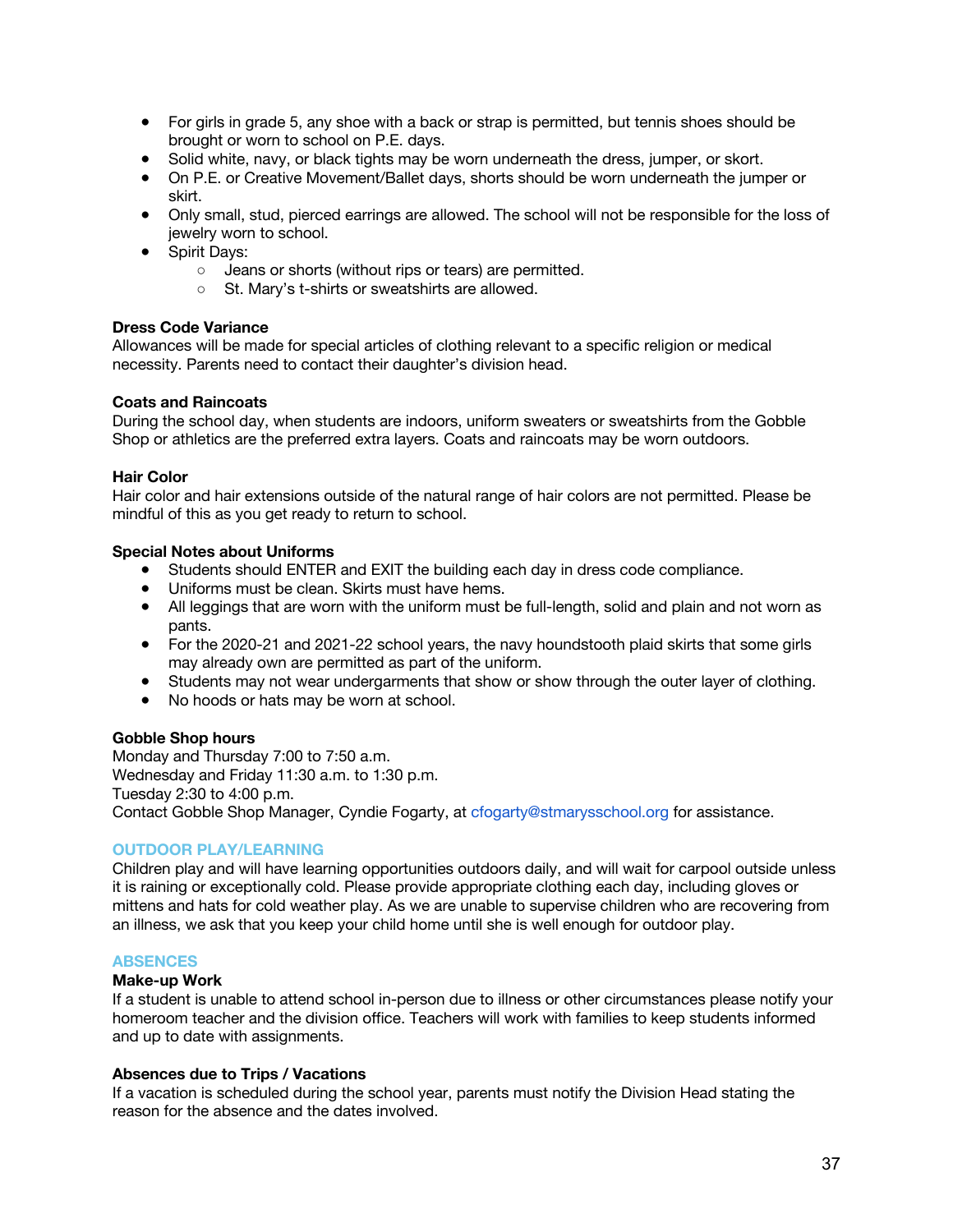- For girls in grade 5, any shoe with a back or strap is permitted, but tennis shoes should be brought or worn to school on P.E. days.
- Solid white, navy, or black tights may be worn underneath the dress, jumper, or skort.
- On P.E. or Creative Movement/Ballet days, shorts should be worn underneath the jumper or skirt.
- Only small, stud, pierced earrings are allowed. The school will not be responsible for the loss of jewelry worn to school.
- Spirit Days:
    - Jeans or shorts (without rips or tears) are permitted.
    - St. Mary's t-shirts or sweatshirts are allowed.

**Dress Code Variance**

Allowances will be made for special articles of clothing relevant to a specific religion or medical necessity. Parents need to contact their daughter's division head.

**Coats and Raincoats**

During the school day, when students are indoors, uniform sweaters or sweatshirts from the Gobble Shop or athletics are the preferred extra layers. Coats and raincoats may be worn outdoors.

**Hair Color**

Hair color and hair extensions outside of the natural range of hair colors are not permitted. Please be mindful of this as you get ready to return to school.

**Special Notes about Uniforms**

- Students should ENTER and EXIT the building each day in dress code compliance.
- Uniforms must be clean. Skirts must have hems.
- All leggings that are worn with the uniform must be full-length, solid and plain and not worn as pants.
- For the 2020-21 and 2021-22 school years, the navy houndstooth plaid skirts that some girls may already own are permitted as part of the uniform.
- Students may not wear undergarments that show or show through the outer layer of clothing.
- No hoods or hats may be worn at school.

**Gobble Shop hours**

Monday and Thursday 7:00 to 7:50 a.m.
Wednesday and Friday 11:30 a.m. to 1:30 p.m.
Tuesday 2:30 to 4:00 p.m.
Contact Gobble Shop Manager, Cyndie Fogarty, at cfogarty@stmarysschool.org for assistance.

## OUTDOOR PLAY/LEARNING

Children play and will have learning opportunities outdoors daily, and will wait for carpool outside unless it is raining or exceptionally cold. Please provide appropriate clothing each day, including gloves or mittens and hats for cold weather play. As we are unable to supervise children who are recovering from an illness, we ask that you keep your child home until she is well enough for outdoor play.

## ABSENCES

**Make-up Work**

If a student is unable to attend school in-person due to illness or other circumstances please notify your homeroom teacher and the division office. Teachers will work with families to keep students informed and up to date with assignments.

**Absences due to Trips / Vacations**

If a vacation is scheduled during the school year, parents must notify the Division Head stating the reason for the absence and the dates involved.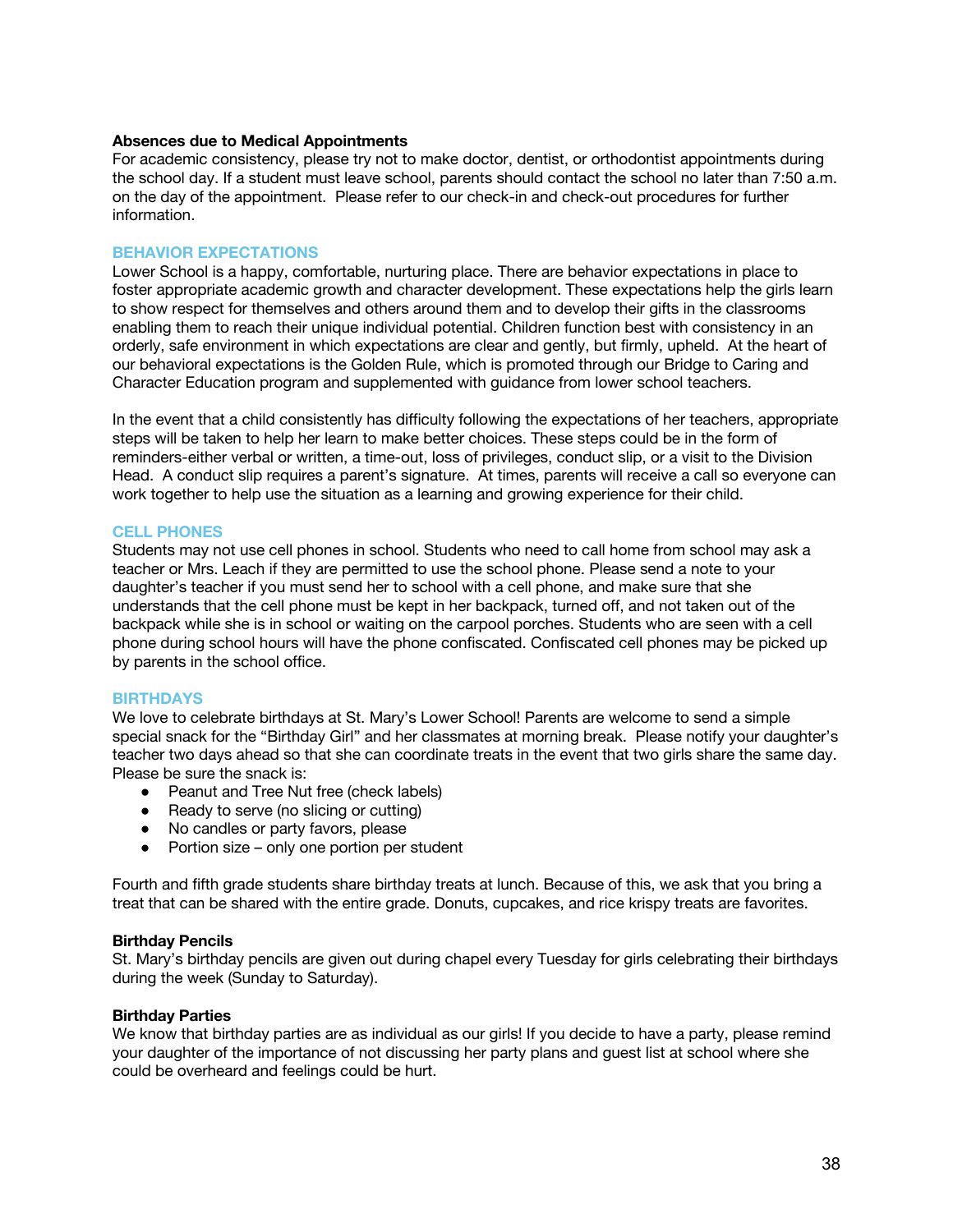**Absences due to Medical Appointments**

For academic consistency, please try not to make doctor, dentist, or orthodontist appointments during the school day. If a student must leave school, parents should contact the school no later than 7:50 a.m. on the day of the appointment. Please refer to our check-in and check-out procedures for further information.

## BEHAVIOR EXPECTATIONS

Lower School is a happy, comfortable, nurturing place. There are behavior expectations in place to foster appropriate academic growth and character development. These expectations help the girls learn to show respect for themselves and others around them and to develop their gifts in the classrooms enabling them to reach their unique individual potential. Children function best with consistency in an orderly, safe environment in which expectations are clear and gently, but firmly, upheld. At the heart of our behavioral expectations is the Golden Rule, which is promoted through our Bridge to Caring and Character Education program and supplemented with guidance from lower school teachers.

In the event that a child consistently has difficulty following the expectations of her teachers, appropriate steps will be taken to help her learn to make better choices. These steps could be in the form of reminders-either verbal or written, a time-out, loss of privileges, conduct slip, or a visit to the Division Head. A conduct slip requires a parent's signature. At times, parents will receive a call so everyone can work together to help use the situation as a learning and growing experience for their child.

## CELL PHONES

Students may not use cell phones in school. Students who need to call home from school may ask a teacher or Mrs. Leach if they are permitted to use the school phone. Please send a note to your daughter's teacher if you must send her to school with a cell phone, and make sure that she understands that the cell phone must be kept in her backpack, turned off, and not taken out of the backpack while she is in school or waiting on the carpool porches. Students who are seen with a cell phone during school hours will have the phone confiscated. Confiscated cell phones may be picked up by parents in the school office.

## BIRTHDAYS

We love to celebrate birthdays at St. Mary's Lower School! Parents are welcome to send a simple special snack for the "Birthday Girl" and her classmates at morning break. Please notify your daughter's teacher two days ahead so that she can coordinate treats in the event that two girls share the same day. Please be sure the snack is:

- Peanut and Tree Nut free (check labels)
- Ready to serve (no slicing or cutting)
- No candles or party favors, please
- Portion size – only one portion per student

Fourth and fifth grade students share birthday treats at lunch. Because of this, we ask that you bring a treat that can be shared with the entire grade. Donuts, cupcakes, and rice krispy treats are favorites.

**Birthday Pencils**

St. Mary's birthday pencils are given out during chapel every Tuesday for girls celebrating their birthdays during the week (Sunday to Saturday).

**Birthday Parties**

We know that birthday parties are as individual as our girls! If you decide to have a party, please remind your daughter of the importance of not discussing her party plans and guest list at school where she could be overheard and feelings could be hurt.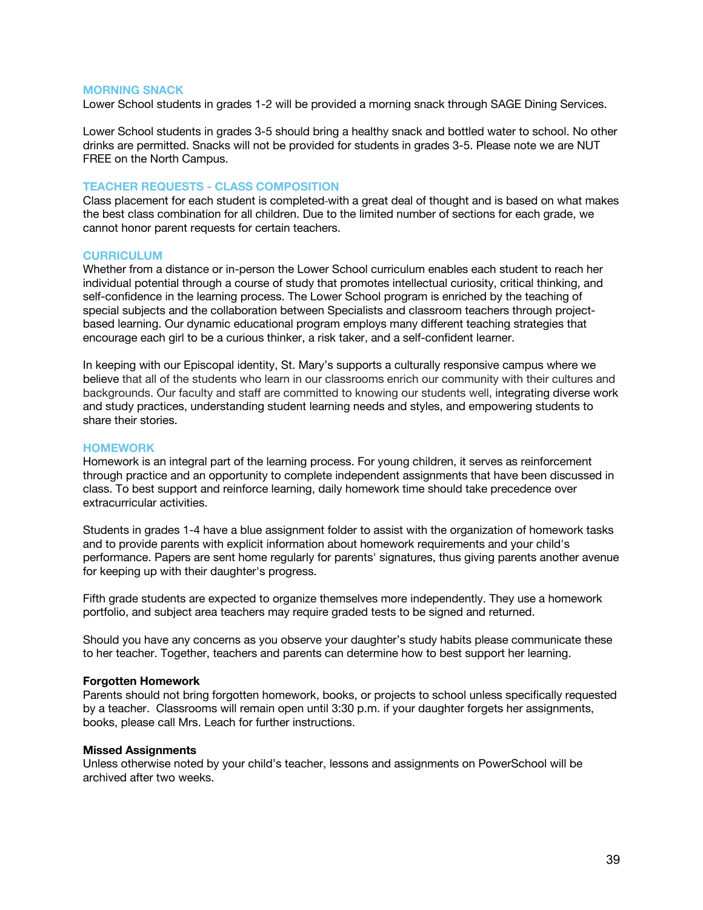### MORNING SNACK

Lower School students in grades 1-2 will be provided a morning snack through SAGE Dining Services.

Lower School students in grades 3-5 should bring a healthy snack and bottled water to school. No other drinks are permitted. Snacks will not be provided for students in grades 3-5. Please note we are NUT FREE on the North Campus.

### TEACHER REQUESTS - CLASS COMPOSITION

Class placement for each student is completed with a great deal of thought and is based on what makes the best class combination for all children. Due to the limited number of sections for each grade, we cannot honor parent requests for certain teachers.

### CURRICULUM

Whether from a distance or in-person the Lower School curriculum enables each student to reach her individual potential through a course of study that promotes intellectual curiosity, critical thinking, and self-confidence in the learning process. The Lower School program is enriched by the teaching of special subjects and the collaboration between Specialists and classroom teachers through project-based learning. Our dynamic educational program employs many different teaching strategies that encourage each girl to be a curious thinker, a risk taker, and a self-confident learner.

In keeping with our Episcopal identity, St. Mary's supports a culturally responsive campus where we believe that all of the students who learn in our classrooms enrich our community with their cultures and backgrounds. Our faculty and staff are committed to knowing our students well, integrating diverse work and study practices, understanding student learning needs and styles, and empowering students to share their stories.

### HOMEWORK

Homework is an integral part of the learning process. For young children, it serves as reinforcement through practice and an opportunity to complete independent assignments that have been discussed in class. To best support and reinforce learning, daily homework time should take precedence over extracurricular activities.

Students in grades 1-4 have a blue assignment folder to assist with the organization of homework tasks and to provide parents with explicit information about homework requirements and your child's performance. Papers are sent home regularly for parents' signatures, thus giving parents another avenue for keeping up with their daughter's progress.

Fifth grade students are expected to organize themselves more independently. They use a homework portfolio, and subject area teachers may require graded tests to be signed and returned.

Should you have any concerns as you observe your daughter's study habits please communicate these to her teacher. Together, teachers and parents can determine how to best support her learning.

**Forgotten Homework**

Parents should not bring forgotten homework, books, or projects to school unless specifically requested by a teacher. Classrooms will remain open until 3:30 p.m. if your daughter forgets her assignments, books, please call Mrs. Leach for further instructions.

**Missed Assignments**

Unless otherwise noted by your child's teacher, lessons and assignments on PowerSchool will be archived after two weeks.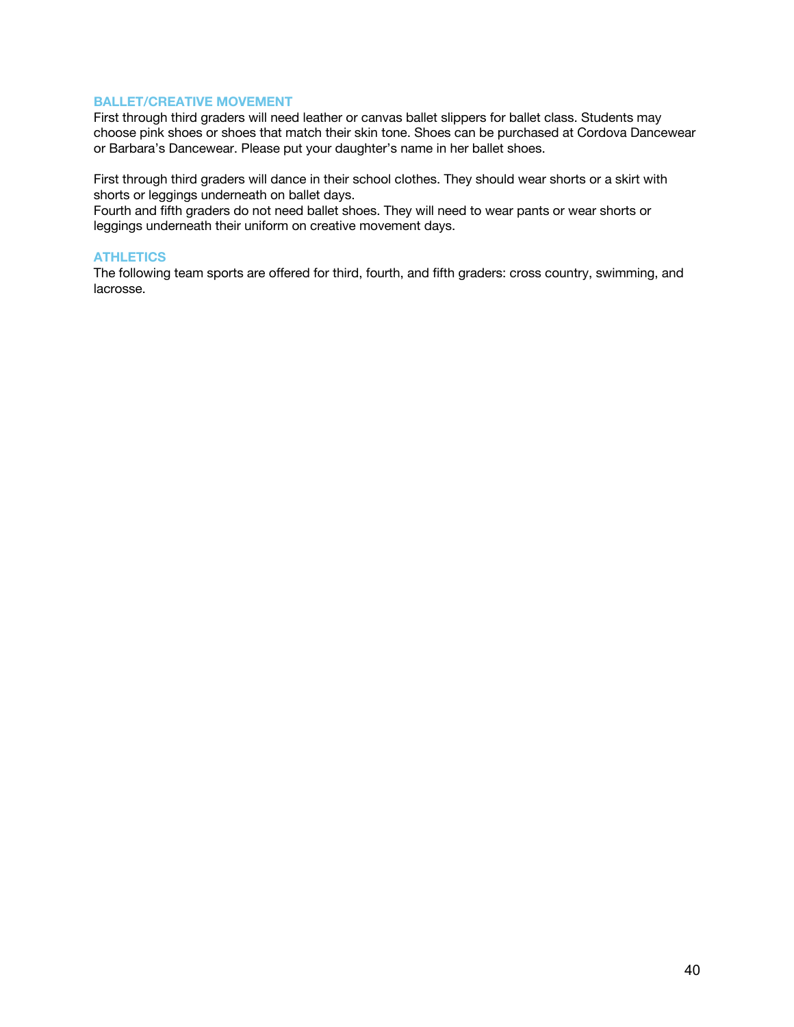## BALLET/CREATIVE MOVEMENT

First through third graders will need leather or canvas ballet slippers for ballet class. Students may choose pink shoes or shoes that match their skin tone. Shoes can be purchased at Cordova Dancewear or Barbara's Dancewear. Please put your daughter's name in her ballet shoes.

First through third graders will dance in their school clothes. They should wear shorts or a skirt with shorts or leggings underneath on ballet days.
Fourth and fifth graders do not need ballet shoes. They will need to wear pants or wear shorts or leggings underneath their uniform on creative movement days.

## ATHLETICS

The following team sports are offered for third, fourth, and fifth graders: cross country, swimming, and lacrosse.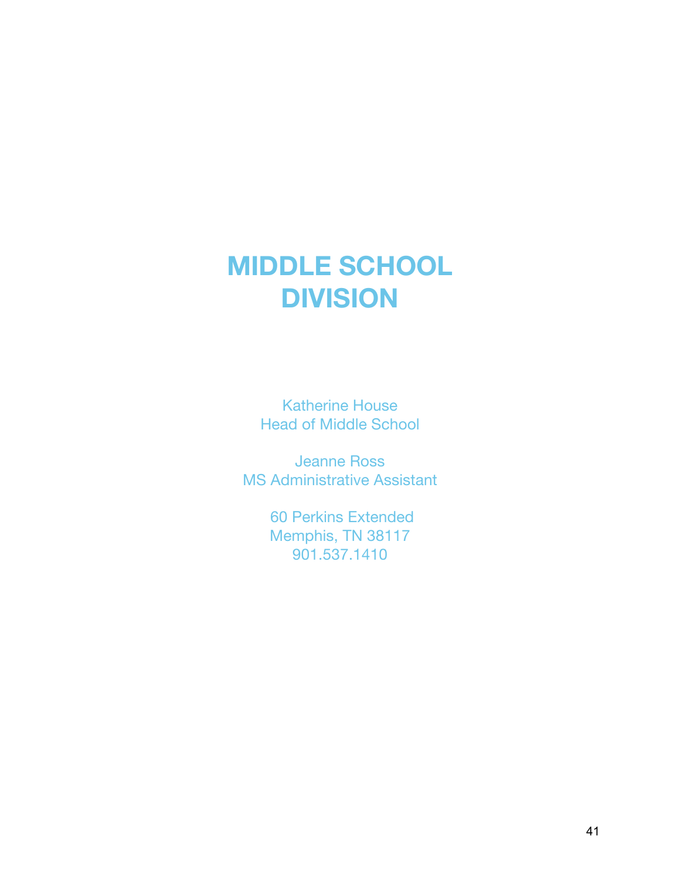# MIDDLE SCHOOL DIVISION

Katherine House
Head of Middle School

Jeanne Ross
MS Administrative Assistant

60 Perkins Extended
Memphis, TN 38117
901.537.1410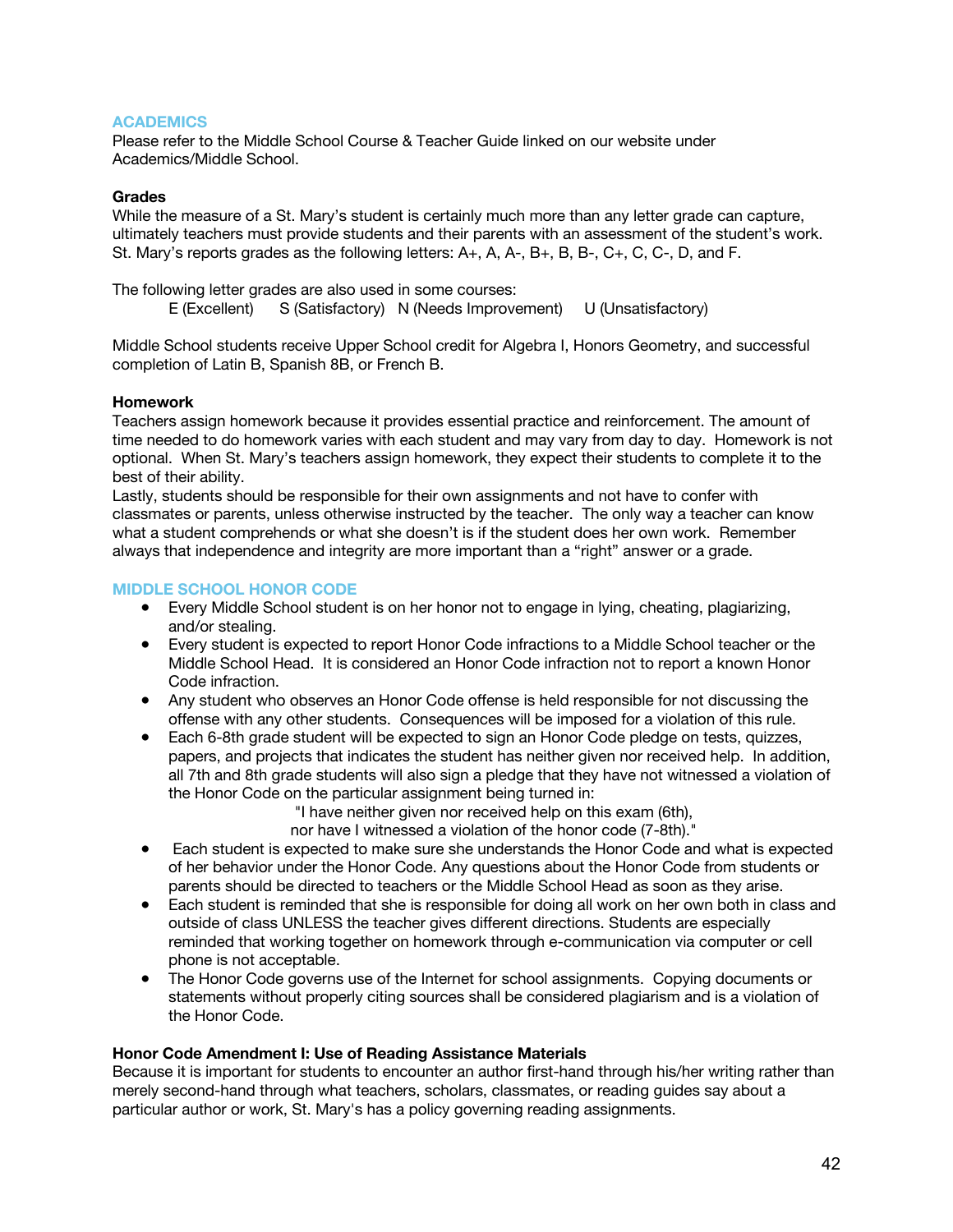## ACADEMICS

Please refer to the Middle School Course & Teacher Guide linked on our website under Academics/Middle School.

### Grades

While the measure of a St. Mary's student is certainly much more than any letter grade can capture, ultimately teachers must provide students and their parents with an assessment of the student's work. St. Mary's reports grades as the following letters: A+, A, A-, B+, B, B-, C+, C, C-, D, and F.

The following letter grades are also used in some courses:

E (Excellent)   S (Satisfactory)   N (Needs Improvement)   U (Unsatisfactory)

Middle School students receive Upper School credit for Algebra I, Honors Geometry, and successful completion of Latin B, Spanish 8B, or French B.

### Homework

Teachers assign homework because it provides essential practice and reinforcement. The amount of time needed to do homework varies with each student and may vary from day to day. Homework is not optional. When St. Mary's teachers assign homework, they expect their students to complete it to the best of their ability.

Lastly, students should be responsible for their own assignments and not have to confer with classmates or parents, unless otherwise instructed by the teacher. The only way a teacher can know what a student comprehends or what she doesn't is if the student does her own work. Remember always that independence and integrity are more important than a "right" answer or a grade.

## MIDDLE SCHOOL HONOR CODE

- Every Middle School student is on her honor not to engage in lying, cheating, plagiarizing, and/or stealing.
- Every student is expected to report Honor Code infractions to a Middle School teacher or the Middle School Head. It is considered an Honor Code infraction not to report a known Honor Code infraction.
- Any student who observes an Honor Code offense is held responsible for not discussing the offense with any other students. Consequences will be imposed for a violation of this rule.
- Each 6-8th grade student will be expected to sign an Honor Code pledge on tests, quizzes, papers, and projects that indicates the student has neither given nor received help. In addition, all 7th and 8th grade students will also sign a pledge that they have not witnessed a violation of the Honor Code on the particular assignment being turned in:

  "I have neither given nor received help on this exam (6th),
  nor have I witnessed a violation of the honor code (7-8th)."
- Each student is expected to make sure she understands the Honor Code and what is expected of her behavior under the Honor Code. Any questions about the Honor Code from students or parents should be directed to teachers or the Middle School Head as soon as they arise.
- Each student is reminded that she is responsible for doing all work on her own both in class and outside of class UNLESS the teacher gives different directions. Students are especially reminded that working together on homework through e-communication via computer or cell phone is not acceptable.
- The Honor Code governs use of the Internet for school assignments. Copying documents or statements without properly citing sources shall be considered plagiarism and is a violation of the Honor Code.

### Honor Code Amendment I: Use of Reading Assistance Materials

Because it is important for students to encounter an author first-hand through his/her writing rather than merely second-hand through what teachers, scholars, classmates, or reading guides say about a particular author or work, St. Mary's has a policy governing reading assignments.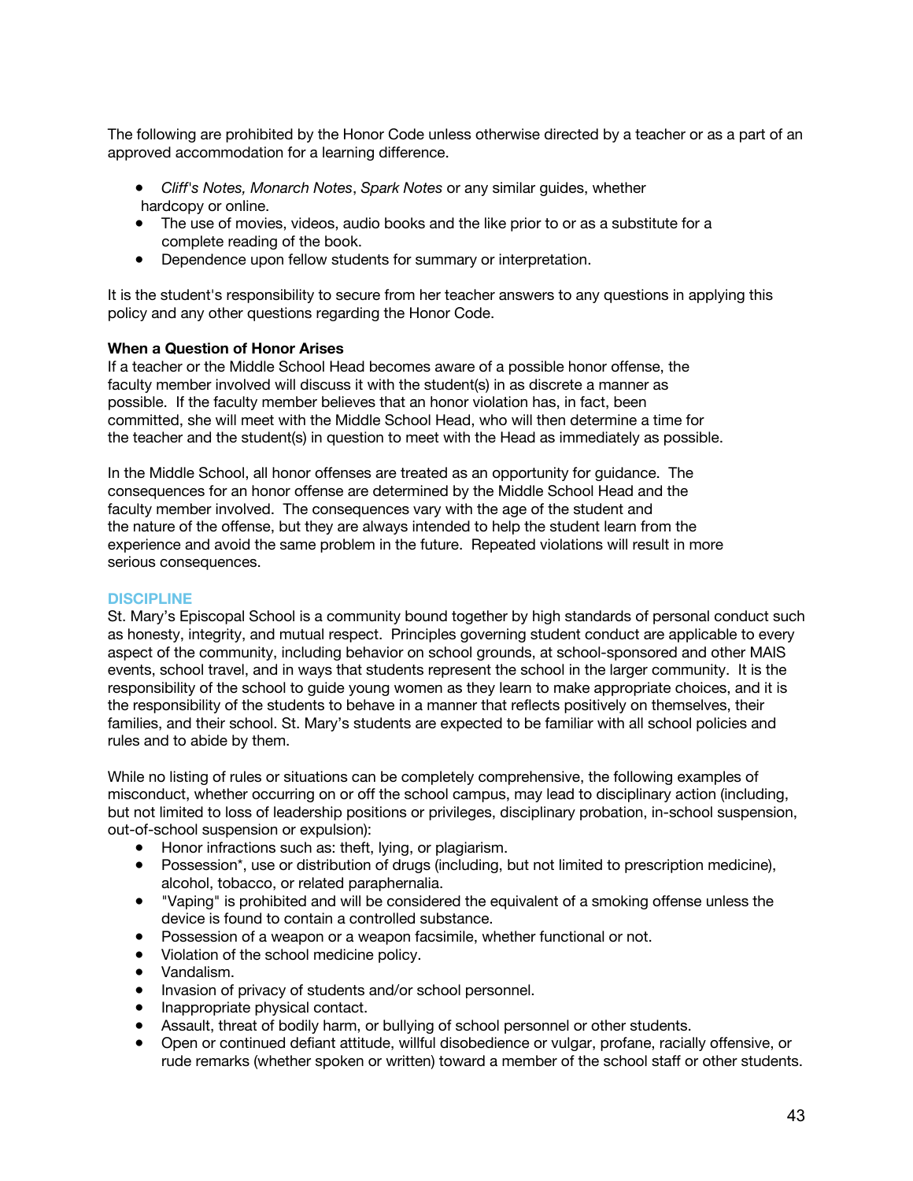The following are prohibited by the Honor Code unless otherwise directed by a teacher or as a part of an approved accommodation for a learning difference.

- *Cliff's Notes, Monarch Notes*, *Spark Notes* or any similar guides, whether hardcopy or online.
- The use of movies, videos, audio books and the like prior to or as a substitute for a complete reading of the book.
- Dependence upon fellow students for summary or interpretation.

It is the student's responsibility to secure from her teacher answers to any questions in applying this policy and any other questions regarding the Honor Code.

**When a Question of Honor Arises**

If a teacher or the Middle School Head becomes aware of a possible honor offense, the faculty member involved will discuss it with the student(s) in as discrete a manner as possible. If the faculty member believes that an honor violation has, in fact, been committed, she will meet with the Middle School Head, who will then determine a time for the teacher and the student(s) in question to meet with the Head as immediately as possible.

In the Middle School, all honor offenses are treated as an opportunity for guidance. The consequences for an honor offense are determined by the Middle School Head and the faculty member involved. The consequences vary with the age of the student and the nature of the offense, but they are always intended to help the student learn from the experience and avoid the same problem in the future. Repeated violations will result in more serious consequences.

## DISCIPLINE

St. Mary's Episcopal School is a community bound together by high standards of personal conduct such as honesty, integrity, and mutual respect. Principles governing student conduct are applicable to every aspect of the community, including behavior on school grounds, at school-sponsored and other MAIS events, school travel, and in ways that students represent the school in the larger community. It is the responsibility of the school to guide young women as they learn to make appropriate choices, and it is the responsibility of the students to behave in a manner that reflects positively on themselves, their families, and their school. St. Mary's students are expected to be familiar with all school policies and rules and to abide by them.

While no listing of rules or situations can be completely comprehensive, the following examples of misconduct, whether occurring on or off the school campus, may lead to disciplinary action (including, but not limited to loss of leadership positions or privileges, disciplinary probation, in-school suspension, out-of-school suspension or expulsion):

- Honor infractions such as: theft, lying, or plagiarism.
- Possession*, use or distribution of drugs (including, but not limited to prescription medicine), alcohol, tobacco, or related paraphernalia.
- "Vaping" is prohibited and will be considered the equivalent of a smoking offense unless the device is found to contain a controlled substance.
- Possession of a weapon or a weapon facsimile, whether functional or not.
- Violation of the school medicine policy.
- Vandalism.
- Invasion of privacy of students and/or school personnel.
- Inappropriate physical contact.
- Assault, threat of bodily harm, or bullying of school personnel or other students.
- Open or continued defiant attitude, willful disobedience or vulgar, profane, racially offensive, or rude remarks (whether spoken or written) toward a member of the school staff or other students.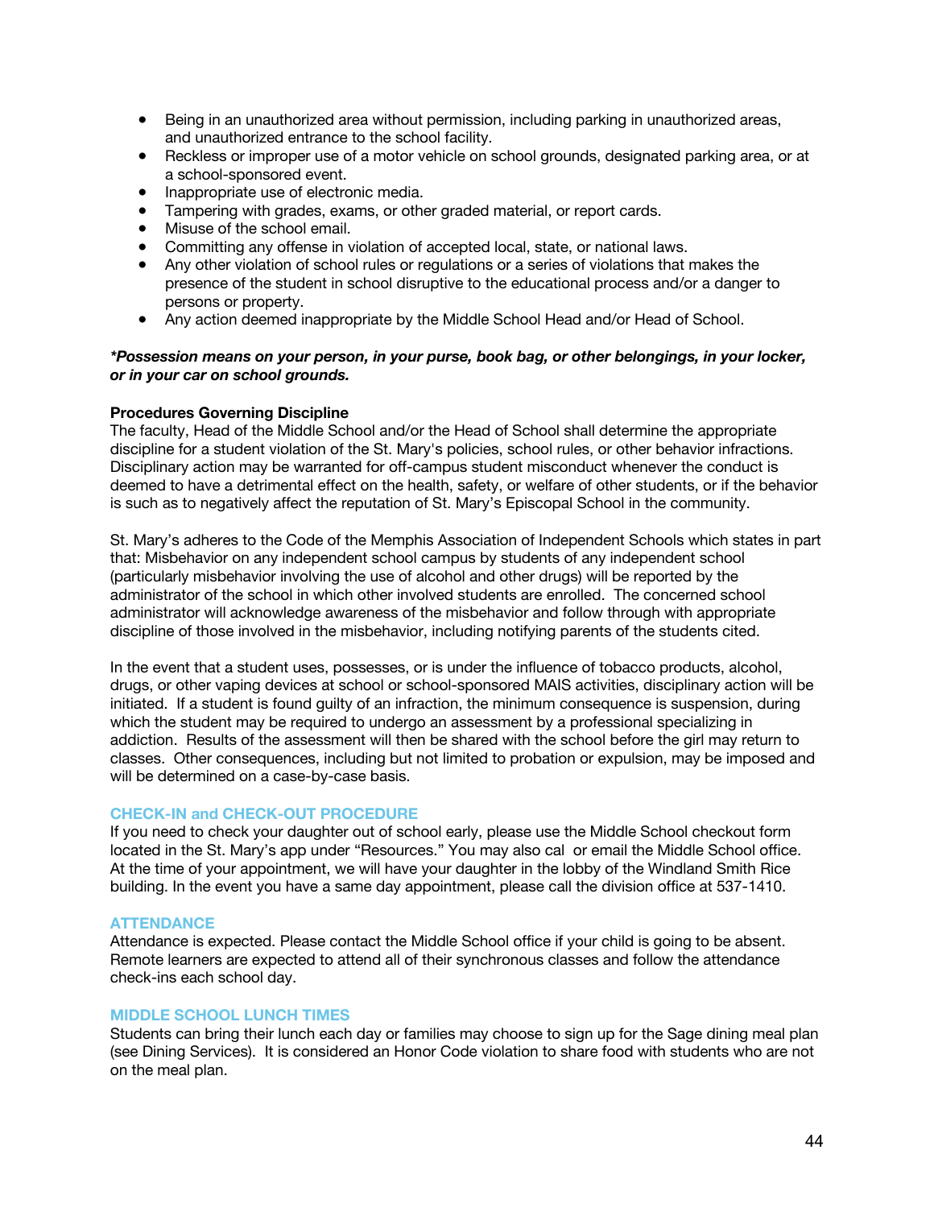- Being in an unauthorized area without permission, including parking in unauthorized areas, and unauthorized entrance to the school facility.
- Reckless or improper use of a motor vehicle on school grounds, designated parking area, or at a school-sponsored event.
- Inappropriate use of electronic media.
- Tampering with grades, exams, or other graded material, or report cards.
- Misuse of the school email.
- Committing any offense in violation of accepted local, state, or national laws.
- Any other violation of school rules or regulations or a series of violations that makes the presence of the student in school disruptive to the educational process and/or a danger to persons or property.
- Any action deemed inappropriate by the Middle School Head and/or Head of School.

***Possession means on your person, in your purse, book bag, or other belongings, in your locker, or in your car on school grounds.***

**Procedures Governing Discipline**

The faculty, Head of the Middle School and/or the Head of School shall determine the appropriate discipline for a student violation of the St. Mary's policies, school rules, or other behavior infractions. Disciplinary action may be warranted for off-campus student misconduct whenever the conduct is deemed to have a detrimental effect on the health, safety, or welfare of other students, or if the behavior is such as to negatively affect the reputation of St. Mary's Episcopal School in the community.

St. Mary's adheres to the Code of the Memphis Association of Independent Schools which states in part that: Misbehavior on any independent school campus by students of any independent school (particularly misbehavior involving the use of alcohol and other drugs) will be reported by the administrator of the school in which other involved students are enrolled. The concerned school administrator will acknowledge awareness of the misbehavior and follow through with appropriate discipline of those involved in the misbehavior, including notifying parents of the students cited.

In the event that a student uses, possesses, or is under the influence of tobacco products, alcohol, drugs, or other vaping devices at school or school-sponsored MAIS activities, disciplinary action will be initiated. If a student is found guilty of an infraction, the minimum consequence is suspension, during which the student may be required to undergo an assessment by a professional specializing in addiction. Results of the assessment will then be shared with the school before the girl may return to classes. Other consequences, including but not limited to probation or expulsion, may be imposed and will be determined on a case-by-case basis.

## CHECK-IN and CHECK-OUT PROCEDURE

If you need to check your daughter out of school early, please use the Middle School checkout form located in the St. Mary's app under "Resources." You may also cal or email the Middle School office. At the time of your appointment, we will have your daughter in the lobby of the Windland Smith Rice building. In the event you have a same day appointment, please call the division office at 537-1410.

## ATTENDANCE

Attendance is expected. Please contact the Middle School office if your child is going to be absent. Remote learners are expected to attend all of their synchronous classes and follow the attendance check-ins each school day.

## MIDDLE SCHOOL LUNCH TIMES

Students can bring their lunch each day or families may choose to sign up for the Sage dining meal plan (see Dining Services). It is considered an Honor Code violation to share food with students who are not on the meal plan.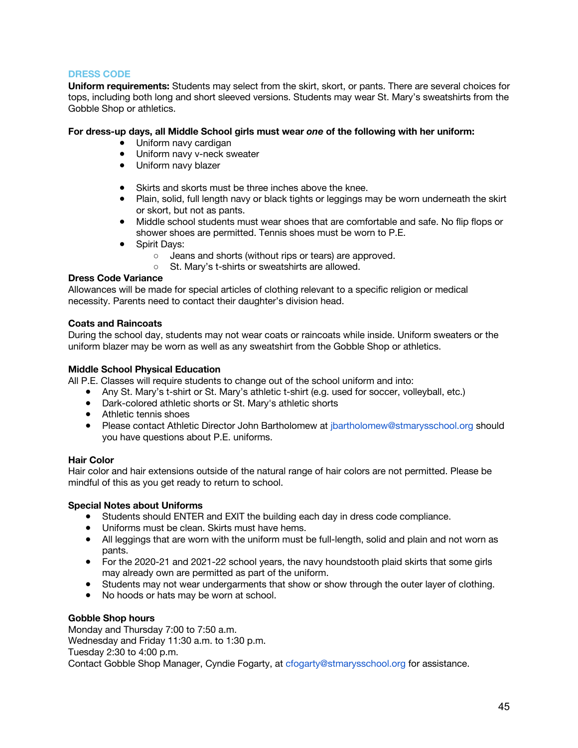## DRESS CODE

**Uniform requirements:** Students may select from the skirt, skort, or pants. There are several choices for tops, including both long and short sleeved versions. Students may wear St. Mary's sweatshirts from the Gobble Shop or athletics.

**For dress-up days, all Middle School girls must wear *one* of the following with her uniform:**

- Uniform navy cardigan
- Uniform navy v-neck sweater
- Uniform navy blazer

- Skirts and skorts must be three inches above the knee.
- Plain, solid, full length navy or black tights or leggings may be worn underneath the skirt or skort, but not as pants.
- Middle school students must wear shoes that are comfortable and safe. No flip flops or shower shoes are permitted. Tennis shoes must be worn to P.E.
- Spirit Days:
  - Jeans and shorts (without rips or tears) are approved.
  - St. Mary's t-shirts or sweatshirts are allowed.

**Dress Code Variance**

Allowances will be made for special articles of clothing relevant to a specific religion or medical necessity. Parents need to contact their daughter's division head.

**Coats and Raincoats**

During the school day, students may not wear coats or raincoats while inside. Uniform sweaters or the uniform blazer may be worn as well as any sweatshirt from the Gobble Shop or athletics.

**Middle School Physical Education**

All P.E. Classes will require students to change out of the school uniform and into:

- Any St. Mary's t-shirt or St. Mary's athletic t-shirt (e.g. used for soccer, volleyball, etc.)
- Dark-colored athletic shorts or St. Mary's athletic shorts
- Athletic tennis shoes
- Please contact Athletic Director John Bartholomew at jbartholomew@stmarysschool.org should you have questions about P.E. uniforms.

**Hair Color**

Hair color and hair extensions outside of the natural range of hair colors are not permitted. Please be mindful of this as you get ready to return to school.

**Special Notes about Uniforms**

- Students should ENTER and EXIT the building each day in dress code compliance.
- Uniforms must be clean. Skirts must have hems.
- All leggings that are worn with the uniform must be full-length, solid and plain and not worn as pants.
- For the 2020-21 and 2021-22 school years, the navy houndstooth plaid skirts that some girls may already own are permitted as part of the uniform.
- Students may not wear undergarments that show or show through the outer layer of clothing.
- No hoods or hats may be worn at school.

**Gobble Shop hours**

Monday and Thursday 7:00 to 7:50 a.m.
Wednesday and Friday 11:30 a.m. to 1:30 p.m.
Tuesday 2:30 to 4:00 p.m.
Contact Gobble Shop Manager, Cyndie Fogarty, at cfogarty@stmarysschool.org for assistance.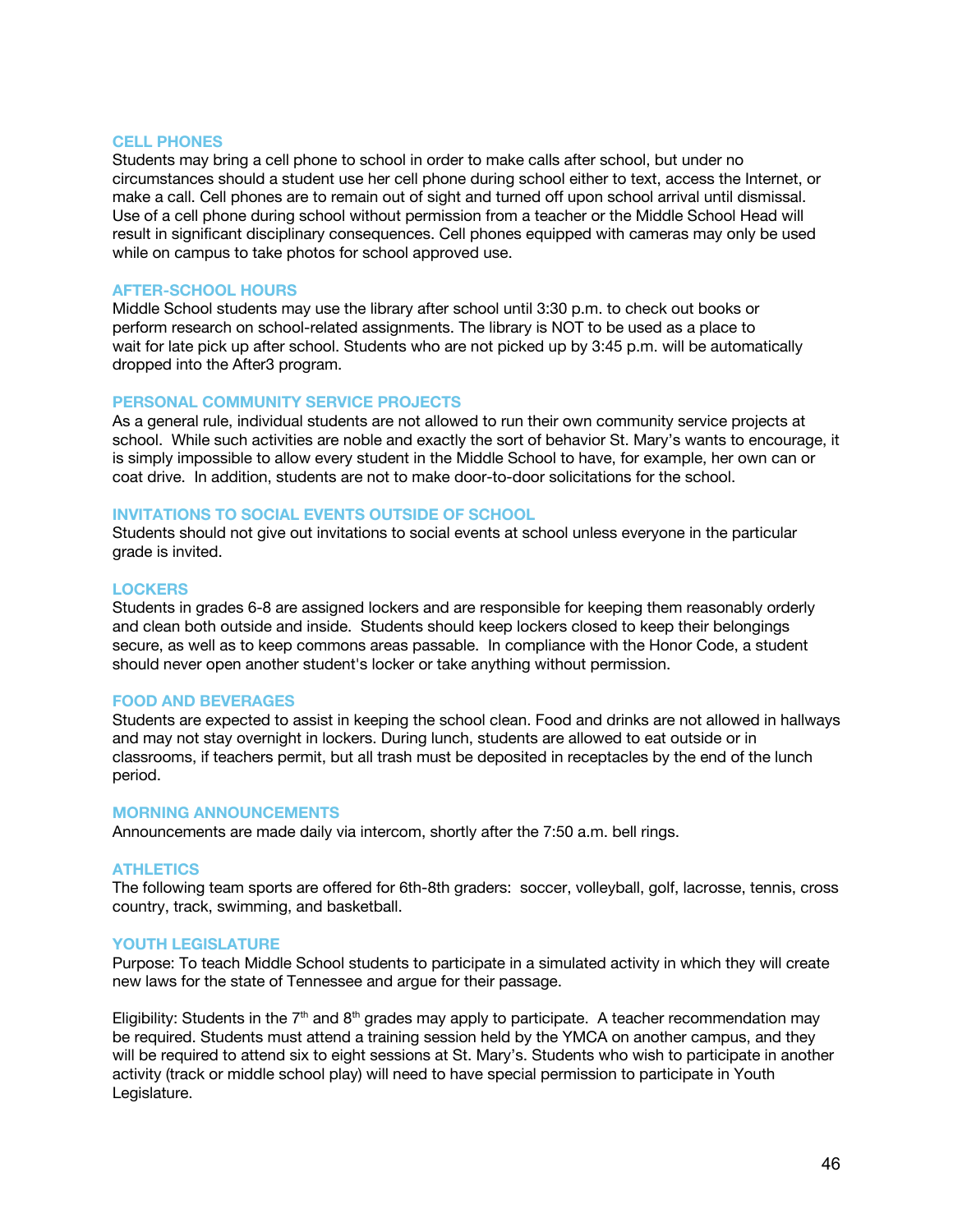### CELL PHONES

Students may bring a cell phone to school in order to make calls after school, but under no circumstances should a student use her cell phone during school either to text, access the Internet, or make a call. Cell phones are to remain out of sight and turned off upon school arrival until dismissal. Use of a cell phone during school without permission from a teacher or the Middle School Head will result in significant disciplinary consequences. Cell phones equipped with cameras may only be used while on campus to take photos for school approved use.

### AFTER-SCHOOL HOURS

Middle School students may use the library after school until 3:30 p.m. to check out books or perform research on school-related assignments. The library is NOT to be used as a place to wait for late pick up after school. Students who are not picked up by 3:45 p.m. will be automatically dropped into the After3 program.

### PERSONAL COMMUNITY SERVICE PROJECTS

As a general rule, individual students are not allowed to run their own community service projects at school. While such activities are noble and exactly the sort of behavior St. Mary's wants to encourage, it is simply impossible to allow every student in the Middle School to have, for example, her own can or coat drive. In addition, students are not to make door-to-door solicitations for the school.

### INVITATIONS TO SOCIAL EVENTS OUTSIDE OF SCHOOL

Students should not give out invitations to social events at school unless everyone in the particular grade is invited.

### LOCKERS

Students in grades 6-8 are assigned lockers and are responsible for keeping them reasonably orderly and clean both outside and inside. Students should keep lockers closed to keep their belongings secure, as well as to keep commons areas passable. In compliance with the Honor Code, a student should never open another student's locker or take anything without permission.

### FOOD AND BEVERAGES

Students are expected to assist in keeping the school clean. Food and drinks are not allowed in hallways and may not stay overnight in lockers. During lunch, students are allowed to eat outside or in classrooms, if teachers permit, but all trash must be deposited in receptacles by the end of the lunch period.

### MORNING ANNOUNCEMENTS

Announcements are made daily via intercom, shortly after the 7:50 a.m. bell rings.

### ATHLETICS

The following team sports are offered for 6th-8th graders: soccer, volleyball, golf, lacrosse, tennis, cross country, track, swimming, and basketball.

### YOUTH LEGISLATURE

Purpose: To teach Middle School students to participate in a simulated activity in which they will create new laws for the state of Tennessee and argue for their passage.

Eligibility: Students in the 7th and 8th grades may apply to participate. A teacher recommendation may be required. Students must attend a training session held by the YMCA on another campus, and they will be required to attend six to eight sessions at St. Mary's. Students who wish to participate in another activity (track or middle school play) will need to have special permission to participate in Youth Legislature.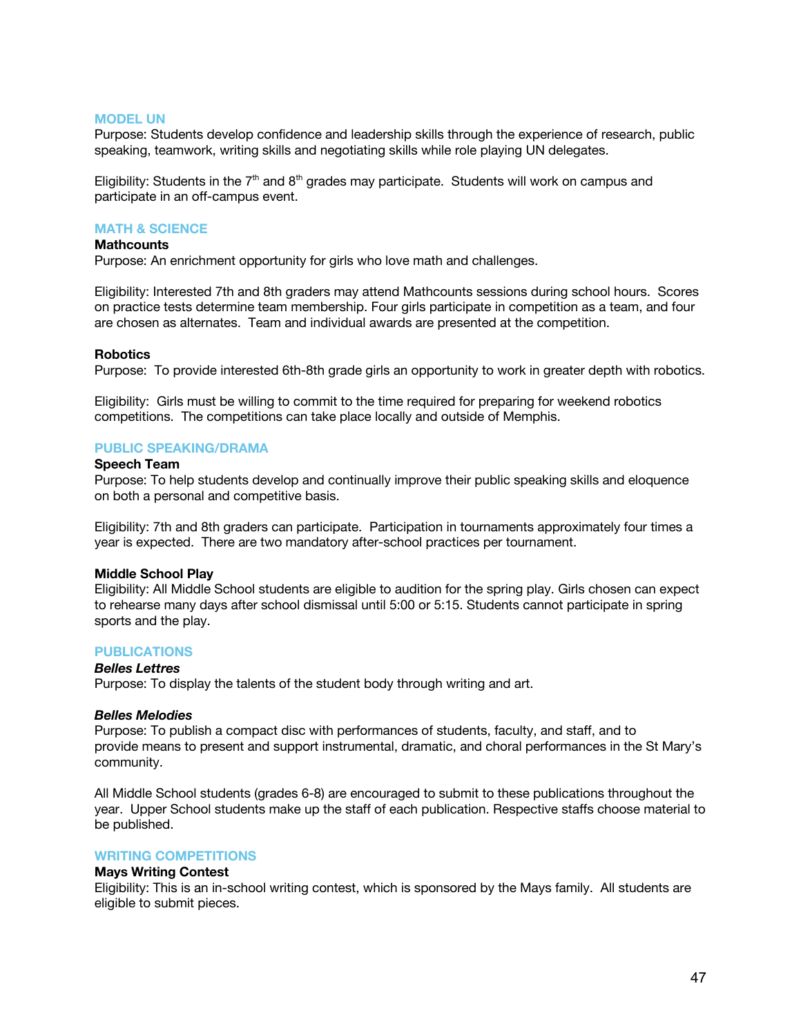## MODEL UN

Purpose: Students develop confidence and leadership skills through the experience of research, public speaking, teamwork, writing skills and negotiating skills while role playing UN delegates.

Eligibility: Students in the 7th and 8th grades may participate. Students will work on campus and participate in an off-campus event.

## MATH & SCIENCE

### Mathcounts

Purpose: An enrichment opportunity for girls who love math and challenges.

Eligibility: Interested 7th and 8th graders may attend Mathcounts sessions during school hours. Scores on practice tests determine team membership. Four girls participate in competition as a team, and four are chosen as alternates. Team and individual awards are presented at the competition.

### Robotics

Purpose: To provide interested 6th-8th grade girls an opportunity to work in greater depth with robotics.

Eligibility: Girls must be willing to commit to the time required for preparing for weekend robotics competitions. The competitions can take place locally and outside of Memphis.

## PUBLIC SPEAKING/DRAMA

### Speech Team

Purpose: To help students develop and continually improve their public speaking skills and eloquence on both a personal and competitive basis.

Eligibility: 7th and 8th graders can participate. Participation in tournaments approximately four times a year is expected. There are two mandatory after-school practices per tournament.

### Middle School Play

Eligibility: All Middle School students are eligible to audition for the spring play. Girls chosen can expect to rehearse many days after school dismissal until 5:00 or 5:15. Students cannot participate in spring sports and the play.

## PUBLICATIONS

### *Belles Lettres*

Purpose: To display the talents of the student body through writing and art.

### *Belles Melodies*

Purpose: To publish a compact disc with performances of students, faculty, and staff, and to provide means to present and support instrumental, dramatic, and choral performances in the St Mary's community.

All Middle School students (grades 6-8) are encouraged to submit to these publications throughout the year. Upper School students make up the staff of each publication. Respective staffs choose material to be published.

## WRITING COMPETITIONS

### Mays Writing Contest

Eligibility: This is an in-school writing contest, which is sponsored by the Mays family. All students are eligible to submit pieces.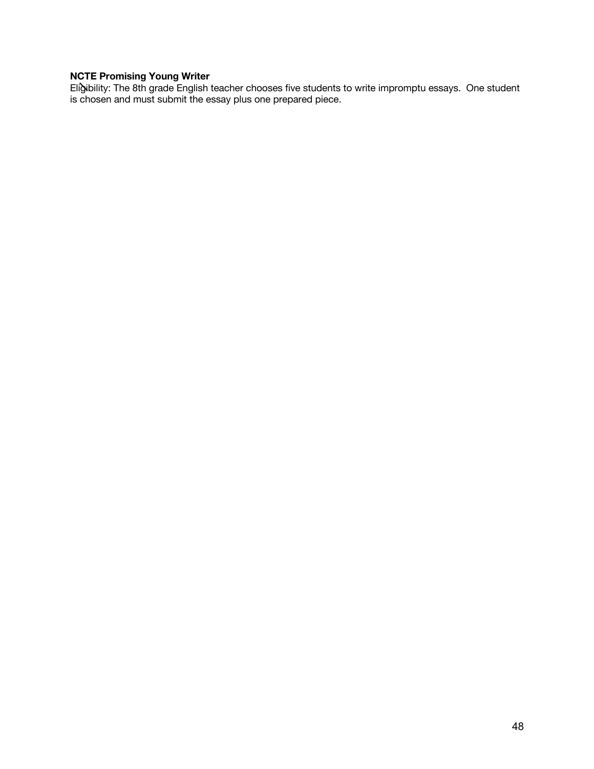**NCTE Promising Young Writer**

Eligibility: The 8th grade English teacher chooses five students to write impromptu essays. One student is chosen and must submit the essay plus one prepared piece.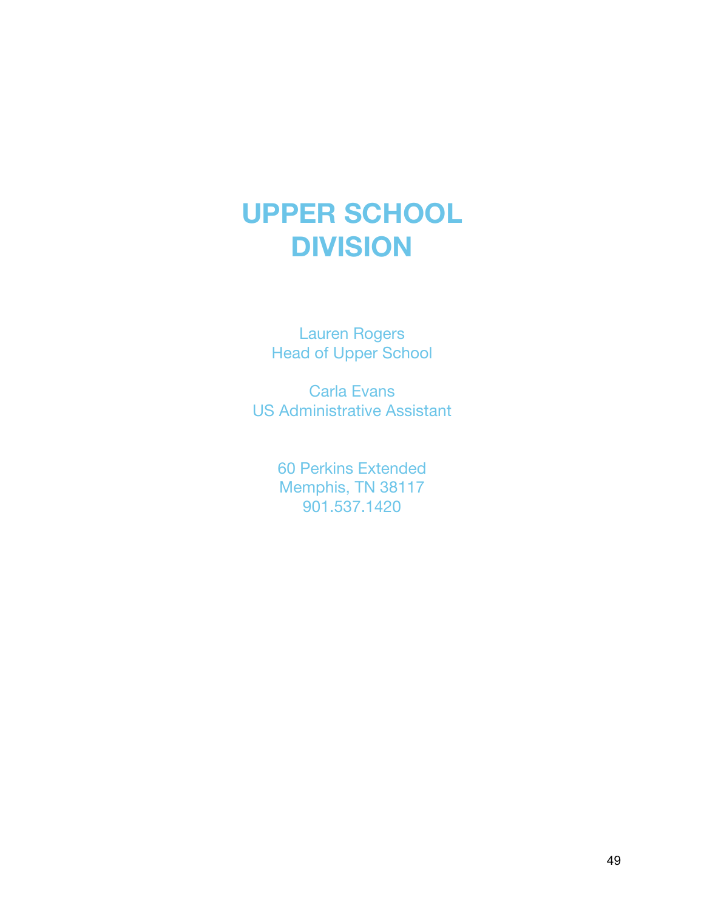# UPPER SCHOOL DIVISION

Lauren Rogers
Head of Upper School

Carla Evans
US Administrative Assistant

60 Perkins Extended
Memphis, TN 38117
901.537.1420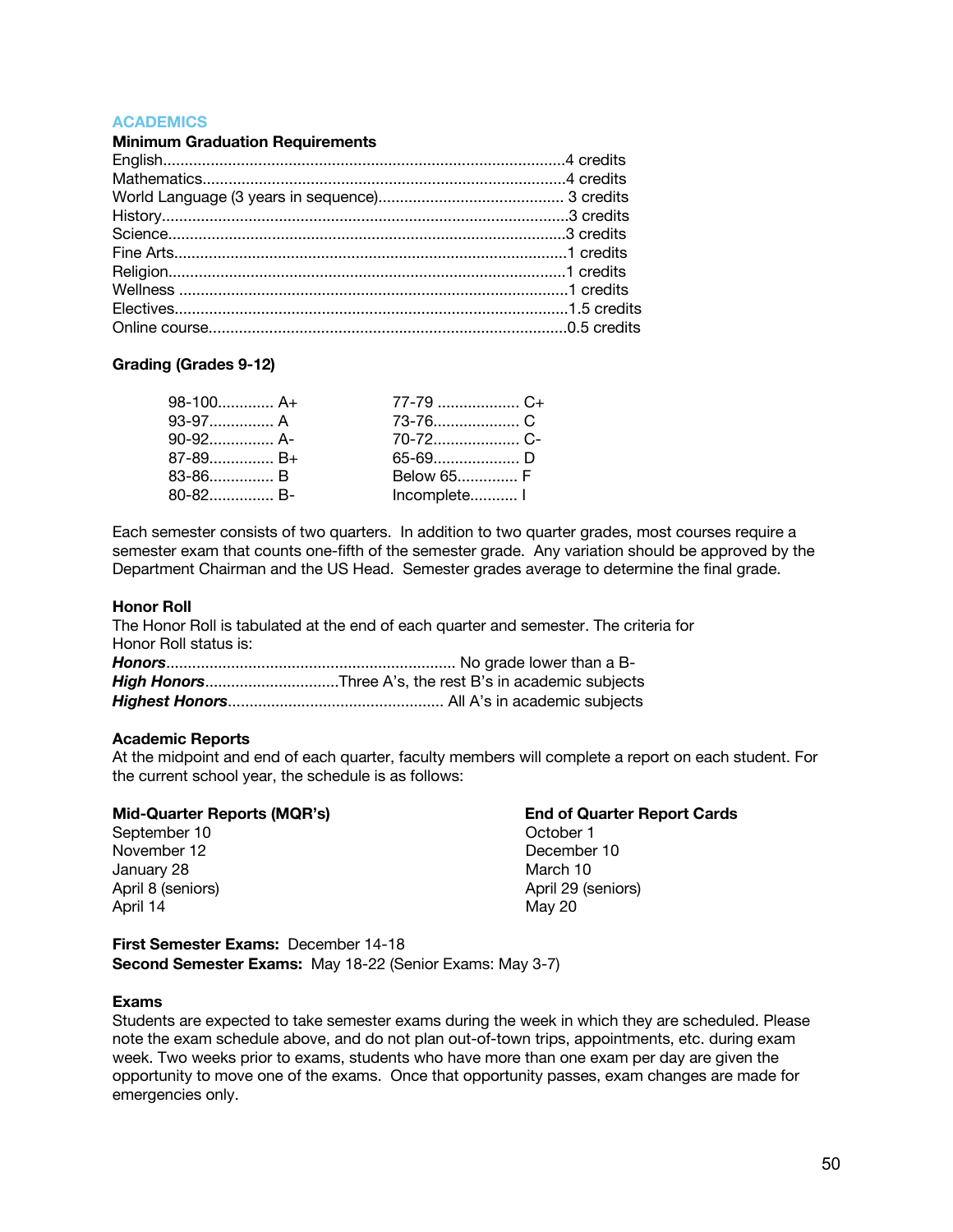## ACADEMICS

### Minimum Graduation Requirements

| Subject | Credits |
|---|---|
| English | 4 credits |
| Mathematics | 4 credits |
| World Language (3 years in sequence) | 3 credits |
| History | 3 credits |
| Science | 3 credits |
| Fine Arts | 1 credits |
| Religion | 1 credits |
| Wellness | 1 credits |
| Electives | 1.5 credits |
| Online course | 0.5 credits |

### Grading (Grades 9-12)

| Range | Grade | Range | Grade |
|---|---|---|---|
| 98-100 | A+ | 77-79 | C+ |
| 93-97 | A | 73-76 | C |
| 90-92 | A- | 70-72 | C- |
| 87-89 | B+ | 65-69 | D |
| 83-86 | B | Below 65 | F |
| 80-82 | B- | Incomplete | I |

Each semester consists of two quarters. In addition to two quarter grades, most courses require a semester exam that counts one-fifth of the semester grade. Any variation should be approved by the Department Chairman and the US Head. Semester grades average to determine the final grade.

### Honor Roll

The Honor Roll is tabulated at the end of each quarter and semester. The criteria for Honor Roll status is:

***Honors***.................................................................. No grade lower than a B-
***High Honors***...............................Three A's, the rest B's in academic subjects
***Highest Honors***................................................. All A's in academic subjects

### Academic Reports

At the midpoint and end of each quarter, faculty members will complete a report on each student. For the current school year, the schedule is as follows:

| Mid-Quarter Reports (MQR's) | End of Quarter Report Cards |
|---|---|
| September 10 | October 1 |
| November 12 | December 10 |
| January 28 | March 10 |
| April 8 (seniors) | April 29 (seniors) |
| April 14 | May 20 |

**First Semester Exams:** December 14-18
**Second Semester Exams:** May 18-22 (Senior Exams: May 3-7)

### Exams

Students are expected to take semester exams during the week in which they are scheduled. Please note the exam schedule above, and do not plan out-of-town trips, appointments, etc. during exam week. Two weeks prior to exams, students who have more than one exam per day are given the opportunity to move one of the exams. Once that opportunity passes, exam changes are made for emergencies only.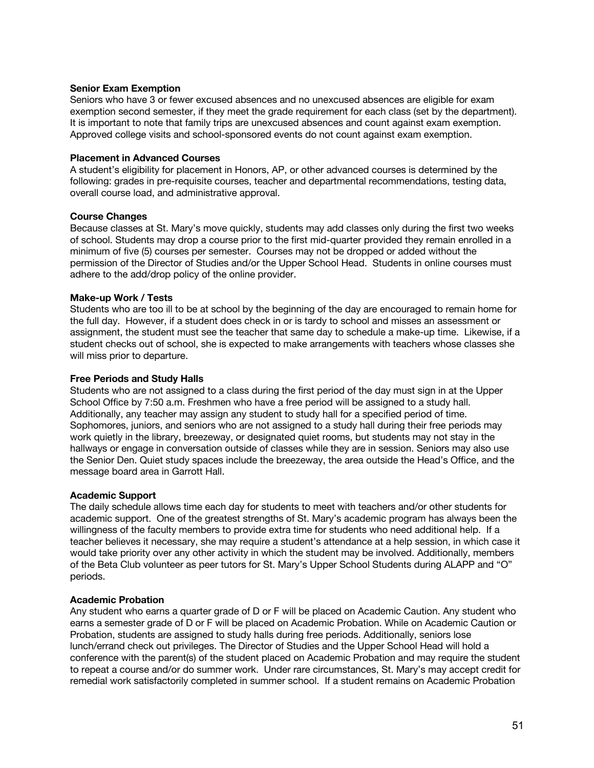**Senior Exam Exemption**

Seniors who have 3 or fewer excused absences and no unexcused absences are eligible for exam exemption second semester, if they meet the grade requirement for each class (set by the department). It is important to note that family trips are unexcused absences and count against exam exemption. Approved college visits and school-sponsored events do not count against exam exemption.

**Placement in Advanced Courses**

A student's eligibility for placement in Honors, AP, or other advanced courses is determined by the following: grades in pre-requisite courses, teacher and departmental recommendations, testing data, overall course load, and administrative approval.

**Course Changes**

Because classes at St. Mary's move quickly, students may add classes only during the first two weeks of school. Students may drop a course prior to the first mid-quarter provided they remain enrolled in a minimum of five (5) courses per semester. Courses may not be dropped or added without the permission of the Director of Studies and/or the Upper School Head. Students in online courses must adhere to the add/drop policy of the online provider.

**Make-up Work / Tests**

Students who are too ill to be at school by the beginning of the day are encouraged to remain home for the full day. However, if a student does check in or is tardy to school and misses an assessment or assignment, the student must see the teacher that same day to schedule a make-up time. Likewise, if a student checks out of school, she is expected to make arrangements with teachers whose classes she will miss prior to departure.

**Free Periods and Study Halls**

Students who are not assigned to a class during the first period of the day must sign in at the Upper School Office by 7:50 a.m. Freshmen who have a free period will be assigned to a study hall. Additionally, any teacher may assign any student to study hall for a specified period of time. Sophomores, juniors, and seniors who are not assigned to a study hall during their free periods may work quietly in the library, breezeway, or designated quiet rooms, but students may not stay in the hallways or engage in conversation outside of classes while they are in session. Seniors may also use the Senior Den. Quiet study spaces include the breezeway, the area outside the Head's Office, and the message board area in Garrott Hall.

**Academic Support**

The daily schedule allows time each day for students to meet with teachers and/or other students for academic support. One of the greatest strengths of St. Mary's academic program has always been the willingness of the faculty members to provide extra time for students who need additional help. If a teacher believes it necessary, she may require a student's attendance at a help session, in which case it would take priority over any other activity in which the student may be involved. Additionally, members of the Beta Club volunteer as peer tutors for St. Mary's Upper School Students during ALAPP and "O" periods.

**Academic Probation**

Any student who earns a quarter grade of D or F will be placed on Academic Caution. Any student who earns a semester grade of D or F will be placed on Academic Probation. While on Academic Caution or Probation, students are assigned to study halls during free periods. Additionally, seniors lose lunch/errand check out privileges. The Director of Studies and the Upper School Head will hold a conference with the parent(s) of the student placed on Academic Probation and may require the student to repeat a course and/or do summer work. Under rare circumstances, St. Mary's may accept credit for remedial work satisfactorily completed in summer school. If a student remains on Academic Probation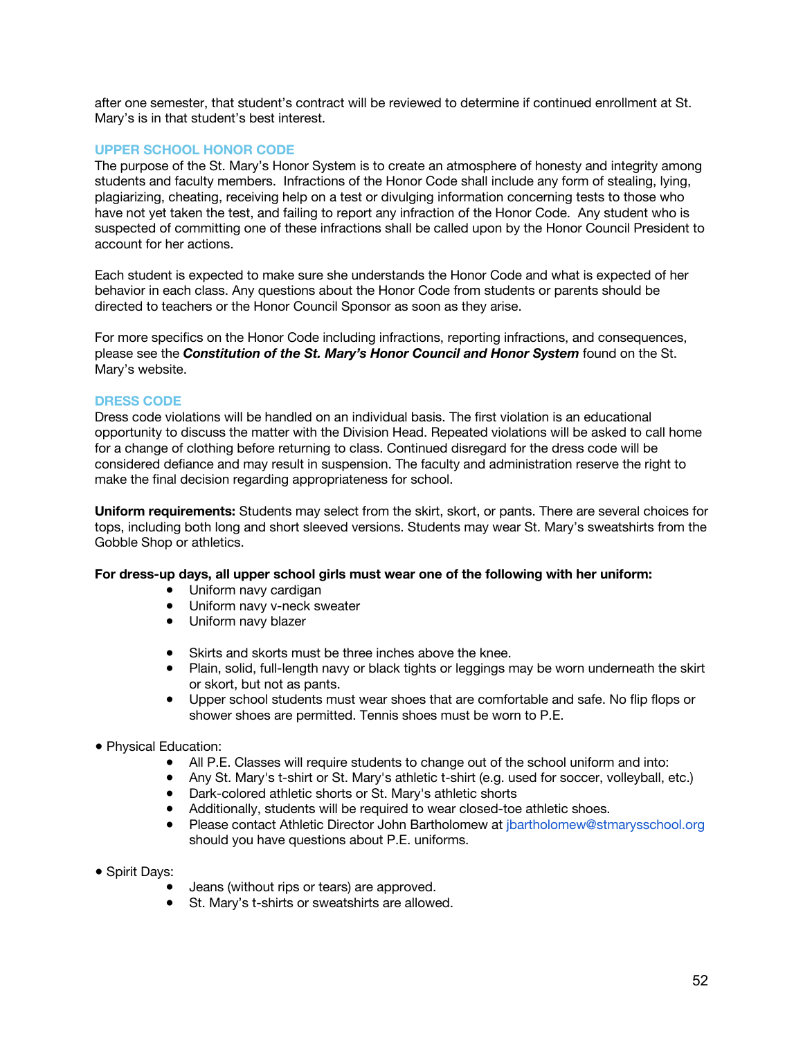after one semester, that student's contract will be reviewed to determine if continued enrollment at St. Mary's is in that student's best interest.

## UPPER SCHOOL HONOR CODE

The purpose of the St. Mary's Honor System is to create an atmosphere of honesty and integrity among students and faculty members. Infractions of the Honor Code shall include any form of stealing, lying, plagiarizing, cheating, receiving help on a test or divulging information concerning tests to those who have not yet taken the test, and failing to report any infraction of the Honor Code. Any student who is suspected of committing one of these infractions shall be called upon by the Honor Council President to account for her actions.

Each student is expected to make sure she understands the Honor Code and what is expected of her behavior in each class. Any questions about the Honor Code from students or parents should be directed to teachers or the Honor Council Sponsor as soon as they arise.

For more specifics on the Honor Code including infractions, reporting infractions, and consequences, please see the ***Constitution of the St. Mary's Honor Council and Honor System*** found on the St. Mary's website.

## DRESS CODE

Dress code violations will be handled on an individual basis. The first violation is an educational opportunity to discuss the matter with the Division Head. Repeated violations will be asked to call home for a change of clothing before returning to class. Continued disregard for the dress code will be considered defiance and may result in suspension. The faculty and administration reserve the right to make the final decision regarding appropriateness for school.

**Uniform requirements:** Students may select from the skirt, skort, or pants. There are several choices for tops, including both long and short sleeved versions. Students may wear St. Mary's sweatshirts from the Gobble Shop or athletics.

**For dress-up days, all upper school girls must wear one of the following with her uniform:**

- Uniform navy cardigan
- Uniform navy v-neck sweater
- Uniform navy blazer

- Skirts and skorts must be three inches above the knee.
- Plain, solid, full-length navy or black tights or leggings may be worn underneath the skirt or skort, but not as pants.
- Upper school students must wear shoes that are comfortable and safe. No flip flops or shower shoes are permitted. Tennis shoes must be worn to P.E.

- Physical Education:
  - All P.E. Classes will require students to change out of the school uniform and into:
  - Any St. Mary's t-shirt or St. Mary's athletic t-shirt (e.g. used for soccer, volleyball, etc.)
  - Dark-colored athletic shorts or St. Mary's athletic shorts
  - Additionally, students will be required to wear closed-toe athletic shoes.
  - Please contact Athletic Director John Bartholomew at jbartholomew@stmarysschool.org should you have questions about P.E. uniforms.

- Spirit Days:
  - Jeans (without rips or tears) are approved.
  - St. Mary's t-shirts or sweatshirts are allowed.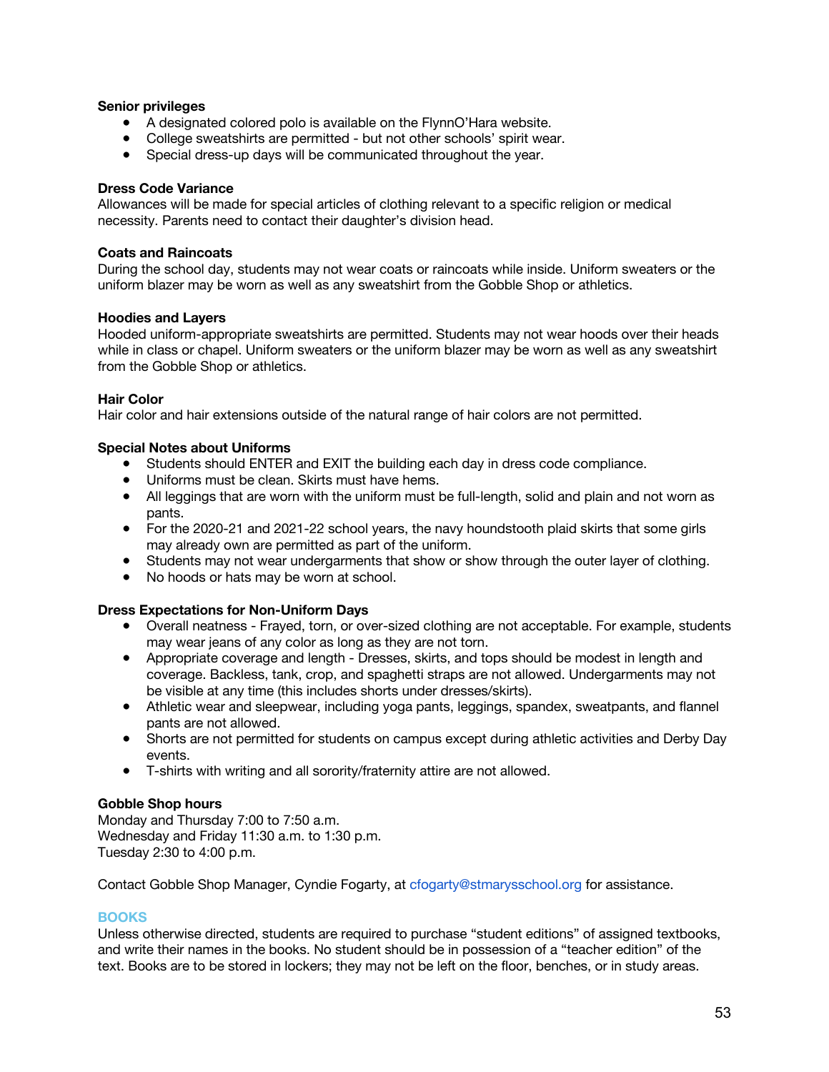**Senior privileges**

- A designated colored polo is available on the FlynnO'Hara website.
- College sweatshirts are permitted - but not other schools' spirit wear.
- Special dress-up days will be communicated throughout the year.

**Dress Code Variance**

Allowances will be made for special articles of clothing relevant to a specific religion or medical necessity. Parents need to contact their daughter's division head.

**Coats and Raincoats**

During the school day, students may not wear coats or raincoats while inside. Uniform sweaters or the uniform blazer may be worn as well as any sweatshirt from the Gobble Shop or athletics.

**Hoodies and Layers**

Hooded uniform-appropriate sweatshirts are permitted. Students may not wear hoods over their heads while in class or chapel. Uniform sweaters or the uniform blazer may be worn as well as any sweatshirt from the Gobble Shop or athletics.

**Hair Color**

Hair color and hair extensions outside of the natural range of hair colors are not permitted.

**Special Notes about Uniforms**

- Students should ENTER and EXIT the building each day in dress code compliance.
- Uniforms must be clean. Skirts must have hems.
- All leggings that are worn with the uniform must be full-length, solid and plain and not worn as pants.
- For the 2020-21 and 2021-22 school years, the navy houndstooth plaid skirts that some girls may already own are permitted as part of the uniform.
- Students may not wear undergarments that show or show through the outer layer of clothing.
- No hoods or hats may be worn at school.

**Dress Expectations for Non-Uniform Days**

- Overall neatness - Frayed, torn, or over-sized clothing are not acceptable. For example, students may wear jeans of any color as long as they are not torn.
- Appropriate coverage and length - Dresses, skirts, and tops should be modest in length and coverage. Backless, tank, crop, and spaghetti straps are not allowed. Undergarments may not be visible at any time (this includes shorts under dresses/skirts).
- Athletic wear and sleepwear, including yoga pants, leggings, spandex, sweatpants, and flannel pants are not allowed.
- Shorts are not permitted for students on campus except during athletic activities and Derby Day events.
- T-shirts with writing and all sorority/fraternity attire are not allowed.

**Gobble Shop hours**

Monday and Thursday 7:00 to 7:50 a.m.
Wednesday and Friday 11:30 a.m. to 1:30 p.m.
Tuesday 2:30 to 4:00 p.m.

Contact Gobble Shop Manager, Cyndie Fogarty, at cfogarty@stmarysschool.org for assistance.

## BOOKS

Unless otherwise directed, students are required to purchase "student editions" of assigned textbooks, and write their names in the books. No student should be in possession of a "teacher edition" of the text. Books are to be stored in lockers; they may not be left on the floor, benches, or in study areas.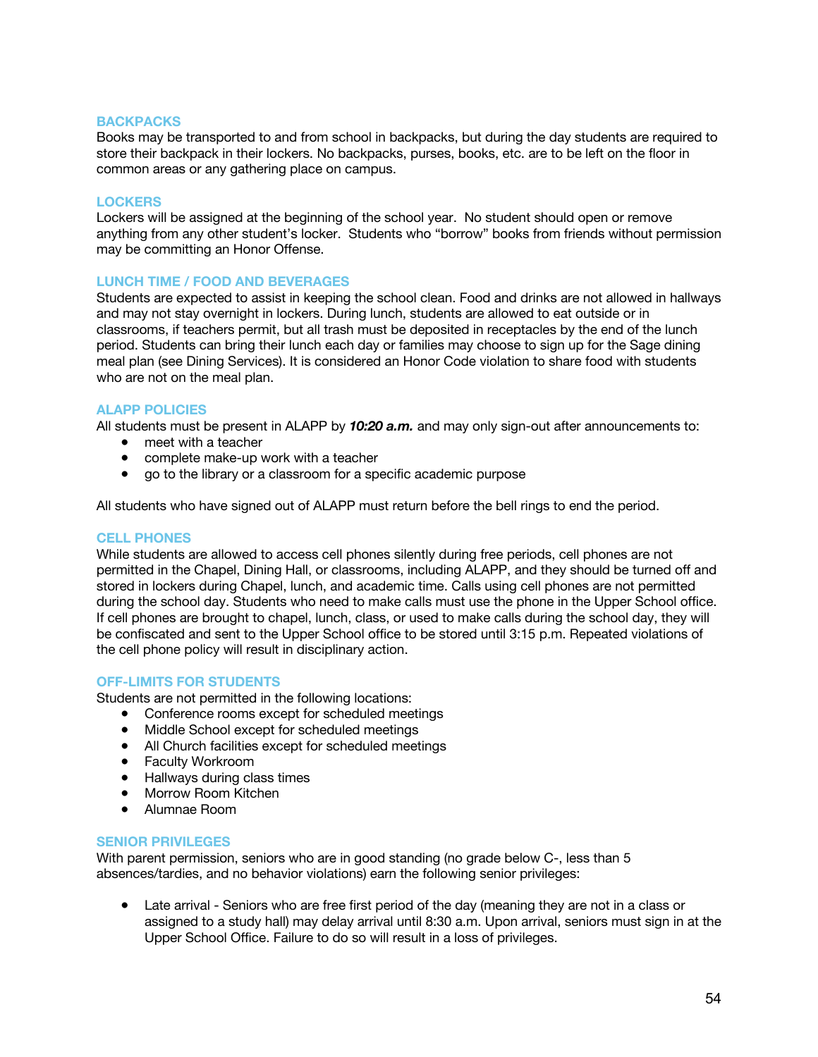### BACKPACKS

Books may be transported to and from school in backpacks, but during the day students are required to store their backpack in their lockers. No backpacks, purses, books, etc. are to be left on the floor in common areas or any gathering place on campus.

### LOCKERS

Lockers will be assigned at the beginning of the school year. No student should open or remove anything from any other student's locker. Students who "borrow" books from friends without permission may be committing an Honor Offense.

### LUNCH TIME / FOOD AND BEVERAGES

Students are expected to assist in keeping the school clean. Food and drinks are not allowed in hallways and may not stay overnight in lockers. During lunch, students are allowed to eat outside or in classrooms, if teachers permit, but all trash must be deposited in receptacles by the end of the lunch period. Students can bring their lunch each day or families may choose to sign up for the Sage dining meal plan (see Dining Services). It is considered an Honor Code violation to share food with students who are not on the meal plan.

### ALAPP POLICIES

All students must be present in ALAPP by ***10:20 a.m.*** and may only sign-out after announcements to:

- meet with a teacher
- complete make-up work with a teacher
- go to the library or a classroom for a specific academic purpose

All students who have signed out of ALAPP must return before the bell rings to end the period.

### CELL PHONES

While students are allowed to access cell phones silently during free periods, cell phones are not permitted in the Chapel, Dining Hall, or classrooms, including ALAPP, and they should be turned off and stored in lockers during Chapel, lunch, and academic time. Calls using cell phones are not permitted during the school day. Students who need to make calls must use the phone in the Upper School office. If cell phones are brought to chapel, lunch, class, or used to make calls during the school day, they will be confiscated and sent to the Upper School office to be stored until 3:15 p.m. Repeated violations of the cell phone policy will result in disciplinary action.

### OFF-LIMITS FOR STUDENTS

Students are not permitted in the following locations:

- Conference rooms except for scheduled meetings
- Middle School except for scheduled meetings
- All Church facilities except for scheduled meetings
- Faculty Workroom
- Hallways during class times
- Morrow Room Kitchen
- Alumnae Room

### SENIOR PRIVILEGES

With parent permission, seniors who are in good standing (no grade below C-, less than 5 absences/tardies, and no behavior violations) earn the following senior privileges:

- Late arrival - Seniors who are free first period of the day (meaning they are not in a class or assigned to a study hall) may delay arrival until 8:30 a.m. Upon arrival, seniors must sign in at the Upper School Office. Failure to do so will result in a loss of privileges.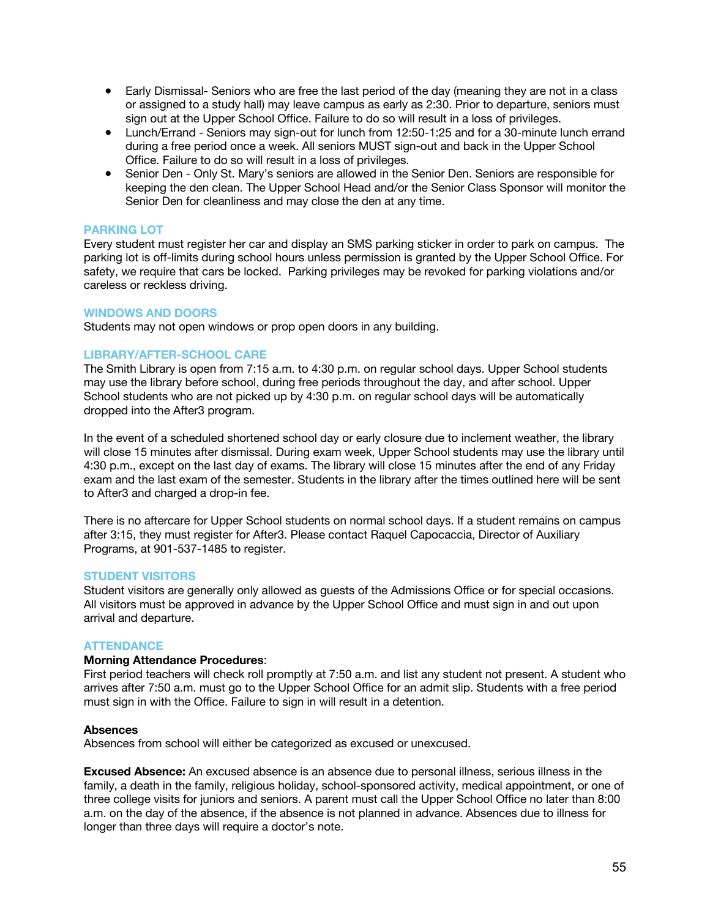- Early Dismissal- Seniors who are free the last period of the day (meaning they are not in a class or assigned to a study hall) may leave campus as early as 2:30. Prior to departure, seniors must sign out at the Upper School Office. Failure to do so will result in a loss of privileges.
- Lunch/Errand - Seniors may sign-out for lunch from 12:50-1:25 and for a 30-minute lunch errand during a free period once a week. All seniors MUST sign-out and back in the Upper School Office. Failure to do so will result in a loss of privileges.
- Senior Den - Only St. Mary's seniors are allowed in the Senior Den. Seniors are responsible for keeping the den clean. The Upper School Head and/or the Senior Class Sponsor will monitor the Senior Den for cleanliness and may close the den at any time.

### PARKING LOT

Every student must register her car and display an SMS parking sticker in order to park on campus. The parking lot is off-limits during school hours unless permission is granted by the Upper School Office. For safety, we require that cars be locked. Parking privileges may be revoked for parking violations and/or careless or reckless driving.

### WINDOWS AND DOORS

Students may not open windows or prop open doors in any building.

### LIBRARY/AFTER-SCHOOL CARE

The Smith Library is open from 7:15 a.m. to 4:30 p.m. on regular school days. Upper School students may use the library before school, during free periods throughout the day, and after school. Upper School students who are not picked up by 4:30 p.m. on regular school days will be automatically dropped into the After3 program.

In the event of a scheduled shortened school day or early closure due to inclement weather, the library will close 15 minutes after dismissal. During exam week, Upper School students may use the library until 4:30 p.m., except on the last day of exams. The library will close 15 minutes after the end of any Friday exam and the last exam of the semester. Students in the library after the times outlined here will be sent to After3 and charged a drop-in fee.

There is no aftercare for Upper School students on normal school days. If a student remains on campus after 3:15, they must register for After3. Please contact Raquel Capocaccia, Director of Auxiliary Programs, at 901-537-1485 to register.

### STUDENT VISITORS

Student visitors are generally only allowed as guests of the Admissions Office or for special occasions. All visitors must be approved in advance by the Upper School Office and must sign in and out upon arrival and departure.

### ATTENDANCE

**Morning Attendance Procedures**:

First period teachers will check roll promptly at 7:50 a.m. and list any student not present. A student who arrives after 7:50 a.m. must go to the Upper School Office for an admit slip. Students with a free period must sign in with the Office. Failure to sign in will result in a detention.

**Absences**

Absences from school will either be categorized as excused or unexcused.

**Excused Absence:** An excused absence is an absence due to personal illness, serious illness in the family, a death in the family, religious holiday, school-sponsored activity, medical appointment, or one of three college visits for juniors and seniors. A parent must call the Upper School Office no later than 8:00 a.m. on the day of the absence, if the absence is not planned in advance. Absences due to illness for longer than three days will require a doctor's note.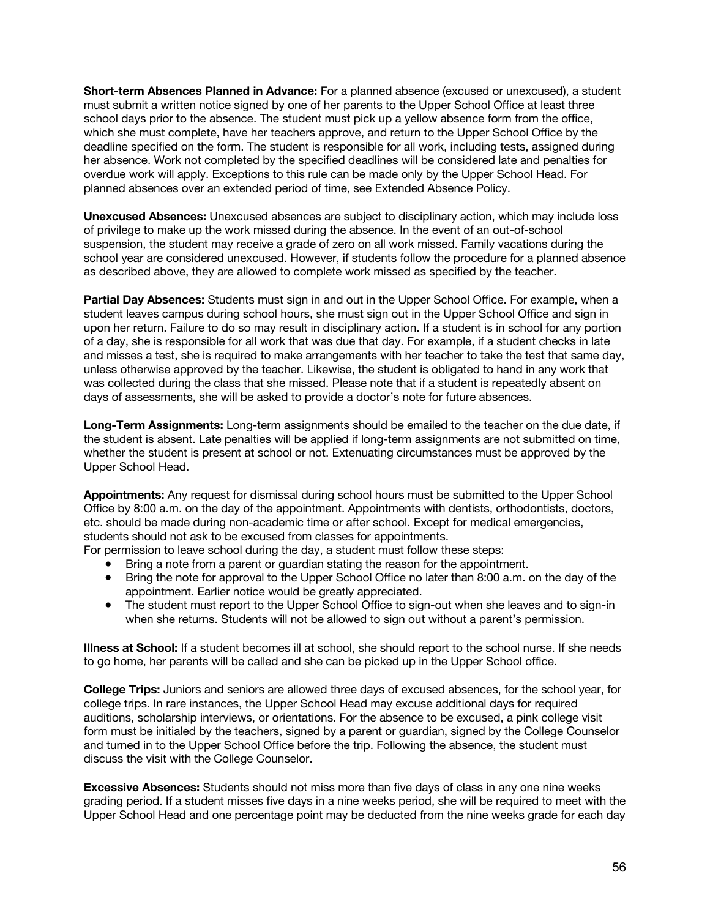**Short-term Absences Planned in Advance:** For a planned absence (excused or unexcused), a student must submit a written notice signed by one of her parents to the Upper School Office at least three school days prior to the absence. The student must pick up a yellow absence form from the office, which she must complete, have her teachers approve, and return to the Upper School Office by the deadline specified on the form. The student is responsible for all work, including tests, assigned during her absence. Work not completed by the specified deadlines will be considered late and penalties for overdue work will apply. Exceptions to this rule can be made only by the Upper School Head. For planned absences over an extended period of time, see Extended Absence Policy.

**Unexcused Absences:** Unexcused absences are subject to disciplinary action, which may include loss of privilege to make up the work missed during the absence. In the event of an out-of-school suspension, the student may receive a grade of zero on all work missed. Family vacations during the school year are considered unexcused. However, if students follow the procedure for a planned absence as described above, they are allowed to complete work missed as specified by the teacher.

**Partial Day Absences:** Students must sign in and out in the Upper School Office. For example, when a student leaves campus during school hours, she must sign out in the Upper School Office and sign in upon her return. Failure to do so may result in disciplinary action. If a student is in school for any portion of a day, she is responsible for all work that was due that day. For example, if a student checks in late and misses a test, she is required to make arrangements with her teacher to take the test that same day, unless otherwise approved by the teacher. Likewise, the student is obligated to hand in any work that was collected during the class that she missed. Please note that if a student is repeatedly absent on days of assessments, she will be asked to provide a doctor's note for future absences.

**Long-Term Assignments:** Long-term assignments should be emailed to the teacher on the due date, if the student is absent. Late penalties will be applied if long-term assignments are not submitted on time, whether the student is present at school or not. Extenuating circumstances must be approved by the Upper School Head.

**Appointments:** Any request for dismissal during school hours must be submitted to the Upper School Office by 8:00 a.m. on the day of the appointment. Appointments with dentists, orthodontists, doctors, etc. should be made during non-academic time or after school. Except for medical emergencies, students should not ask to be excused from classes for appointments.

For permission to leave school during the day, a student must follow these steps:

- Bring a note from a parent or guardian stating the reason for the appointment.
- Bring the note for approval to the Upper School Office no later than 8:00 a.m. on the day of the appointment. Earlier notice would be greatly appreciated.
- The student must report to the Upper School Office to sign-out when she leaves and to sign-in when she returns. Students will not be allowed to sign out without a parent's permission.

**Illness at School:** If a student becomes ill at school, she should report to the school nurse. If she needs to go home, her parents will be called and she can be picked up in the Upper School office.

**College Trips:** Juniors and seniors are allowed three days of excused absences, for the school year, for college trips. In rare instances, the Upper School Head may excuse additional days for required auditions, scholarship interviews, or orientations. For the absence to be excused, a pink college visit form must be initialed by the teachers, signed by a parent or guardian, signed by the College Counselor and turned in to the Upper School Office before the trip. Following the absence, the student must discuss the visit with the College Counselor.

**Excessive Absences:** Students should not miss more than five days of class in any one nine weeks grading period. If a student misses five days in a nine weeks period, she will be required to meet with the Upper School Head and one percentage point may be deducted from the nine weeks grade for each day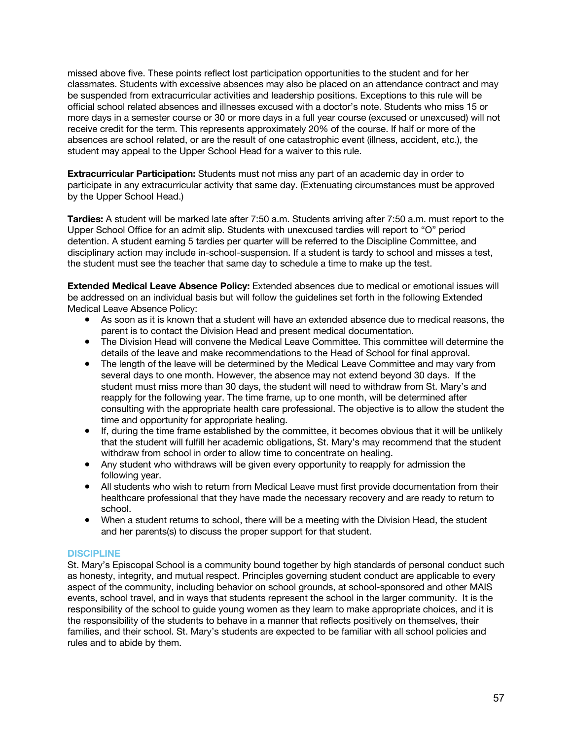missed above five. These points reflect lost participation opportunities to the student and for her classmates. Students with excessive absences may also be placed on an attendance contract and may be suspended from extracurricular activities and leadership positions. Exceptions to this rule will be official school related absences and illnesses excused with a doctor's note. Students who miss 15 or more days in a semester course or 30 or more days in a full year course (excused or unexcused) will not receive credit for the term. This represents approximately 20% of the course. If half or more of the absences are school related, or are the result of one catastrophic event (illness, accident, etc.), the student may appeal to the Upper School Head for a waiver to this rule.

**Extracurricular Participation:** Students must not miss any part of an academic day in order to participate in any extracurricular activity that same day. (Extenuating circumstances must be approved by the Upper School Head.)

**Tardies:** A student will be marked late after 7:50 a.m. Students arriving after 7:50 a.m. must report to the Upper School Office for an admit slip. Students with unexcused tardies will report to "O" period detention. A student earning 5 tardies per quarter will be referred to the Discipline Committee, and disciplinary action may include in-school-suspension. If a student is tardy to school and misses a test, the student must see the teacher that same day to schedule a time to make up the test.

**Extended Medical Leave Absence Policy:** Extended absences due to medical or emotional issues will be addressed on an individual basis but will follow the guidelines set forth in the following Extended Medical Leave Absence Policy:

- As soon as it is known that a student will have an extended absence due to medical reasons, the parent is to contact the Division Head and present medical documentation.
- The Division Head will convene the Medical Leave Committee. This committee will determine the details of the leave and make recommendations to the Head of School for final approval.
- The length of the leave will be determined by the Medical Leave Committee and may vary from several days to one month. However, the absence may not extend beyond 30 days. If the student must miss more than 30 days, the student will need to withdraw from St. Mary's and reapply for the following year. The time frame, up to one month, will be determined after consulting with the appropriate health care professional. The objective is to allow the student the time and opportunity for appropriate healing.
- If, during the time frame established by the committee, it becomes obvious that it will be unlikely that the student will fulfill her academic obligations, St. Mary's may recommend that the student withdraw from school in order to allow time to concentrate on healing.
- Any student who withdraws will be given every opportunity to reapply for admission the following year.
- All students who wish to return from Medical Leave must first provide documentation from their healthcare professional that they have made the necessary recovery and are ready to return to school.
- When a student returns to school, there will be a meeting with the Division Head, the student and her parents(s) to discuss the proper support for that student.

## DISCIPLINE

St. Mary's Episcopal School is a community bound together by high standards of personal conduct such as honesty, integrity, and mutual respect. Principles governing student conduct are applicable to every aspect of the community, including behavior on school grounds, at school-sponsored and other MAIS events, school travel, and in ways that students represent the school in the larger community. It is the responsibility of the school to guide young women as they learn to make appropriate choices, and it is the responsibility of the students to behave in a manner that reflects positively on themselves, their families, and their school. St. Mary's students are expected to be familiar with all school policies and rules and to abide by them.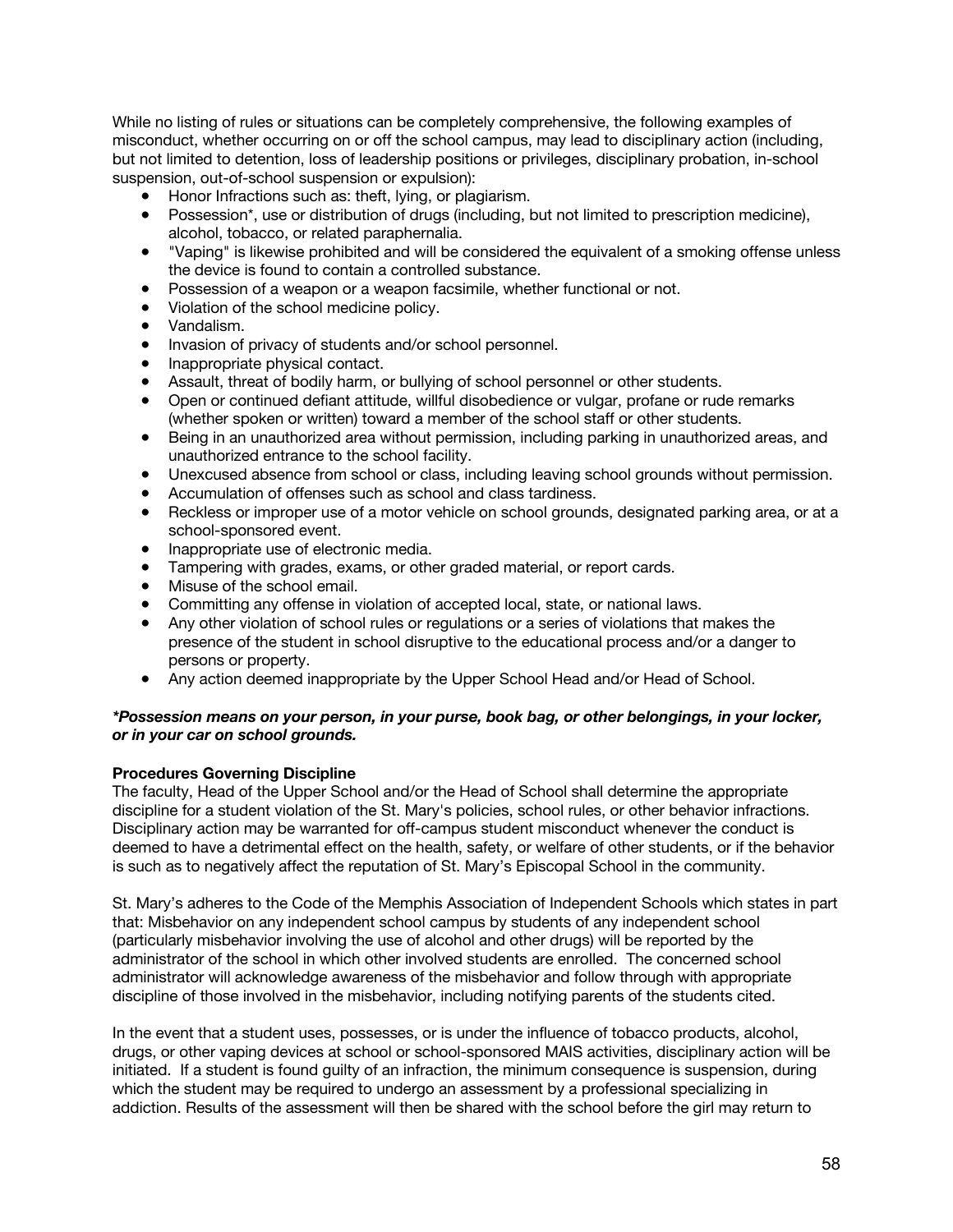While no listing of rules or situations can be completely comprehensive, the following examples of misconduct, whether occurring on or off the school campus, may lead to disciplinary action (including, but not limited to detention, loss of leadership positions or privileges, disciplinary probation, in-school suspension, out-of-school suspension or expulsion):

- Honor Infractions such as: theft, lying, or plagiarism.
- Possession*, use or distribution of drugs (including, but not limited to prescription medicine), alcohol, tobacco, or related paraphernalia.
- "Vaping" is likewise prohibited and will be considered the equivalent of a smoking offense unless the device is found to contain a controlled substance.
- Possession of a weapon or a weapon facsimile, whether functional or not.
- Violation of the school medicine policy.
- Vandalism.
- Invasion of privacy of students and/or school personnel.
- Inappropriate physical contact.
- Assault, threat of bodily harm, or bullying of school personnel or other students.
- Open or continued defiant attitude, willful disobedience or vulgar, profane or rude remarks (whether spoken or written) toward a member of the school staff or other students.
- Being in an unauthorized area without permission, including parking in unauthorized areas, and unauthorized entrance to the school facility.
- Unexcused absence from school or class, including leaving school grounds without permission.
- Accumulation of offenses such as school and class tardiness.
- Reckless or improper use of a motor vehicle on school grounds, designated parking area, or at a school-sponsored event.
- Inappropriate use of electronic media.
- Tampering with grades, exams, or other graded material, or report cards.
- Misuse of the school email.
- Committing any offense in violation of accepted local, state, or national laws.
- Any other violation of school rules or regulations or a series of violations that makes the presence of the student in school disruptive to the educational process and/or a danger to persons or property.
- Any action deemed inappropriate by the Upper School Head and/or Head of School.

***Possession means on your person, in your purse, book bag, or other belongings, in your locker, or in your car on school grounds.***

**Procedures Governing Discipline**

The faculty, Head of the Upper School and/or the Head of School shall determine the appropriate discipline for a student violation of the St. Mary's policies, school rules, or other behavior infractions. Disciplinary action may be warranted for off-campus student misconduct whenever the conduct is deemed to have a detrimental effect on the health, safety, or welfare of other students, or if the behavior is such as to negatively affect the reputation of St. Mary's Episcopal School in the community.

St. Mary's adheres to the Code of the Memphis Association of Independent Schools which states in part that: Misbehavior on any independent school campus by students of any independent school (particularly misbehavior involving the use of alcohol and other drugs) will be reported by the administrator of the school in which other involved students are enrolled. The concerned school administrator will acknowledge awareness of the misbehavior and follow through with appropriate discipline of those involved in the misbehavior, including notifying parents of the students cited.

In the event that a student uses, possesses, or is under the influence of tobacco products, alcohol, drugs, or other vaping devices at school or school-sponsored MAIS activities, disciplinary action will be initiated. If a student is found guilty of an infraction, the minimum consequence is suspension, during which the student may be required to undergo an assessment by a professional specializing in addiction. Results of the assessment will then be shared with the school before the girl may return to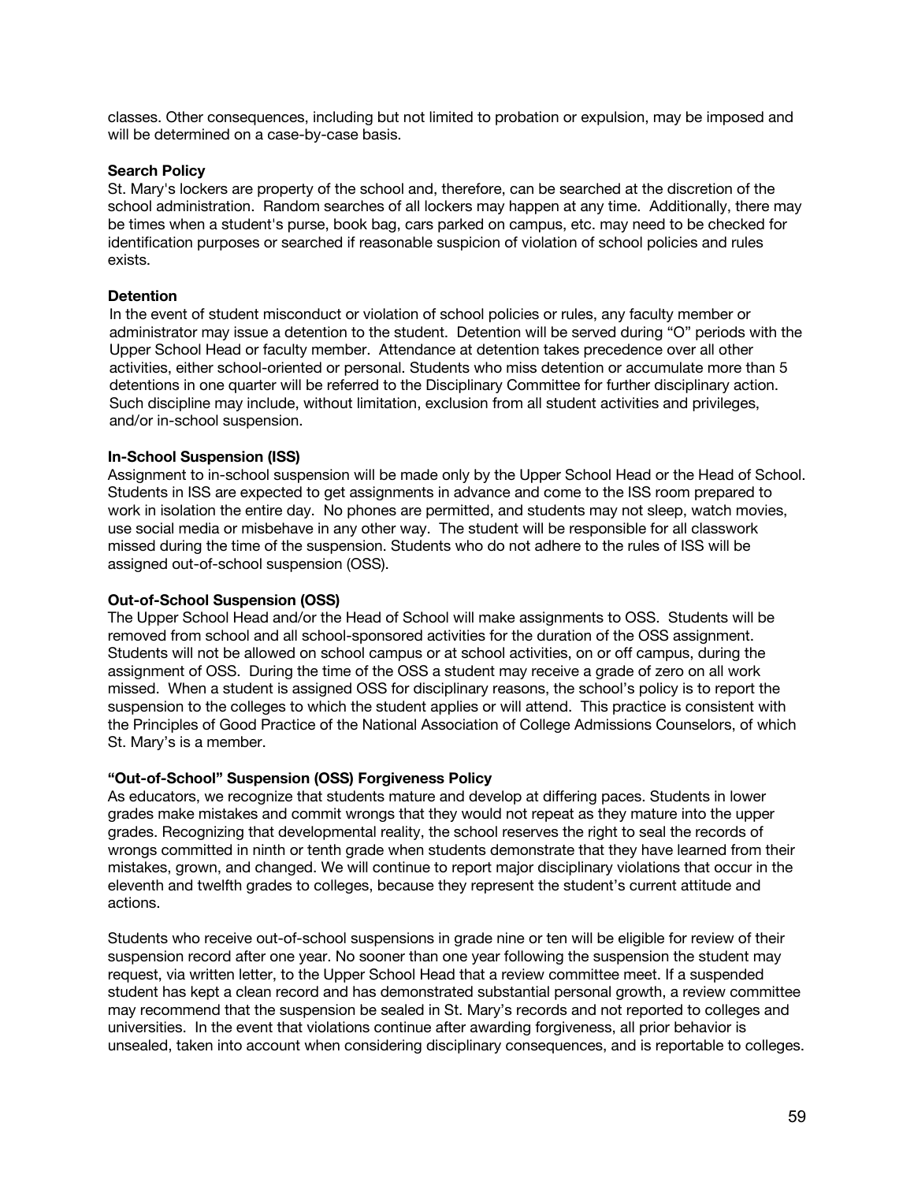classes. Other consequences, including but not limited to probation or expulsion, may be imposed and will be determined on a case-by-case basis.

**Search Policy**

St. Mary's lockers are property of the school and, therefore, can be searched at the discretion of the school administration. Random searches of all lockers may happen at any time. Additionally, there may be times when a student's purse, book bag, cars parked on campus, etc. may need to be checked for identification purposes or searched if reasonable suspicion of violation of school policies and rules exists.

**Detention**

In the event of student misconduct or violation of school policies or rules, any faculty member or administrator may issue a detention to the student. Detention will be served during "O" periods with the Upper School Head or faculty member. Attendance at detention takes precedence over all other activities, either school-oriented or personal. Students who miss detention or accumulate more than 5 detentions in one quarter will be referred to the Disciplinary Committee for further disciplinary action. Such discipline may include, without limitation, exclusion from all student activities and privileges, and/or in-school suspension.

**In-School Suspension (ISS)**

Assignment to in-school suspension will be made only by the Upper School Head or the Head of School. Students in ISS are expected to get assignments in advance and come to the ISS room prepared to work in isolation the entire day. No phones are permitted, and students may not sleep, watch movies, use social media or misbehave in any other way. The student will be responsible for all classwork missed during the time of the suspension. Students who do not adhere to the rules of ISS will be assigned out-of-school suspension (OSS).

**Out-of-School Suspension (OSS)**

The Upper School Head and/or the Head of School will make assignments to OSS. Students will be removed from school and all school-sponsored activities for the duration of the OSS assignment. Students will not be allowed on school campus or at school activities, on or off campus, during the assignment of OSS. During the time of the OSS a student may receive a grade of zero on all work missed. When a student is assigned OSS for disciplinary reasons, the school's policy is to report the suspension to the colleges to which the student applies or will attend. This practice is consistent with the Principles of Good Practice of the National Association of College Admissions Counselors, of which St. Mary's is a member.

**"Out-of-School" Suspension (OSS) Forgiveness Policy**

As educators, we recognize that students mature and develop at differing paces. Students in lower grades make mistakes and commit wrongs that they would not repeat as they mature into the upper grades. Recognizing that developmental reality, the school reserves the right to seal the records of wrongs committed in ninth or tenth grade when students demonstrate that they have learned from their mistakes, grown, and changed. We will continue to report major disciplinary violations that occur in the eleventh and twelfth grades to colleges, because they represent the student's current attitude and actions.

Students who receive out-of-school suspensions in grade nine or ten will be eligible for review of their suspension record after one year. No sooner than one year following the suspension the student may request, via written letter, to the Upper School Head that a review committee meet. If a suspended student has kept a clean record and has demonstrated substantial personal growth, a review committee may recommend that the suspension be sealed in St. Mary's records and not reported to colleges and universities. In the event that violations continue after awarding forgiveness, all prior behavior is unsealed, taken into account when considering disciplinary consequences, and is reportable to colleges.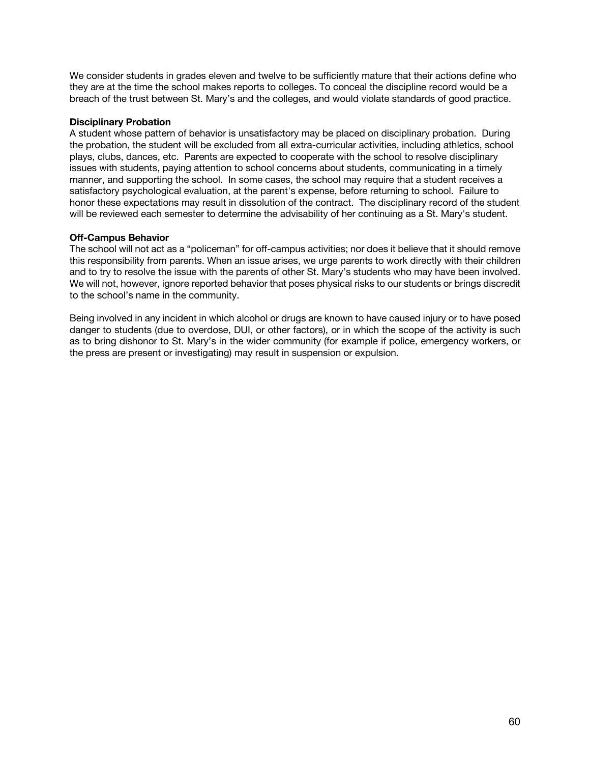We consider students in grades eleven and twelve to be sufficiently mature that their actions define who they are at the time the school makes reports to colleges. To conceal the discipline record would be a breach of the trust between St. Mary's and the colleges, and would violate standards of good practice.

**Disciplinary Probation**

A student whose pattern of behavior is unsatisfactory may be placed on disciplinary probation. During the probation, the student will be excluded from all extra-curricular activities, including athletics, school plays, clubs, dances, etc. Parents are expected to cooperate with the school to resolve disciplinary issues with students, paying attention to school concerns about students, communicating in a timely manner, and supporting the school. In some cases, the school may require that a student receives a satisfactory psychological evaluation, at the parent's expense, before returning to school. Failure to honor these expectations may result in dissolution of the contract. The disciplinary record of the student will be reviewed each semester to determine the advisability of her continuing as a St. Mary's student.

**Off-Campus Behavior**

The school will not act as a "policeman" for off-campus activities; nor does it believe that it should remove this responsibility from parents. When an issue arises, we urge parents to work directly with their children and to try to resolve the issue with the parents of other St. Mary's students who may have been involved. We will not, however, ignore reported behavior that poses physical risks to our students or brings discredit to the school's name in the community.

Being involved in any incident in which alcohol or drugs are known to have caused injury or to have posed danger to students (due to overdose, DUI, or other factors), or in which the scope of the activity is such as to bring dishonor to St. Mary's in the wider community (for example if police, emergency workers, or the press are present or investigating) may result in suspension or expulsion.